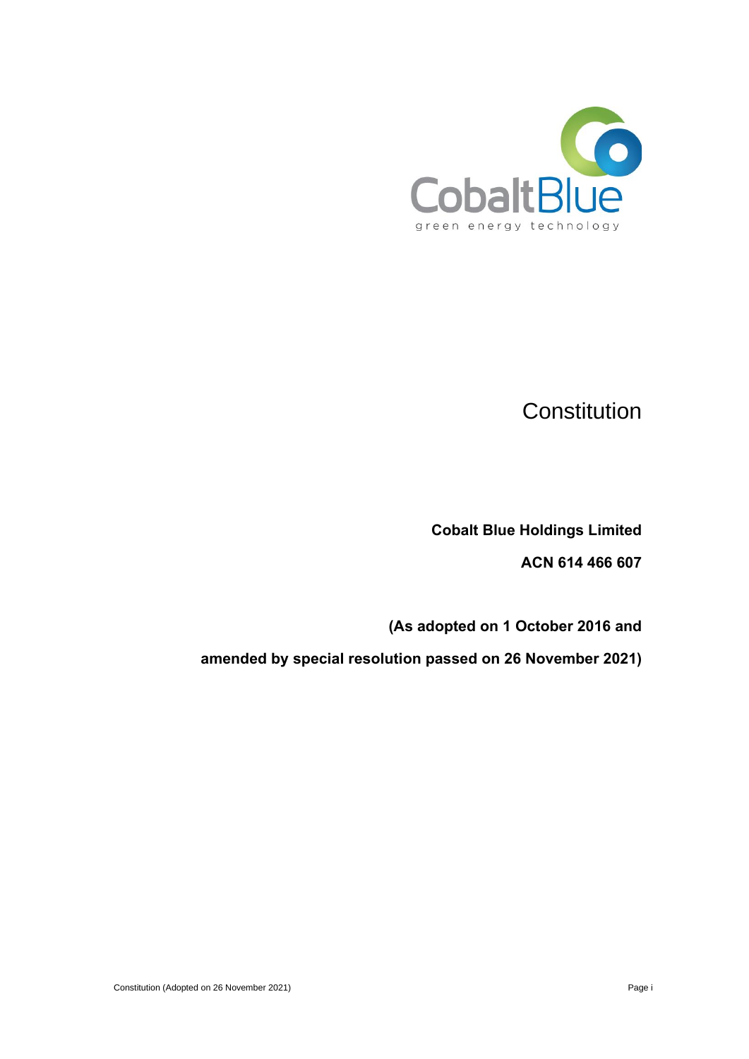CobaltBlue

green energy technology

# Constitution

**Cobalt Blue Holdings Limited**

**ACN 614 466 607**

**(As adopted on 1 October 2016 and**

**amended by special resolution passed on 26 November 2021)**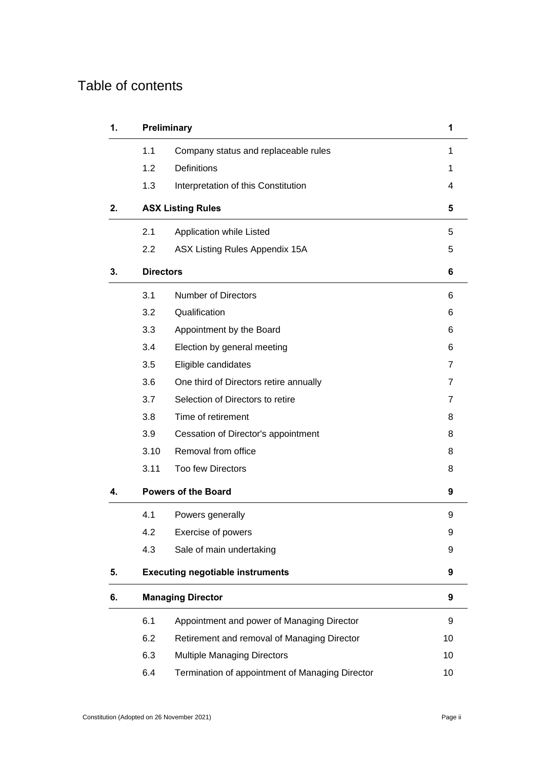# Table of contents

| | | | |
|---|---|---|---|
| **1.** | **Preliminary** | | **1** |
| | 1.1 | Company status and replaceable rules | 1 |
| | 1.2 | Definitions | 1 |
| | 1.3 | Interpretation of this Constitution | 4 |
| **2.** | **ASX Listing Rules** | | **5** |
| | 2.1 | Application while Listed | 5 |
| | 2.2 | ASX Listing Rules Appendix 15A | 5 |
| **3.** | **Directors** | | **6** |
| | 3.1 | Number of Directors | 6 |
| | 3.2 | Qualification | 6 |
| | 3.3 | Appointment by the Board | 6 |
| | 3.4 | Election by general meeting | 6 |
| | 3.5 | Eligible candidates | 7 |
| | 3.6 | One third of Directors retire annually | 7 |
| | 3.7 | Selection of Directors to retire | 7 |
| | 3.8 | Time of retirement | 8 |
| | 3.9 | Cessation of Director's appointment | 8 |
| | 3.10 | Removal from office | 8 |
| | 3.11 | Too few Directors | 8 |
| **4.** | **Powers of the Board** | | **9** |
| | 4.1 | Powers generally | 9 |
| | 4.2 | Exercise of powers | 9 |
| | 4.3 | Sale of main undertaking | 9 |
| **5.** | **Executing negotiable instruments** | | **9** |
| **6.** | **Managing Director** | | **9** |
| | 6.1 | Appointment and power of Managing Director | 9 |
| | 6.2 | Retirement and removal of Managing Director | 10 |
| | 6.3 | Multiple Managing Directors | 10 |
| | 6.4 | Termination of appointment of Managing Director | 10 |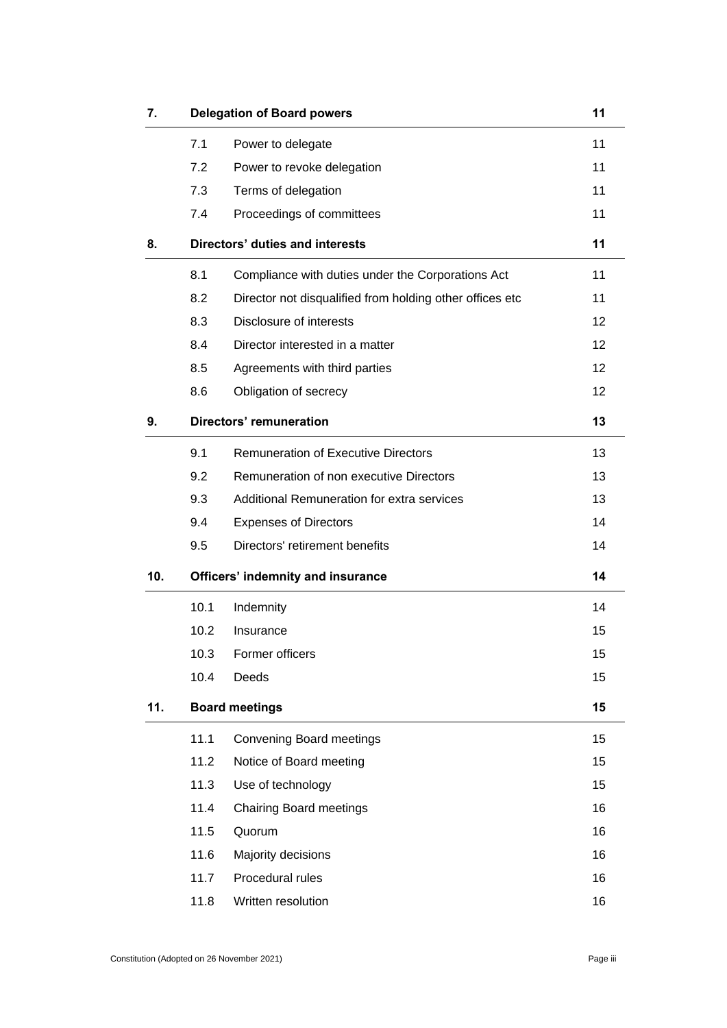| | | | |
|---|---|---|---|
| **7.** | **Delegation of Board powers** | | **11** |
| | 7.1 | Power to delegate | 11 |
| | 7.2 | Power to revoke delegation | 11 |
| | 7.3 | Terms of delegation | 11 |
| | 7.4 | Proceedings of committees | 11 |
| **8.** | **Directors' duties and interests** | | **11** |
| | 8.1 | Compliance with duties under the Corporations Act | 11 |
| | 8.2 | Director not disqualified from holding other offices etc | 11 |
| | 8.3 | Disclosure of interests | 12 |
| | 8.4 | Director interested in a matter | 12 |
| | 8.5 | Agreements with third parties | 12 |
| | 8.6 | Obligation of secrecy | 12 |
| **9.** | **Directors' remuneration** | | **13** |
| | 9.1 | Remuneration of Executive Directors | 13 |
| | 9.2 | Remuneration of non executive Directors | 13 |
| | 9.3 | Additional Remuneration for extra services | 13 |
| | 9.4 | Expenses of Directors | 14 |
| | 9.5 | Directors' retirement benefits | 14 |
| **10.** | **Officers' indemnity and insurance** | | **14** |
| | 10.1 | Indemnity | 14 |
| | 10.2 | Insurance | 15 |
| | 10.3 | Former officers | 15 |
| | 10.4 | Deeds | 15 |
| **11.** | **Board meetings** | | **15** |
| | 11.1 | Convening Board meetings | 15 |
| | 11.2 | Notice of Board meeting | 15 |
| | 11.3 | Use of technology | 15 |
| | 11.4 | Chairing Board meetings | 16 |
| | 11.5 | Quorum | 16 |
| | 11.6 | Majority decisions | 16 |
| | 11.7 | Procedural rules | 16 |
| | 11.8 | Written resolution | 16 |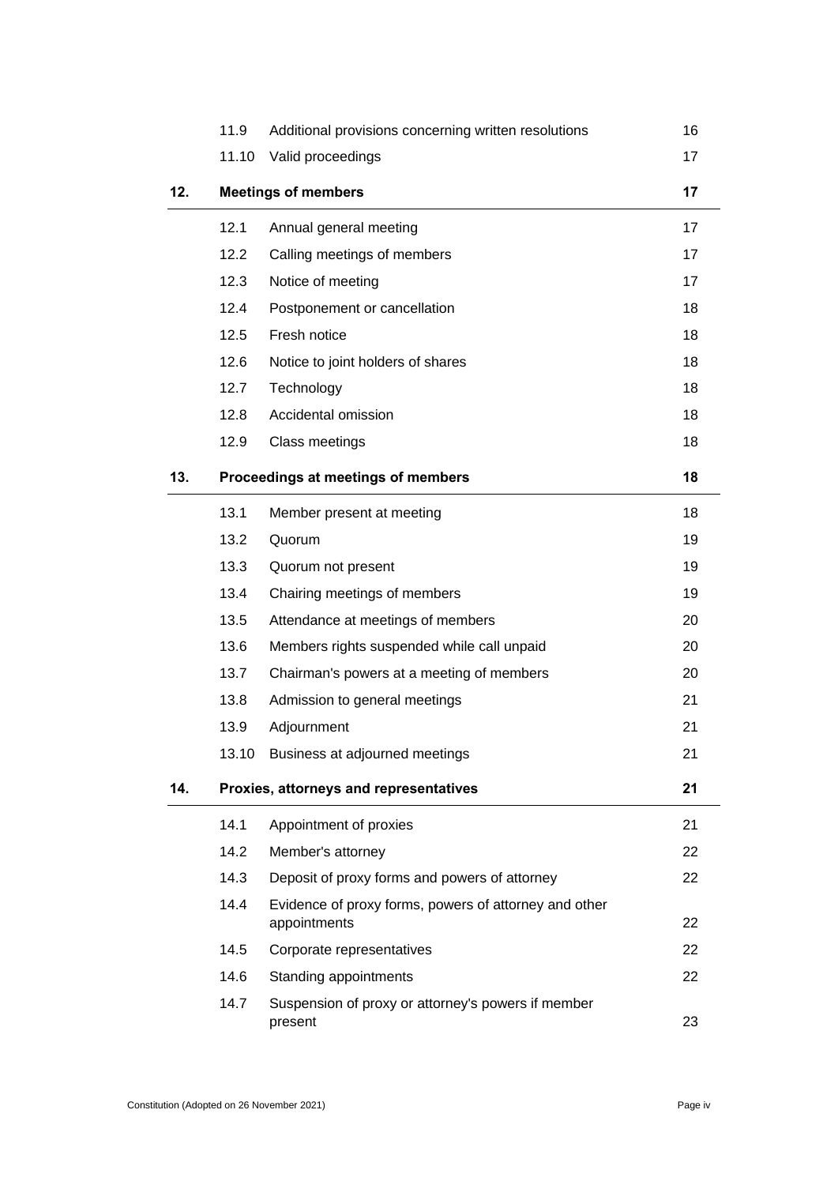| | | | |
|---|---|---|---|
| | 11.9 | Additional provisions concerning written resolutions | 16 |
| | 11.10 | Valid proceedings | 17 |
| **12.** | **Meetings of members** | | **17** |
| | 12.1 | Annual general meeting | 17 |
| | 12.2 | Calling meetings of members | 17 |
| | 12.3 | Notice of meeting | 17 |
| | 12.4 | Postponement or cancellation | 18 |
| | 12.5 | Fresh notice | 18 |
| | 12.6 | Notice to joint holders of shares | 18 |
| | 12.7 | Technology | 18 |
| | 12.8 | Accidental omission | 18 |
| | 12.9 | Class meetings | 18 |
| **13.** | **Proceedings at meetings of members** | | **18** |
| | 13.1 | Member present at meeting | 18 |
| | 13.2 | Quorum | 19 |
| | 13.3 | Quorum not present | 19 |
| | 13.4 | Chairing meetings of members | 19 |
| | 13.5 | Attendance at meetings of members | 20 |
| | 13.6 | Members rights suspended while call unpaid | 20 |
| | 13.7 | Chairman's powers at a meeting of members | 20 |
| | 13.8 | Admission to general meetings | 21 |
| | 13.9 | Adjournment | 21 |
| | 13.10 | Business at adjourned meetings | 21 |
| **14.** | **Proxies, attorneys and representatives** | | **21** |
| | 14.1 | Appointment of proxies | 21 |
| | 14.2 | Member's attorney | 22 |
| | 14.3 | Deposit of proxy forms and powers of attorney | 22 |
| | 14.4 | Evidence of proxy forms, powers of attorney and other appointments | 22 |
| | 14.5 | Corporate representatives | 22 |
| | 14.6 | Standing appointments | 22 |
| | 14.7 | Suspension of proxy or attorney's powers if member present | 23 |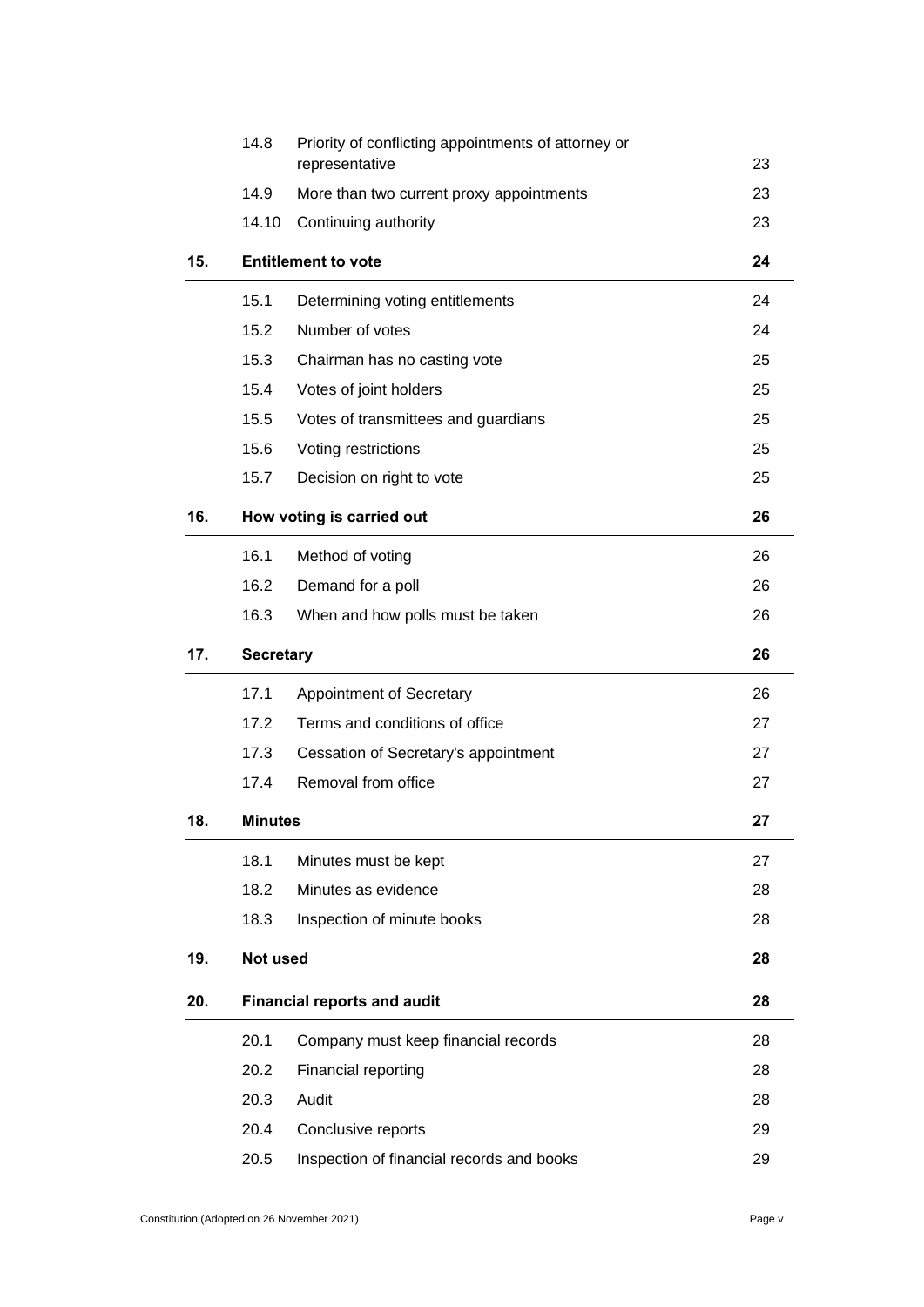| | | | |
|---|---|---|---|
| | 14.8 | Priority of conflicting appointments of attorney or representative | 23 |
| | 14.9 | More than two current proxy appointments | 23 |
| | 14.10 | Continuing authority | 23 |
| **15.** | **Entitlement to vote** | | **24** |
| | 15.1 | Determining voting entitlements | 24 |
| | 15.2 | Number of votes | 24 |
| | 15.3 | Chairman has no casting vote | 25 |
| | 15.4 | Votes of joint holders | 25 |
| | 15.5 | Votes of transmittees and guardians | 25 |
| | 15.6 | Voting restrictions | 25 |
| | 15.7 | Decision on right to vote | 25 |
| **16.** | **How voting is carried out** | | **26** |
| | 16.1 | Method of voting | 26 |
| | 16.2 | Demand for a poll | 26 |
| | 16.3 | When and how polls must be taken | 26 |
| **17.** | **Secretary** | | **26** |
| | 17.1 | Appointment of Secretary | 26 |
| | 17.2 | Terms and conditions of office | 27 |
| | 17.3 | Cessation of Secretary's appointment | 27 |
| | 17.4 | Removal from office | 27 |
| **18.** | **Minutes** | | **27** |
| | 18.1 | Minutes must be kept | 27 |
| | 18.2 | Minutes as evidence | 28 |
| | 18.3 | Inspection of minute books | 28 |
| **19.** | **Not used** | | **28** |
| **20.** | **Financial reports and audit** | | **28** |
| | 20.1 | Company must keep financial records | 28 |
| | 20.2 | Financial reporting | 28 |
| | 20.3 | Audit | 28 |
| | 20.4 | Conclusive reports | 29 |
| | 20.5 | Inspection of financial records and books | 29 |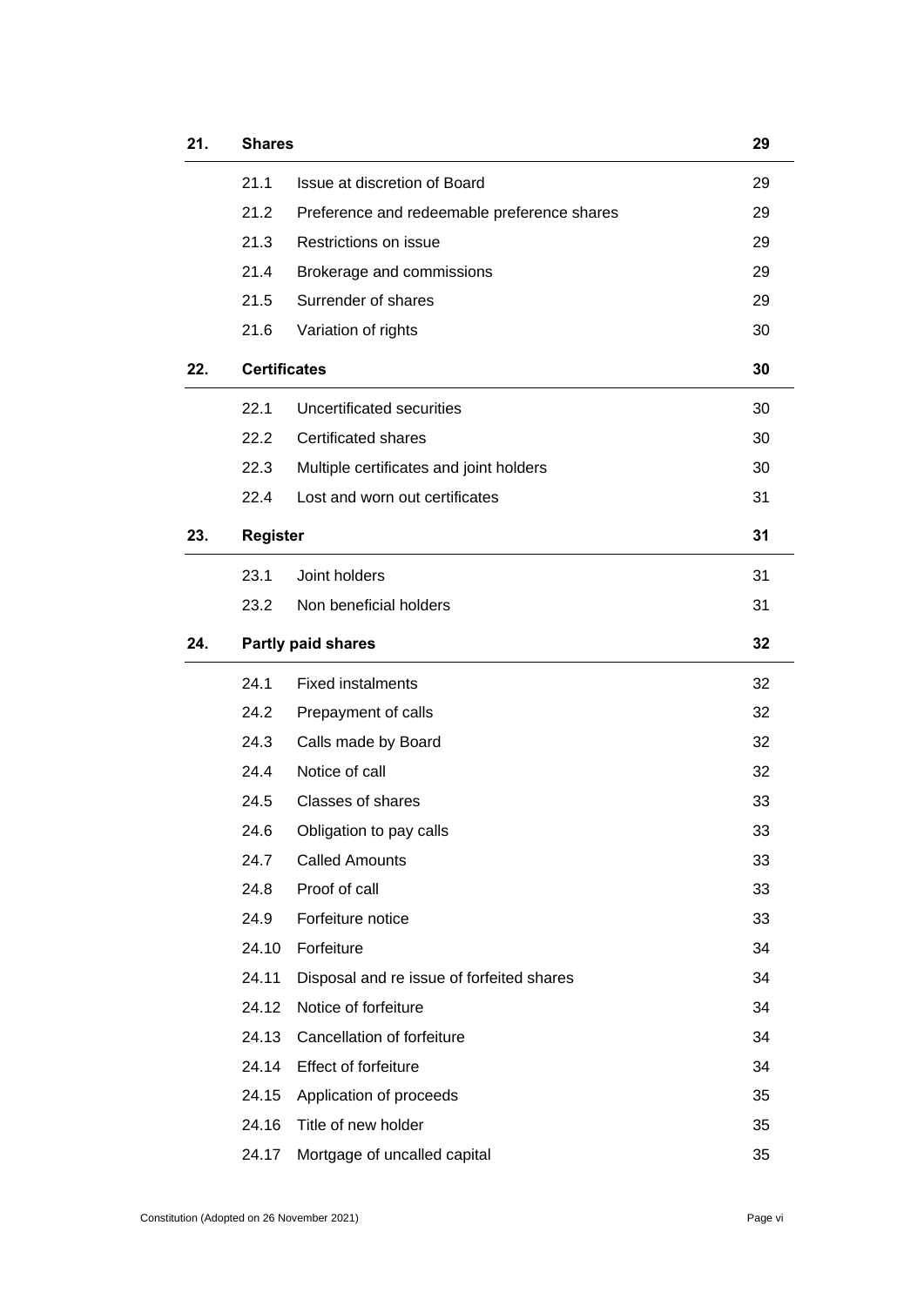| | | | |
|---|---|---|---|
| **21.** | **Shares** | | **29** |
| | 21.1 | Issue at discretion of Board | 29 |
| | 21.2 | Preference and redeemable preference shares | 29 |
| | 21.3 | Restrictions on issue | 29 |
| | 21.4 | Brokerage and commissions | 29 |
| | 21.5 | Surrender of shares | 29 |
| | 21.6 | Variation of rights | 30 |
| **22.** | **Certificates** | | **30** |
| | 22.1 | Uncertificated securities | 30 |
| | 22.2 | Certificated shares | 30 |
| | 22.3 | Multiple certificates and joint holders | 30 |
| | 22.4 | Lost and worn out certificates | 31 |
| **23.** | **Register** | | **31** |
| | 23.1 | Joint holders | 31 |
| | 23.2 | Non beneficial holders | 31 |
| **24.** | **Partly paid shares** | | **32** |
| | 24.1 | Fixed instalments | 32 |
| | 24.2 | Prepayment of calls | 32 |
| | 24.3 | Calls made by Board | 32 |
| | 24.4 | Notice of call | 32 |
| | 24.5 | Classes of shares | 33 |
| | 24.6 | Obligation to pay calls | 33 |
| | 24.7 | Called Amounts | 33 |
| | 24.8 | Proof of call | 33 |
| | 24.9 | Forfeiture notice | 33 |
| | 24.10 | Forfeiture | 34 |
| | 24.11 | Disposal and re issue of forfeited shares | 34 |
| | 24.12 | Notice of forfeiture | 34 |
| | 24.13 | Cancellation of forfeiture | 34 |
| | 24.14 | Effect of forfeiture | 34 |
| | 24.15 | Application of proceeds | 35 |
| | 24.16 | Title of new holder | 35 |
| | 24.17 | Mortgage of uncalled capital | 35 |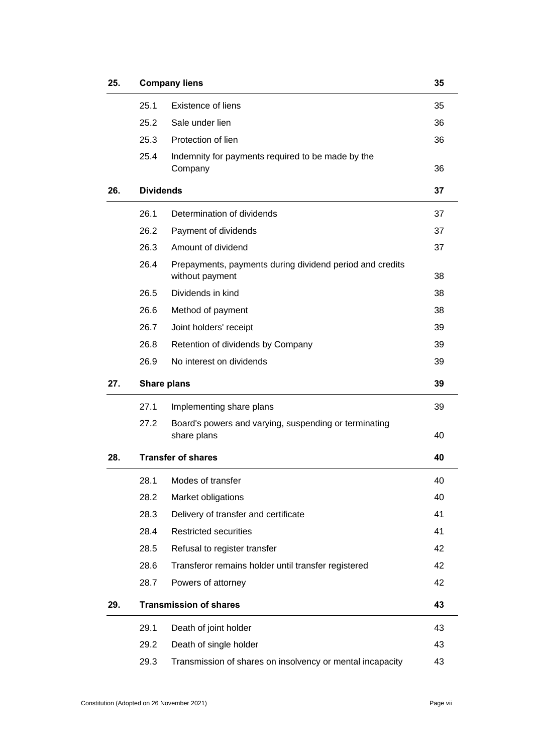| | | | |
|---|---|---|---|
| **25.** | **Company liens** | | **35** |
| | 25.1 | Existence of liens | 35 |
| | 25.2 | Sale under lien | 36 |
| | 25.3 | Protection of lien | 36 |
| | 25.4 | Indemnity for payments required to be made by the Company | 36 |
| **26.** | **Dividends** | | **37** |
| | 26.1 | Determination of dividends | 37 |
| | 26.2 | Payment of dividends | 37 |
| | 26.3 | Amount of dividend | 37 |
| | 26.4 | Prepayments, payments during dividend period and credits without payment | 38 |
| | 26.5 | Dividends in kind | 38 |
| | 26.6 | Method of payment | 38 |
| | 26.7 | Joint holders' receipt | 39 |
| | 26.8 | Retention of dividends by Company | 39 |
| | 26.9 | No interest on dividends | 39 |
| **27.** | **Share plans** | | **39** |
| | 27.1 | Implementing share plans | 39 |
| | 27.2 | Board's powers and varying, suspending or terminating share plans | 40 |
| **28.** | **Transfer of shares** | | **40** |
| | 28.1 | Modes of transfer | 40 |
| | 28.2 | Market obligations | 40 |
| | 28.3 | Delivery of transfer and certificate | 41 |
| | 28.4 | Restricted securities | 41 |
| | 28.5 | Refusal to register transfer | 42 |
| | 28.6 | Transferor remains holder until transfer registered | 42 |
| | 28.7 | Powers of attorney | 42 |
| **29.** | **Transmission of shares** | | **43** |
| | 29.1 | Death of joint holder | 43 |
| | 29.2 | Death of single holder | 43 |
| | 29.3 | Transmission of shares on insolvency or mental incapacity | 43 |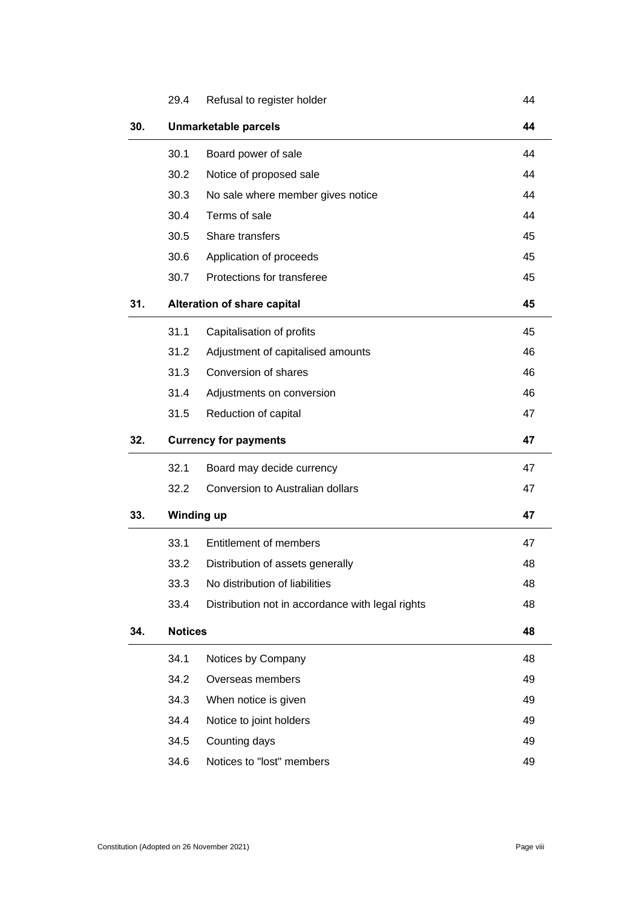| | | | |
|---|---|---|---|
| | 29.4 | Refusal to register holder | 44 |
| **30.** | **Unmarketable parcels** | | **44** |
| | 30.1 | Board power of sale | 44 |
| | 30.2 | Notice of proposed sale | 44 |
| | 30.3 | No sale where member gives notice | 44 |
| | 30.4 | Terms of sale | 44 |
| | 30.5 | Share transfers | 45 |
| | 30.6 | Application of proceeds | 45 |
| | 30.7 | Protections for transferee | 45 |
| **31.** | **Alteration of share capital** | | **45** |
| | 31.1 | Capitalisation of profits | 45 |
| | 31.2 | Adjustment of capitalised amounts | 46 |
| | 31.3 | Conversion of shares | 46 |
| | 31.4 | Adjustments on conversion | 46 |
| | 31.5 | Reduction of capital | 47 |
| **32.** | **Currency for payments** | | **47** |
| | 32.1 | Board may decide currency | 47 |
| | 32.2 | Conversion to Australian dollars | 47 |
| **33.** | **Winding up** | | **47** |
| | 33.1 | Entitlement of members | 47 |
| | 33.2 | Distribution of assets generally | 48 |
| | 33.3 | No distribution of liabilities | 48 |
| | 33.4 | Distribution not in accordance with legal rights | 48 |
| **34.** | **Notices** | | **48** |
| | 34.1 | Notices by Company | 48 |
| | 34.2 | Overseas members | 49 |
| | 34.3 | When notice is given | 49 |
| | 34.4 | Notice to joint holders | 49 |
| | 34.5 | Counting days | 49 |
| | 34.6 | Notices to "lost" members | 49 |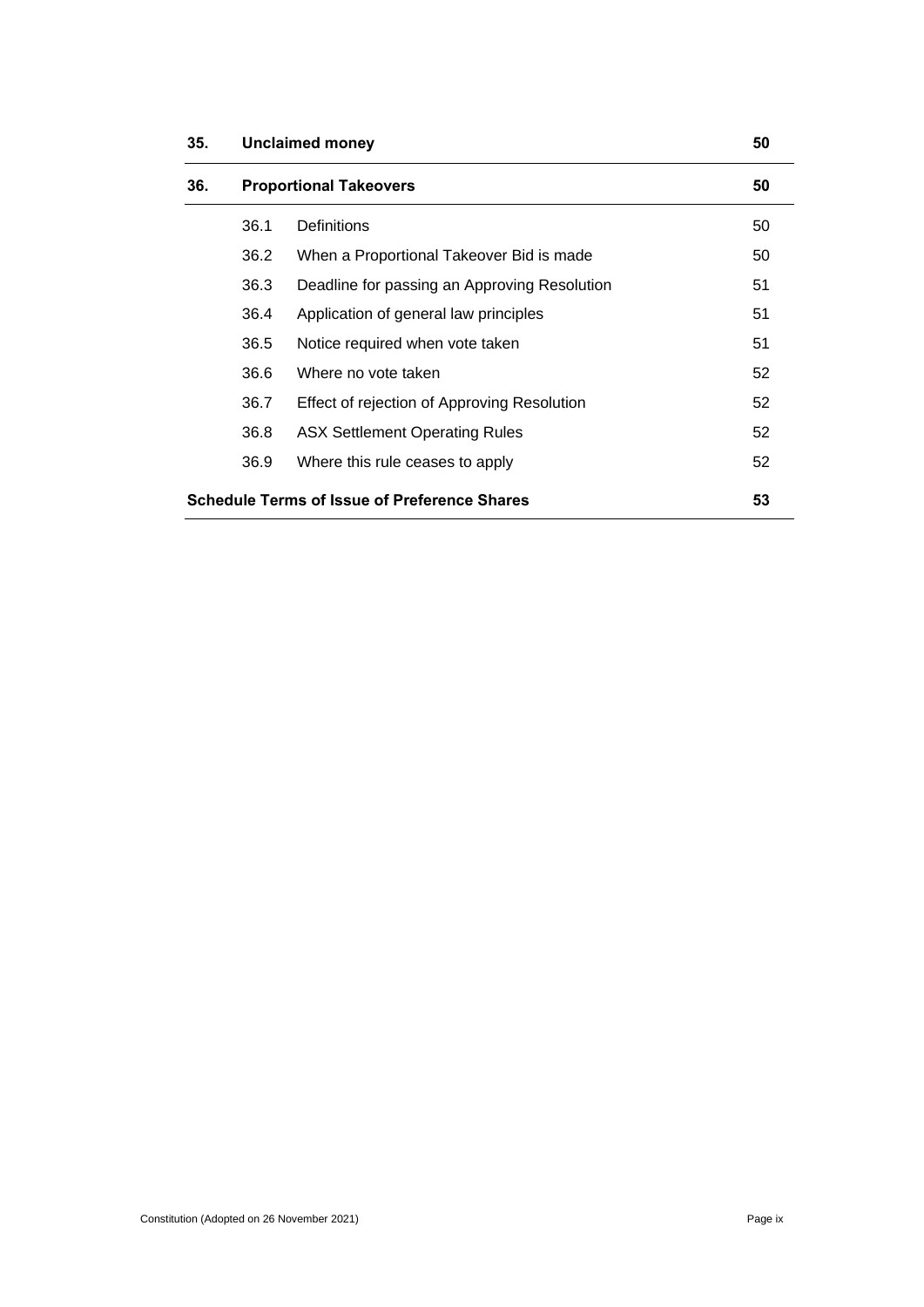| | | | |
|---|---|---|---|
| **35.** | **Unclaimed money** | | **50** |
| **36.** | **Proportional Takeovers** | | **50** |
| | 36.1 | Definitions | 50 |
| | 36.2 | When a Proportional Takeover Bid is made | 50 |
| | 36.3 | Deadline for passing an Approving Resolution | 51 |
| | 36.4 | Application of general law principles | 51 |
| | 36.5 | Notice required when vote taken | 51 |
| | 36.6 | Where no vote taken | 52 |
| | 36.7 | Effect of rejection of Approving Resolution | 52 |
| | 36.8 | ASX Settlement Operating Rules | 52 |
| | 36.9 | Where this rule ceases to apply | 52 |
| **Schedule Terms of Issue of Preference Shares** | | | **53** |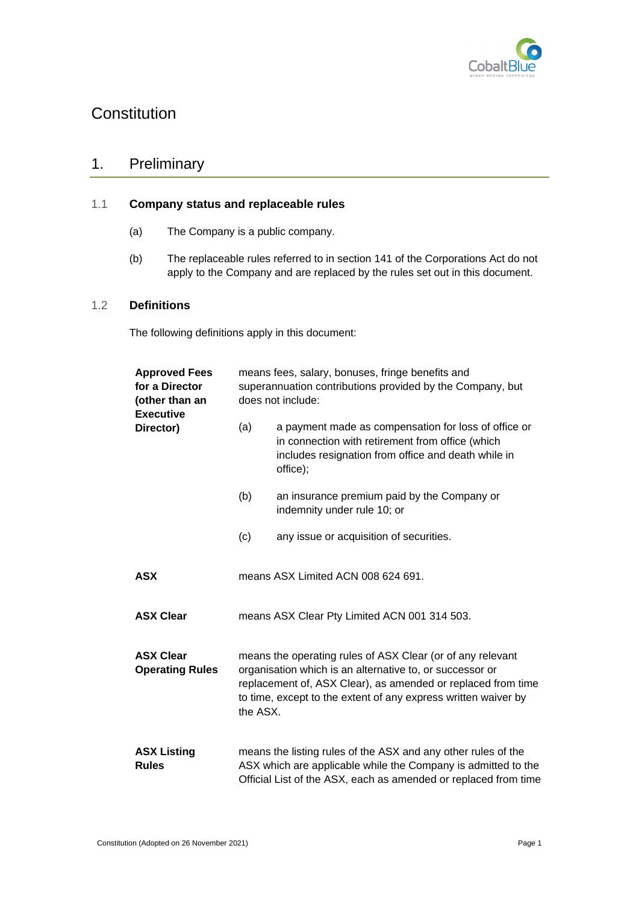# Constitution

## 1. Preliminary

### 1.1 Company status and replaceable rules

(a) The Company is a public company.

(b) The replaceable rules referred to in section 141 of the Corporations Act do not apply to the Company and are replaced by the rules set out in this document.

### 1.2 Definitions

The following definitions apply in this document:

| | |
|---|---|
| **Approved Fees for a Director (other than an Executive Director)** | means fees, salary, bonuses, fringe benefits and superannuation contributions provided by the Company, but does not include:<br>(a) a payment made as compensation for loss of office or in connection with retirement from office (which includes resignation from office and death while in office);<br>(b) an insurance premium paid by the Company or indemnity under rule 10; or<br>(c) any issue or acquisition of securities. |
| **ASX** | means ASX Limited ACN 008 624 691. |
| **ASX Clear** | means ASX Clear Pty Limited ACN 001 314 503. |
| **ASX Clear Operating Rules** | means the operating rules of ASX Clear (or of any relevant organisation which is an alternative to, or successor or replacement of, ASX Clear), as amended or replaced from time to time, except to the extent of any express written waiver by the ASX. |
| **ASX Listing Rules** | means the listing rules of the ASX and any other rules of the ASX which are applicable while the Company is admitted to the Official List of the ASX, each as amended or replaced from time |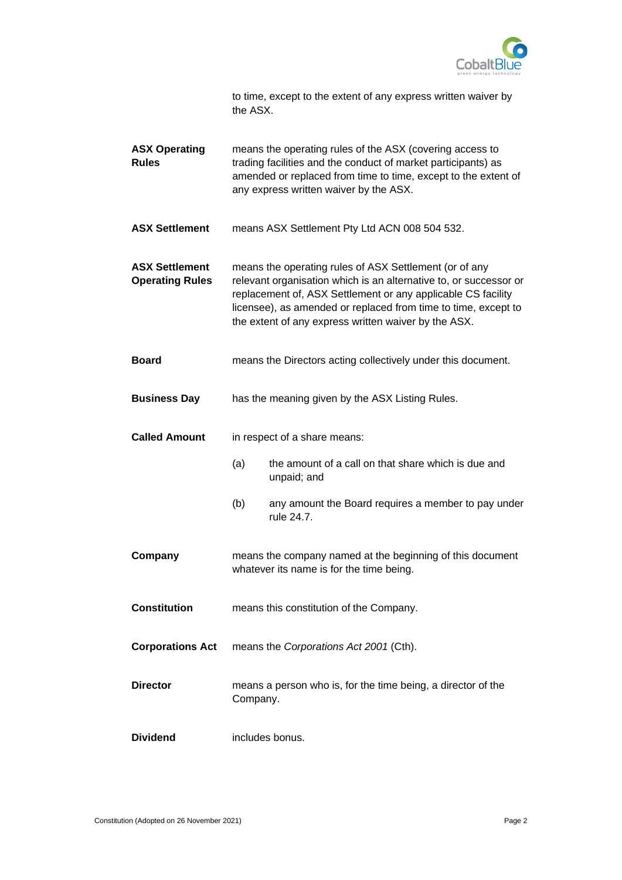to time, except to the extent of any express written waiver by the ASX.

**ASX Operating Rules** means the operating rules of the ASX (covering access to trading facilities and the conduct of market participants) as amended or replaced from time to time, except to the extent of any express written waiver by the ASX.

**ASX Settlement** means ASX Settlement Pty Ltd ACN 008 504 532.

**ASX Settlement Operating Rules** means the operating rules of ASX Settlement (or of any relevant organisation which is an alternative to, or successor or replacement of, ASX Settlement or any applicable CS facility licensee), as amended or replaced from time to time, except to the extent of any express written waiver by the ASX.

**Board** means the Directors acting collectively under this document.

**Business Day** has the meaning given by the ASX Listing Rules.

**Called Amount** in respect of a share means:

(a) the amount of a call on that share which is due and unpaid; and

(b) any amount the Board requires a member to pay under rule 24.7.

**Company** means the company named at the beginning of this document whatever its name is for the time being.

**Constitution** means this constitution of the Company.

**Corporations Act** means the *Corporations Act 2001* (Cth).

**Director** means a person who is, for the time being, a director of the Company.

**Dividend** includes bonus.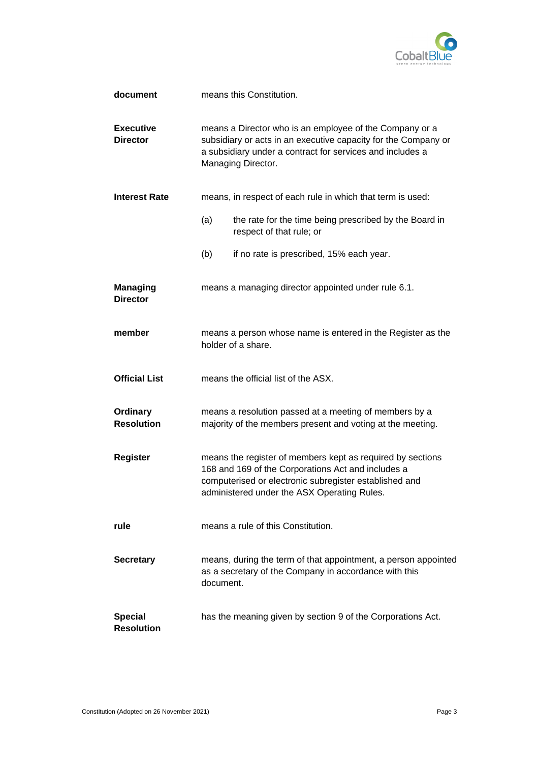**document** means this Constitution.

**Executive Director** means a Director who is an employee of the Company or a subsidiary or acts in an executive capacity for the Company or a subsidiary under a contract for services and includes a Managing Director.

**Interest Rate** means, in respect of each rule in which that term is used:

(a) the rate for the time being prescribed by the Board in respect of that rule; or

(b) if no rate is prescribed, 15% each year.

**Managing Director** means a managing director appointed under rule 6.1.

**member** means a person whose name is entered in the Register as the holder of a share.

**Official List** means the official list of the ASX.

**Ordinary Resolution** means a resolution passed at a meeting of members by a majority of the members present and voting at the meeting.

**Register** means the register of members kept as required by sections 168 and 169 of the Corporations Act and includes a computerised or electronic subregister established and administered under the ASX Operating Rules.

**rule** means a rule of this Constitution.

**Secretary** means, during the term of that appointment, a person appointed as a secretary of the Company in accordance with this document.

**Special Resolution** has the meaning given by section 9 of the Corporations Act.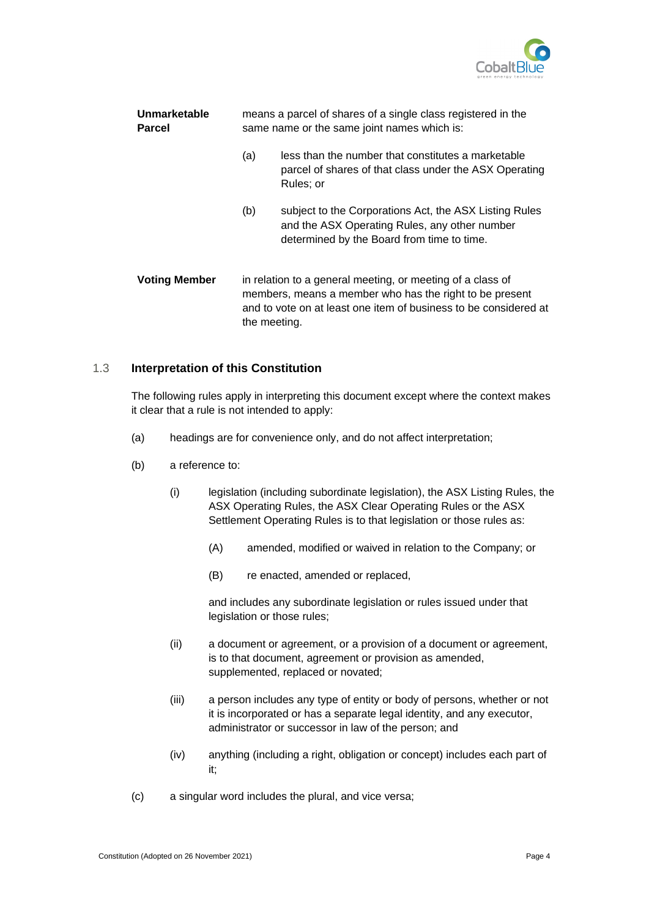**Unmarketable Parcel** means a parcel of shares of a single class registered in the same name or the same joint names which is:

(a) less than the number that constitutes a marketable parcel of shares of that class under the ASX Operating Rules; or

(b) subject to the Corporations Act, the ASX Listing Rules and the ASX Operating Rules, any other number determined by the Board from time to time.

**Voting Member** in relation to a general meeting, or meeting of a class of members, means a member who has the right to be present and to vote on at least one item of business to be considered at the meeting.

### 1.3 Interpretation of this Constitution

The following rules apply in interpreting this document except where the context makes it clear that a rule is not intended to apply:

(a) headings are for convenience only, and do not affect interpretation;

(b) a reference to:

(i) legislation (including subordinate legislation), the ASX Listing Rules, the ASX Operating Rules, the ASX Clear Operating Rules or the ASX Settlement Operating Rules is to that legislation or those rules as:

(A) amended, modified or waived in relation to the Company; or

(B) re enacted, amended or replaced,

and includes any subordinate legislation or rules issued under that legislation or those rules;

(ii) a document or agreement, or a provision of a document or agreement, is to that document, agreement or provision as amended, supplemented, replaced or novated;

(iii) a person includes any type of entity or body of persons, whether or not it is incorporated or has a separate legal identity, and any executor, administrator or successor in law of the person; and

(iv) anything (including a right, obligation or concept) includes each part of it;

(c) a singular word includes the plural, and vice versa;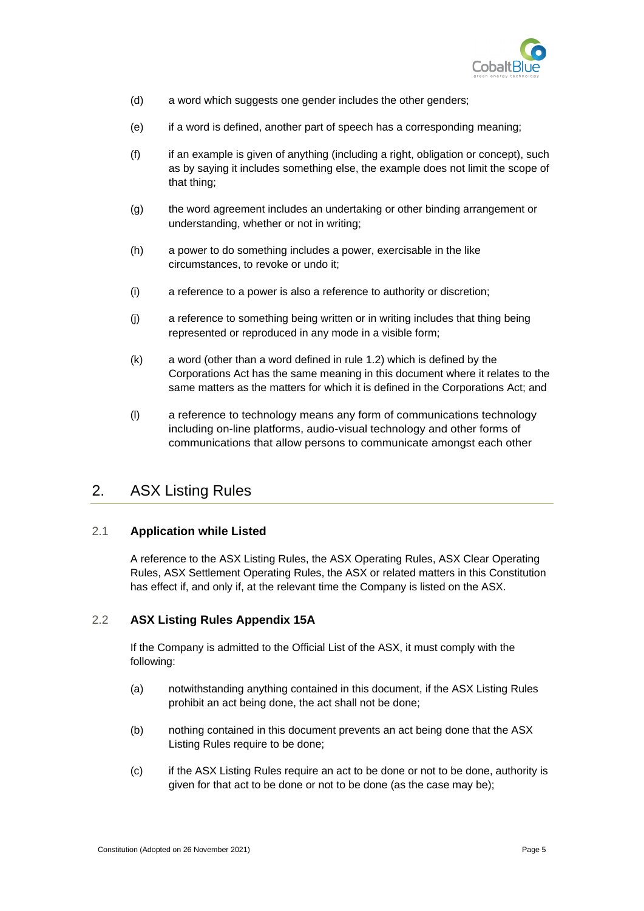(d) a word which suggests one gender includes the other genders;

(e) if a word is defined, another part of speech has a corresponding meaning;

(f) if an example is given of anything (including a right, obligation or concept), such as by saying it includes something else, the example does not limit the scope of that thing;

(g) the word agreement includes an undertaking or other binding arrangement or understanding, whether or not in writing;

(h) a power to do something includes a power, exercisable in the like circumstances, to revoke or undo it;

(i) a reference to a power is also a reference to authority or discretion;

(j) a reference to something being written or in writing includes that thing being represented or reproduced in any mode in a visible form;

(k) a word (other than a word defined in rule 1.2) which is defined by the Corporations Act has the same meaning in this document where it relates to the same matters as the matters for which it is defined in the Corporations Act; and

(l) a reference to technology means any form of communications technology including on-line platforms, audio-visual technology and other forms of communications that allow persons to communicate amongst each other

## 2. ASX Listing Rules

### 2.1 Application while Listed

A reference to the ASX Listing Rules, the ASX Operating Rules, ASX Clear Operating Rules, ASX Settlement Operating Rules, the ASX or related matters in this Constitution has effect if, and only if, at the relevant time the Company is listed on the ASX.

### 2.2 ASX Listing Rules Appendix 15A

If the Company is admitted to the Official List of the ASX, it must comply with the following:

(a) notwithstanding anything contained in this document, if the ASX Listing Rules prohibit an act being done, the act shall not be done;

(b) nothing contained in this document prevents an act being done that the ASX Listing Rules require to be done;

(c) if the ASX Listing Rules require an act to be done or not to be done, authority is given for that act to be done or not to be done (as the case may be);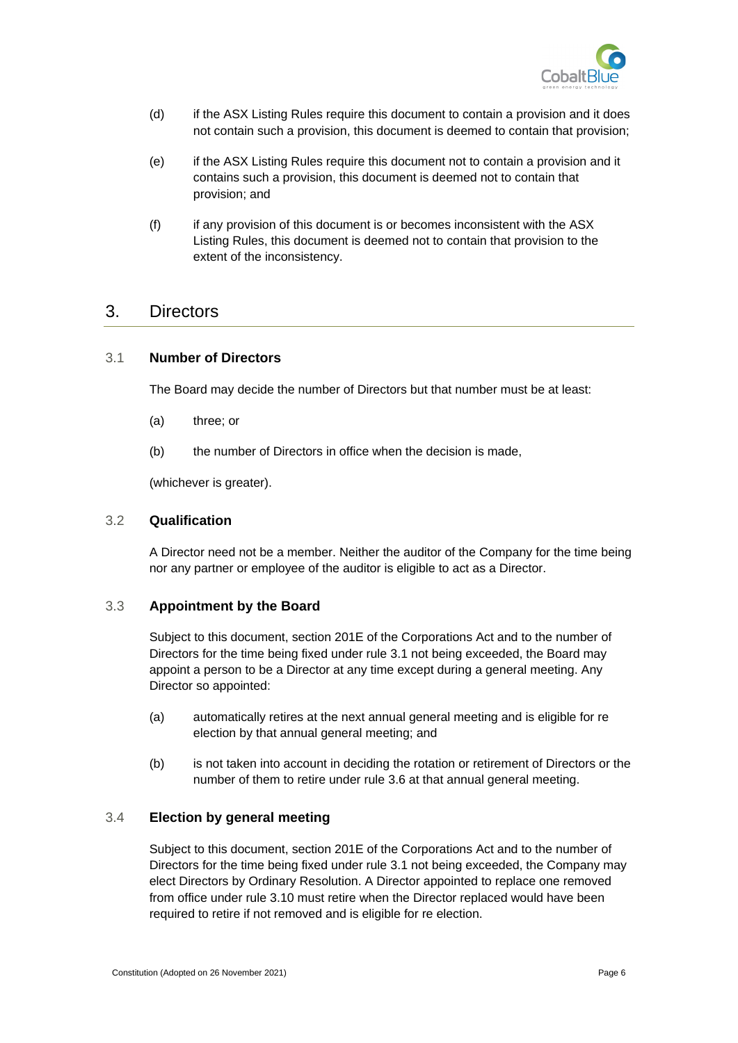(d) if the ASX Listing Rules require this document to contain a provision and it does not contain such a provision, this document is deemed to contain that provision;

(e) if the ASX Listing Rules require this document not to contain a provision and it contains such a provision, this document is deemed not to contain that provision; and

(f) if any provision of this document is or becomes inconsistent with the ASX Listing Rules, this document is deemed not to contain that provision to the extent of the inconsistency.

## 3. Directors

### 3.1 Number of Directors

The Board may decide the number of Directors but that number must be at least:

(a) three; or

(b) the number of Directors in office when the decision is made,

(whichever is greater).

### 3.2 Qualification

A Director need not be a member. Neither the auditor of the Company for the time being nor any partner or employee of the auditor is eligible to act as a Director.

### 3.3 Appointment by the Board

Subject to this document, section 201E of the Corporations Act and to the number of Directors for the time being fixed under rule 3.1 not being exceeded, the Board may appoint a person to be a Director at any time except during a general meeting. Any Director so appointed:

(a) automatically retires at the next annual general meeting and is eligible for re election by that annual general meeting; and

(b) is not taken into account in deciding the rotation or retirement of Directors or the number of them to retire under rule 3.6 at that annual general meeting.

### 3.4 Election by general meeting

Subject to this document, section 201E of the Corporations Act and to the number of Directors for the time being fixed under rule 3.1 not being exceeded, the Company may elect Directors by Ordinary Resolution. A Director appointed to replace one removed from office under rule 3.10 must retire when the Director replaced would have been required to retire if not removed and is eligible for re election.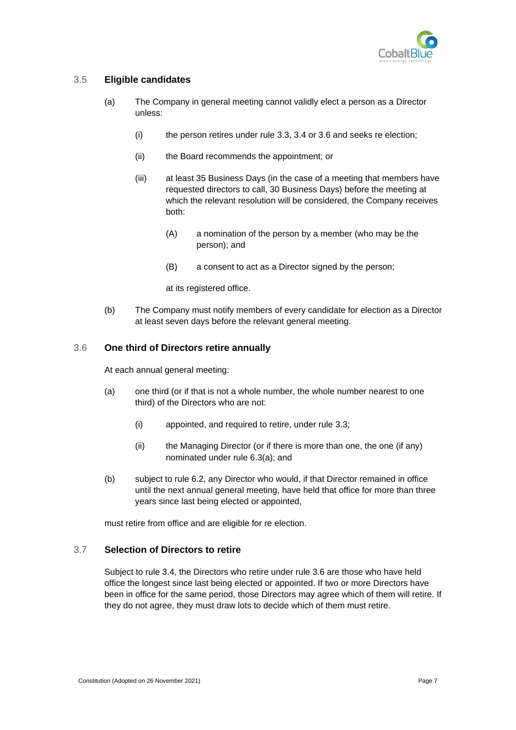### 3.5 Eligible candidates

(a) The Company in general meeting cannot validly elect a person as a Director unless:

(i) the person retires under rule 3.3, 3.4 or 3.6 and seeks re election;

(ii) the Board recommends the appointment; or

(iii) at least 35 Business Days (in the case of a meeting that members have requested directors to call, 30 Business Days) before the meeting at which the relevant resolution will be considered, the Company receives both:

(A) a nomination of the person by a member (who may be the person); and

(B) a consent to act as a Director signed by the person;

at its registered office.

(b) The Company must notify members of every candidate for election as a Director at least seven days before the relevant general meeting.

### 3.6 One third of Directors retire annually

At each annual general meeting:

(a) one third (or if that is not a whole number, the whole number nearest to one third) of the Directors who are not:

(i) appointed, and required to retire, under rule 3.3;

(ii) the Managing Director (or if there is more than one, the one (if any) nominated under rule 6.3(a); and

(b) subject to rule 6.2, any Director who would, if that Director remained in office until the next annual general meeting, have held that office for more than three years since last being elected or appointed,

must retire from office and are eligible for re election.

### 3.7 Selection of Directors to retire

Subject to rule 3.4, the Directors who retire under rule 3.6 are those who have held office the longest since last being elected or appointed. If two or more Directors have been in office for the same period, those Directors may agree which of them will retire. If they do not agree, they must draw lots to decide which of them must retire.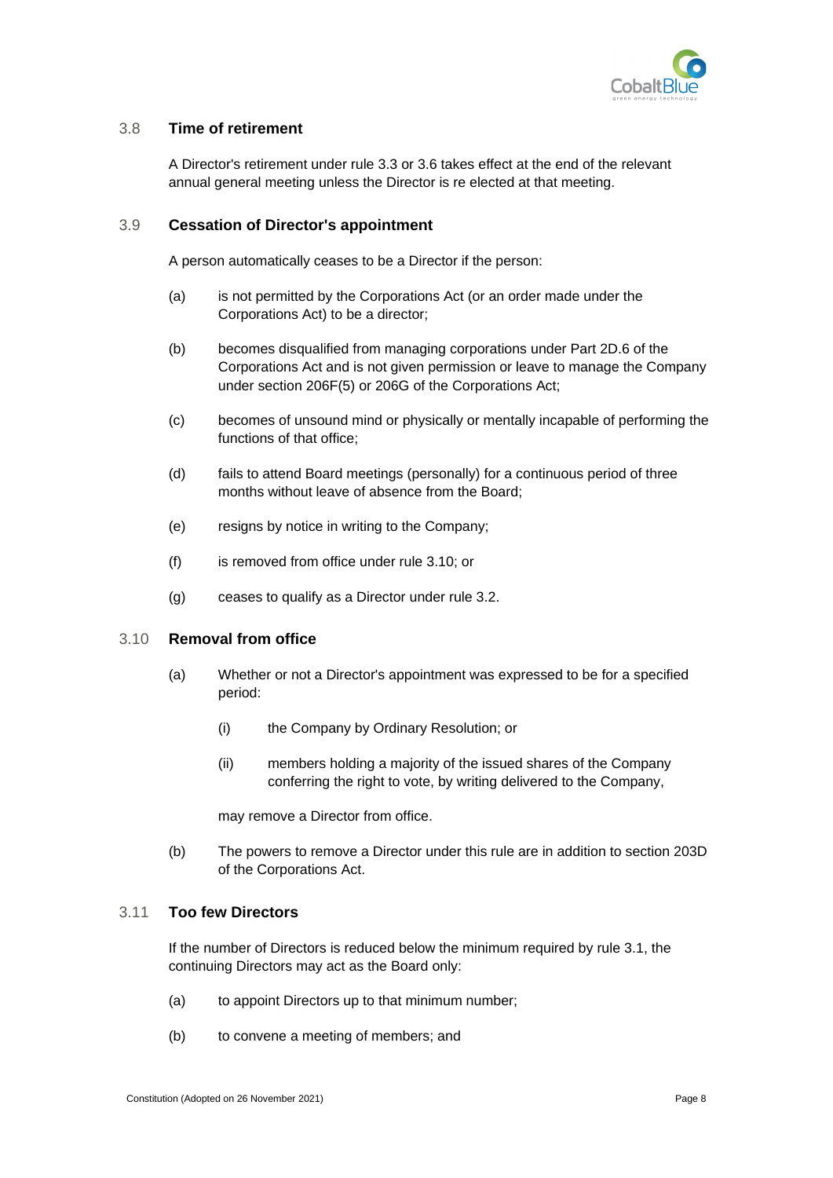### 3.8 Time of retirement

A Director's retirement under rule 3.3 or 3.6 takes effect at the end of the relevant annual general meeting unless the Director is re elected at that meeting.

### 3.9 Cessation of Director's appointment

A person automatically ceases to be a Director if the person:

(a) is not permitted by the Corporations Act (or an order made under the Corporations Act) to be a director;

(b) becomes disqualified from managing corporations under Part 2D.6 of the Corporations Act and is not given permission or leave to manage the Company under section 206F(5) or 206G of the Corporations Act;

(c) becomes of unsound mind or physically or mentally incapable of performing the functions of that office;

(d) fails to attend Board meetings (personally) for a continuous period of three months without leave of absence from the Board;

(e) resigns by notice in writing to the Company;

(f) is removed from office under rule 3.10; or

(g) ceases to qualify as a Director under rule 3.2.

### 3.10 Removal from office

(a) Whether or not a Director's appointment was expressed to be for a specified period:

(i) the Company by Ordinary Resolution; or

(ii) members holding a majority of the issued shares of the Company conferring the right to vote, by writing delivered to the Company,

may remove a Director from office.

(b) The powers to remove a Director under this rule are in addition to section 203D of the Corporations Act.

### 3.11 Too few Directors

If the number of Directors is reduced below the minimum required by rule 3.1, the continuing Directors may act as the Board only:

(a) to appoint Directors up to that minimum number;

(b) to convene a meeting of members; and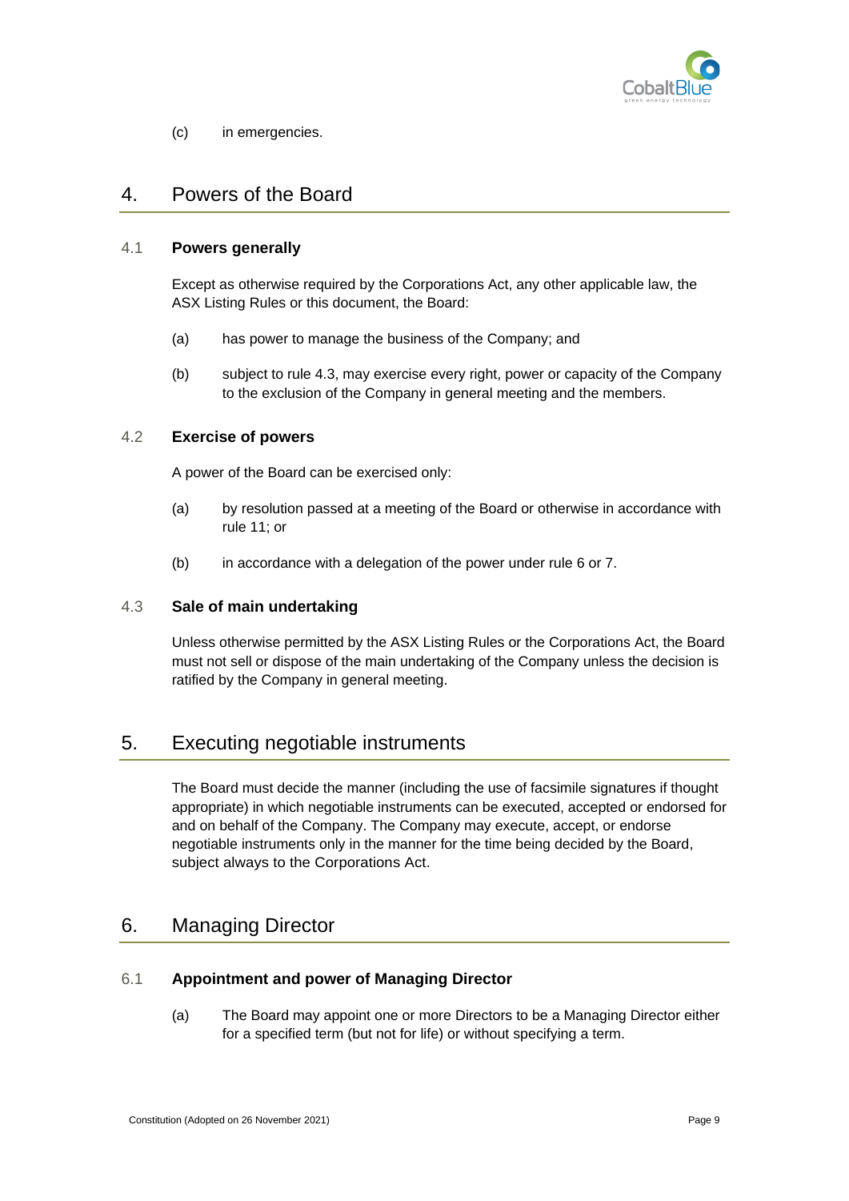(c) in emergencies.

## 4. Powers of the Board

### 4.1 Powers generally

Except as otherwise required by the Corporations Act, any other applicable law, the ASX Listing Rules or this document, the Board:

(a) has power to manage the business of the Company; and

(b) subject to rule 4.3, may exercise every right, power or capacity of the Company to the exclusion of the Company in general meeting and the members.

### 4.2 Exercise of powers

A power of the Board can be exercised only:

(a) by resolution passed at a meeting of the Board or otherwise in accordance with rule 11; or

(b) in accordance with a delegation of the power under rule 6 or 7.

### 4.3 Sale of main undertaking

Unless otherwise permitted by the ASX Listing Rules or the Corporations Act, the Board must not sell or dispose of the main undertaking of the Company unless the decision is ratified by the Company in general meeting.

## 5. Executing negotiable instruments

The Board must decide the manner (including the use of facsimile signatures if thought appropriate) in which negotiable instruments can be executed, accepted or endorsed for and on behalf of the Company. The Company may execute, accept, or endorse negotiable instruments only in the manner for the time being decided by the Board, subject always to the Corporations Act.

## 6. Managing Director

### 6.1 Appointment and power of Managing Director

(a) The Board may appoint one or more Directors to be a Managing Director either for a specified term (but not for life) or without specifying a term.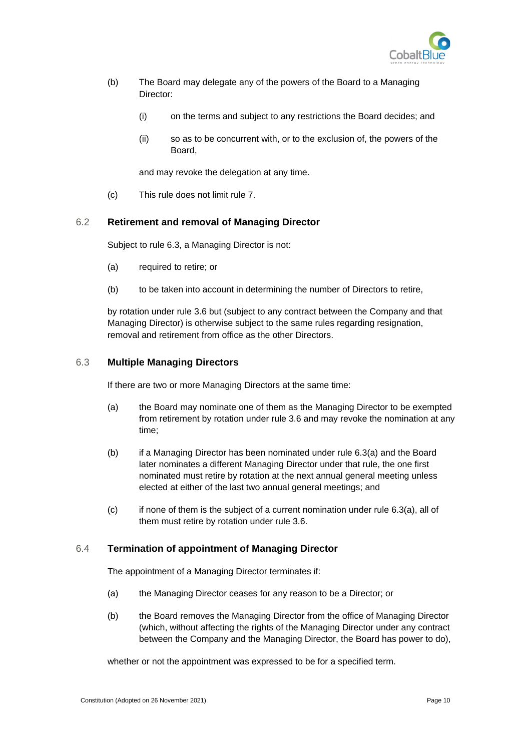(b) The Board may delegate any of the powers of the Board to a Managing Director:

  (i) on the terms and subject to any restrictions the Board decides; and

  (ii) so as to be concurrent with, or to the exclusion of, the powers of the Board,

  and may revoke the delegation at any time.

(c) This rule does not limit rule 7.

### 6.2 Retirement and removal of Managing Director

Subject to rule 6.3, a Managing Director is not:

(a) required to retire; or

(b) to be taken into account in determining the number of Directors to retire,

by rotation under rule 3.6 but (subject to any contract between the Company and that Managing Director) is otherwise subject to the same rules regarding resignation, removal and retirement from office as the other Directors.

### 6.3 Multiple Managing Directors

If there are two or more Managing Directors at the same time:

(a) the Board may nominate one of them as the Managing Director to be exempted from retirement by rotation under rule 3.6 and may revoke the nomination at any time;

(b) if a Managing Director has been nominated under rule 6.3(a) and the Board later nominates a different Managing Director under that rule, the one first nominated must retire by rotation at the next annual general meeting unless elected at either of the last two annual general meetings; and

(c) if none of them is the subject of a current nomination under rule 6.3(a), all of them must retire by rotation under rule 3.6.

### 6.4 Termination of appointment of Managing Director

The appointment of a Managing Director terminates if:

(a) the Managing Director ceases for any reason to be a Director; or

(b) the Board removes the Managing Director from the office of Managing Director (which, without affecting the rights of the Managing Director under any contract between the Company and the Managing Director, the Board has power to do),

whether or not the appointment was expressed to be for a specified term.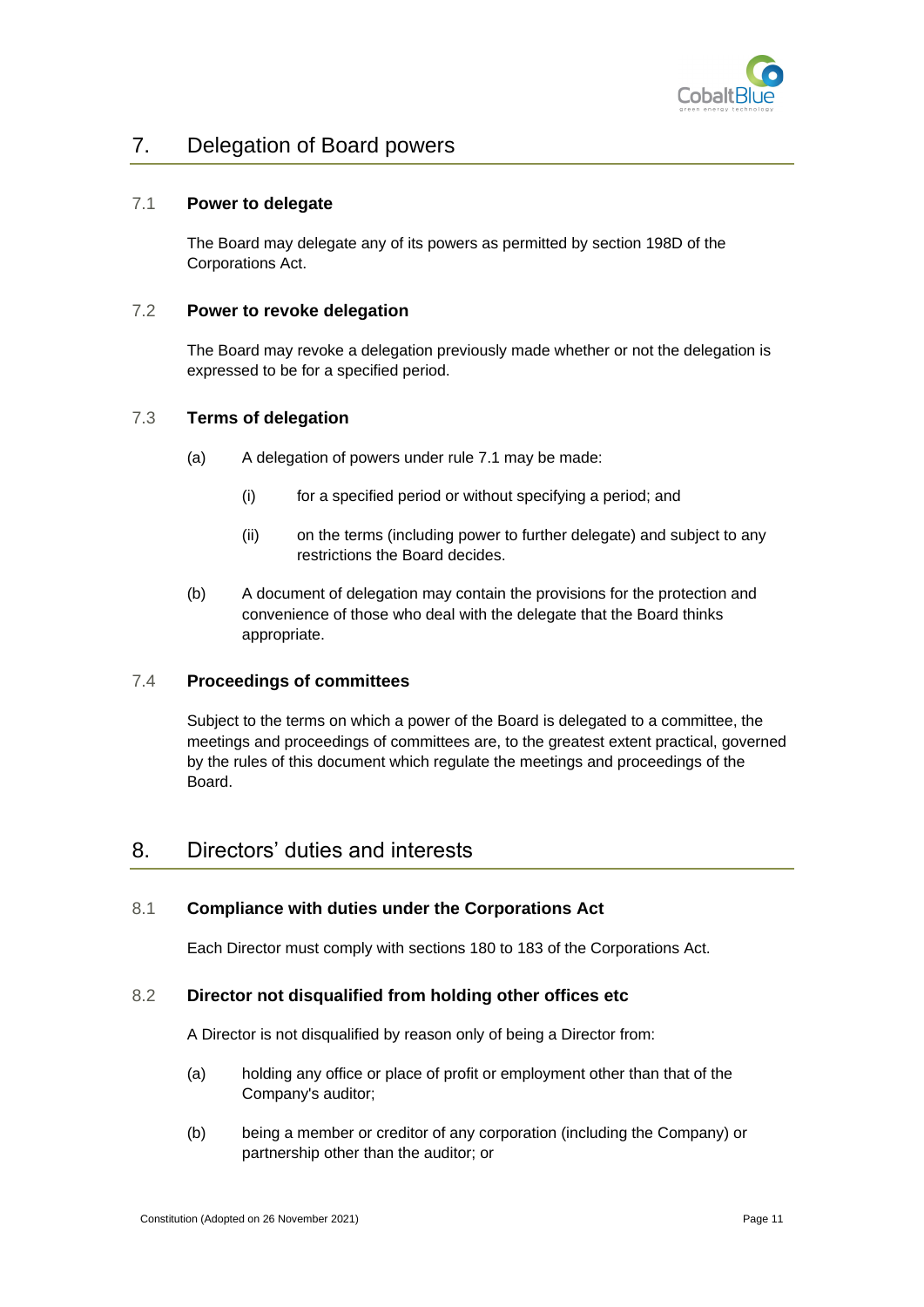## 7. Delegation of Board powers

### 7.1 Power to delegate

The Board may delegate any of its powers as permitted by section 198D of the Corporations Act.

### 7.2 Power to revoke delegation

The Board may revoke a delegation previously made whether or not the delegation is expressed to be for a specified period.

### 7.3 Terms of delegation

(a) A delegation of powers under rule 7.1 may be made:

(i) for a specified period or without specifying a period; and

(ii) on the terms (including power to further delegate) and subject to any restrictions the Board decides.

(b) A document of delegation may contain the provisions for the protection and convenience of those who deal with the delegate that the Board thinks appropriate.

### 7.4 Proceedings of committees

Subject to the terms on which a power of the Board is delegated to a committee, the meetings and proceedings of committees are, to the greatest extent practical, governed by the rules of this document which regulate the meetings and proceedings of the Board.

## 8. Directors' duties and interests

### 8.1 Compliance with duties under the Corporations Act

Each Director must comply with sections 180 to 183 of the Corporations Act.

### 8.2 Director not disqualified from holding other offices etc

A Director is not disqualified by reason only of being a Director from:

(a) holding any office or place of profit or employment other than that of the Company's auditor;

(b) being a member or creditor of any corporation (including the Company) or partnership other than the auditor; or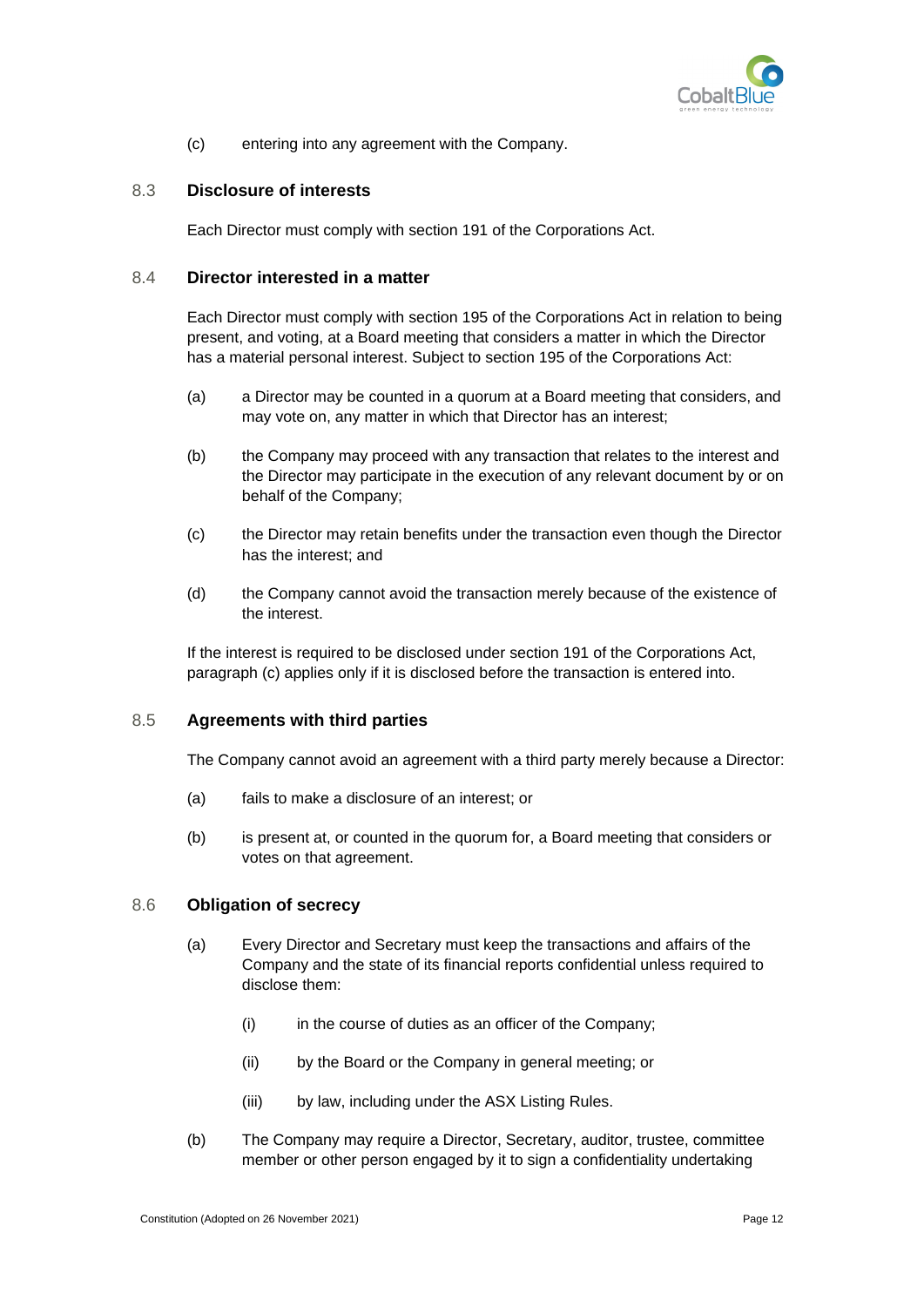(c) entering into any agreement with the Company.

### 8.3 Disclosure of interests

Each Director must comply with section 191 of the Corporations Act.

### 8.4 Director interested in a matter

Each Director must comply with section 195 of the Corporations Act in relation to being present, and voting, at a Board meeting that considers a matter in which the Director has a material personal interest. Subject to section 195 of the Corporations Act:

(a) a Director may be counted in a quorum at a Board meeting that considers, and may vote on, any matter in which that Director has an interest;

(b) the Company may proceed with any transaction that relates to the interest and the Director may participate in the execution of any relevant document by or on behalf of the Company;

(c) the Director may retain benefits under the transaction even though the Director has the interest; and

(d) the Company cannot avoid the transaction merely because of the existence of the interest.

If the interest is required to be disclosed under section 191 of the Corporations Act, paragraph (c) applies only if it is disclosed before the transaction is entered into.

### 8.5 Agreements with third parties

The Company cannot avoid an agreement with a third party merely because a Director:

(a) fails to make a disclosure of an interest; or

(b) is present at, or counted in the quorum for, a Board meeting that considers or votes on that agreement.

### 8.6 Obligation of secrecy

(a) Every Director and Secretary must keep the transactions and affairs of the Company and the state of its financial reports confidential unless required to disclose them:

  (i) in the course of duties as an officer of the Company;

  (ii) by the Board or the Company in general meeting; or

  (iii) by law, including under the ASX Listing Rules.

(b) The Company may require a Director, Secretary, auditor, trustee, committee member or other person engaged by it to sign a confidentiality undertaking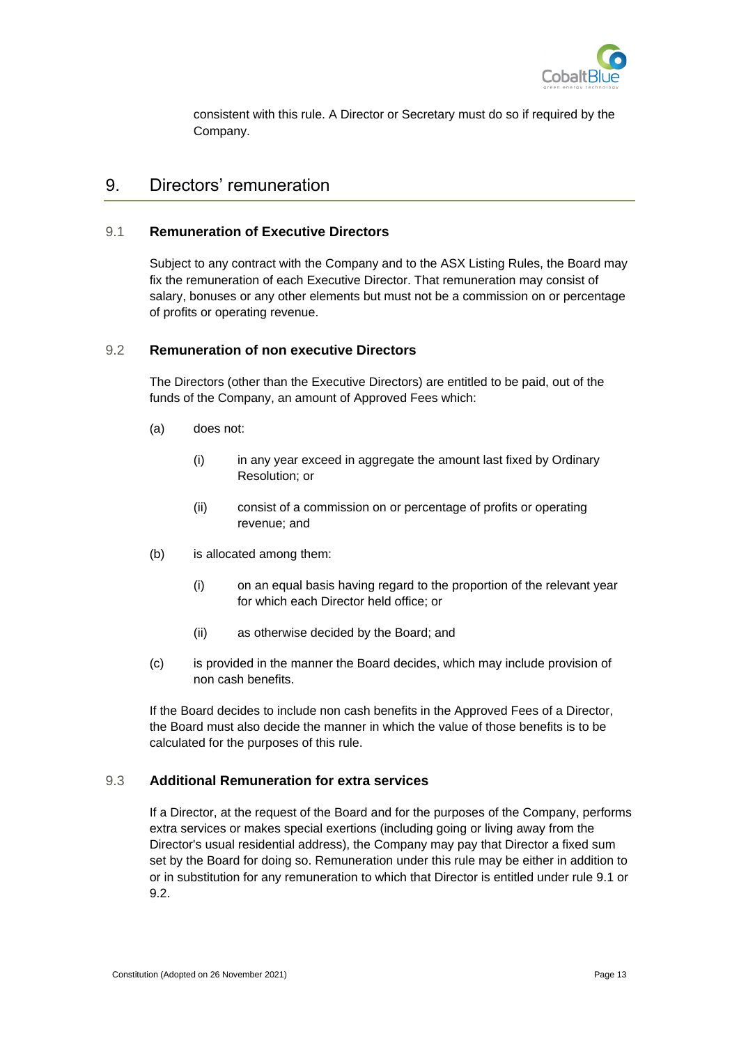consistent with this rule. A Director or Secretary must do so if required by the Company.

## 9. Directors' remuneration

### 9.1 Remuneration of Executive Directors

Subject to any contract with the Company and to the ASX Listing Rules, the Board may fix the remuneration of each Executive Director. That remuneration may consist of salary, bonuses or any other elements but must not be a commission on or percentage of profits or operating revenue.

### 9.2 Remuneration of non executive Directors

The Directors (other than the Executive Directors) are entitled to be paid, out of the funds of the Company, an amount of Approved Fees which:

(a) does not:

(i) in any year exceed in aggregate the amount last fixed by Ordinary Resolution; or

(ii) consist of a commission on or percentage of profits or operating revenue; and

(b) is allocated among them:

(i) on an equal basis having regard to the proportion of the relevant year for which each Director held office; or

(ii) as otherwise decided by the Board; and

(c) is provided in the manner the Board decides, which may include provision of non cash benefits.

If the Board decides to include non cash benefits in the Approved Fees of a Director, the Board must also decide the manner in which the value of those benefits is to be calculated for the purposes of this rule.

### 9.3 Additional Remuneration for extra services

If a Director, at the request of the Board and for the purposes of the Company, performs extra services or makes special exertions (including going or living away from the Director's usual residential address), the Company may pay that Director a fixed sum set by the Board for doing so. Remuneration under this rule may be either in addition to or in substitution for any remuneration to which that Director is entitled under rule 9.1 or 9.2.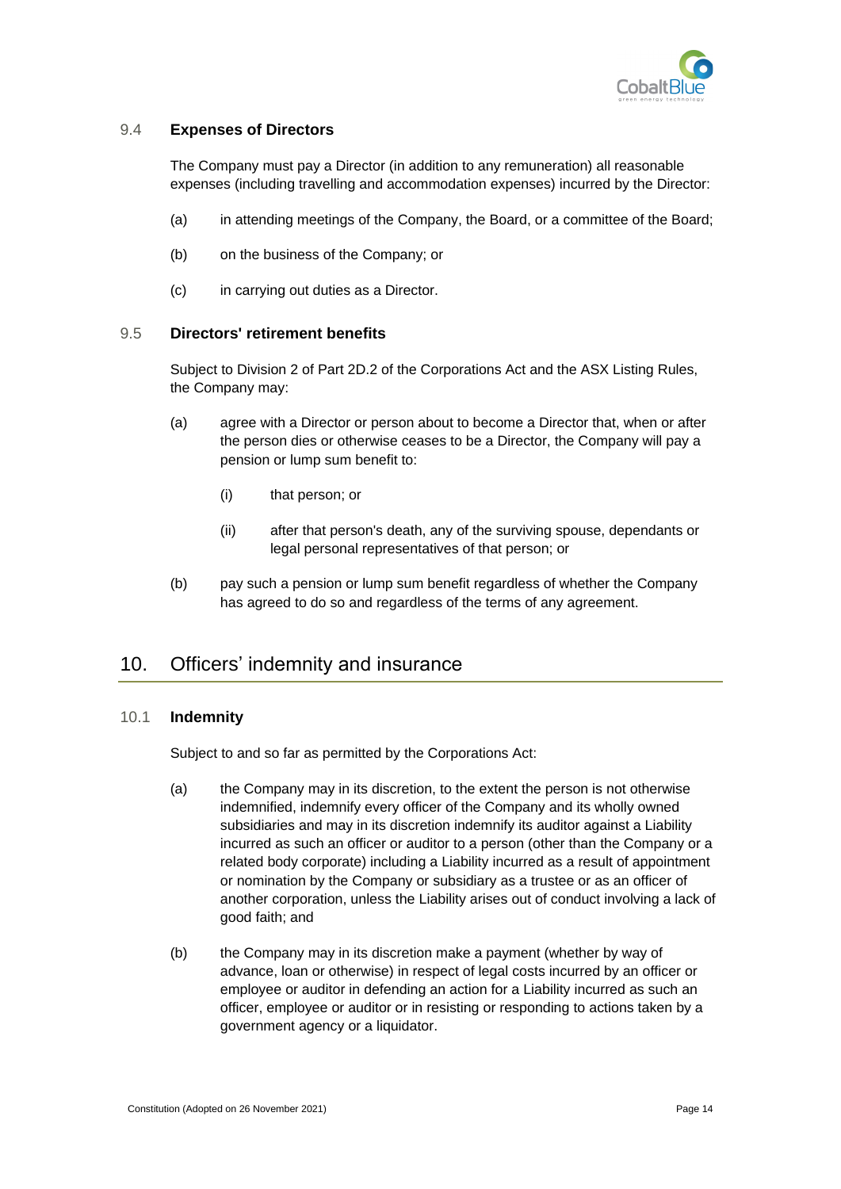### 9.4 Expenses of Directors

The Company must pay a Director (in addition to any remuneration) all reasonable expenses (including travelling and accommodation expenses) incurred by the Director:

(a) in attending meetings of the Company, the Board, or a committee of the Board;

(b) on the business of the Company; or

(c) in carrying out duties as a Director.

### 9.5 Directors' retirement benefits

Subject to Division 2 of Part 2D.2 of the Corporations Act and the ASX Listing Rules, the Company may:

(a) agree with a Director or person about to become a Director that, when or after the person dies or otherwise ceases to be a Director, the Company will pay a pension or lump sum benefit to:

  (i) that person; or

  (ii) after that person's death, any of the surviving spouse, dependants or legal personal representatives of that person; or

(b) pay such a pension or lump sum benefit regardless of whether the Company has agreed to do so and regardless of the terms of any agreement.

## 10. Officers' indemnity and insurance

### 10.1 Indemnity

Subject to and so far as permitted by the Corporations Act:

(a) the Company may in its discretion, to the extent the person is not otherwise indemnified, indemnify every officer of the Company and its wholly owned subsidiaries and may in its discretion indemnify its auditor against a Liability incurred as such an officer or auditor to a person (other than the Company or a related body corporate) including a Liability incurred as a result of appointment or nomination by the Company or subsidiary as a trustee or as an officer of another corporation, unless the Liability arises out of conduct involving a lack of good faith; and

(b) the Company may in its discretion make a payment (whether by way of advance, loan or otherwise) in respect of legal costs incurred by an officer or employee or auditor in defending an action for a Liability incurred as such an officer, employee or auditor or in resisting or responding to actions taken by a government agency or a liquidator.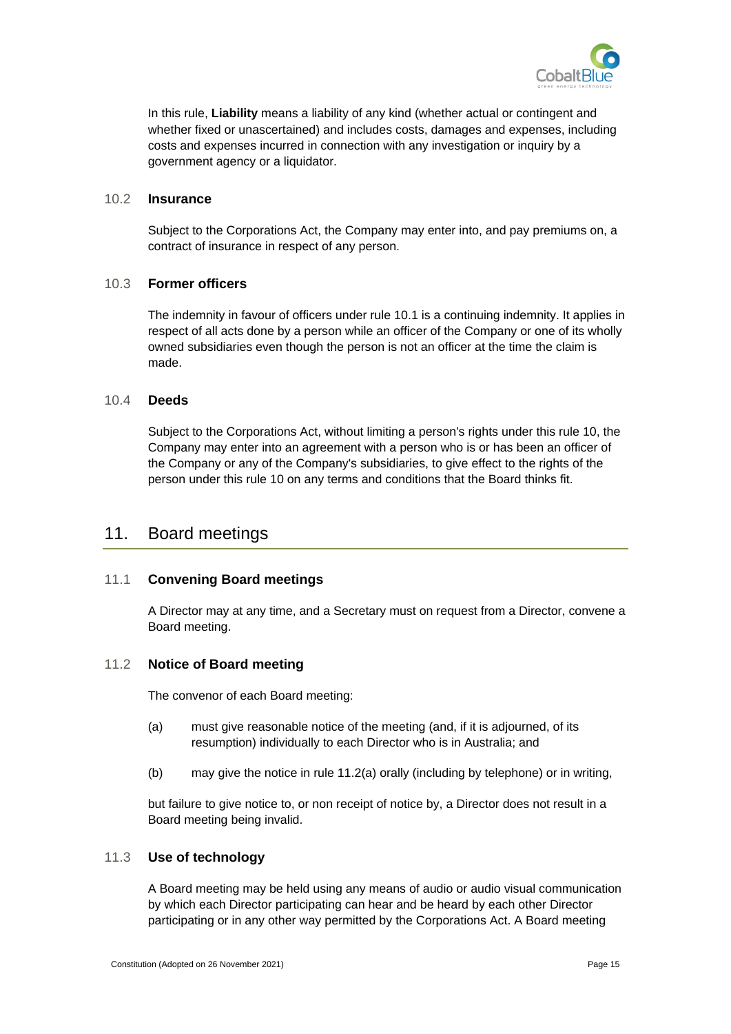In this rule, **Liability** means a liability of any kind (whether actual or contingent and whether fixed or unascertained) and includes costs, damages and expenses, including costs and expenses incurred in connection with any investigation or inquiry by a government agency or a liquidator.

### 10.2 Insurance

Subject to the Corporations Act, the Company may enter into, and pay premiums on, a contract of insurance in respect of any person.

### 10.3 Former officers

The indemnity in favour of officers under rule 10.1 is a continuing indemnity. It applies in respect of all acts done by a person while an officer of the Company or one of its wholly owned subsidiaries even though the person is not an officer at the time the claim is made.

### 10.4 Deeds

Subject to the Corporations Act, without limiting a person's rights under this rule 10, the Company may enter into an agreement with a person who is or has been an officer of the Company or any of the Company's subsidiaries, to give effect to the rights of the person under this rule 10 on any terms and conditions that the Board thinks fit.

## 11. Board meetings

### 11.1 Convening Board meetings

A Director may at any time, and a Secretary must on request from a Director, convene a Board meeting.

### 11.2 Notice of Board meeting

The convenor of each Board meeting:

(a) must give reasonable notice of the meeting (and, if it is adjourned, of its resumption) individually to each Director who is in Australia; and

(b) may give the notice in rule 11.2(a) orally (including by telephone) or in writing,

but failure to give notice to, or non receipt of notice by, a Director does not result in a Board meeting being invalid.

### 11.3 Use of technology

A Board meeting may be held using any means of audio or audio visual communication by which each Director participating can hear and be heard by each other Director participating or in any other way permitted by the Corporations Act. A Board meeting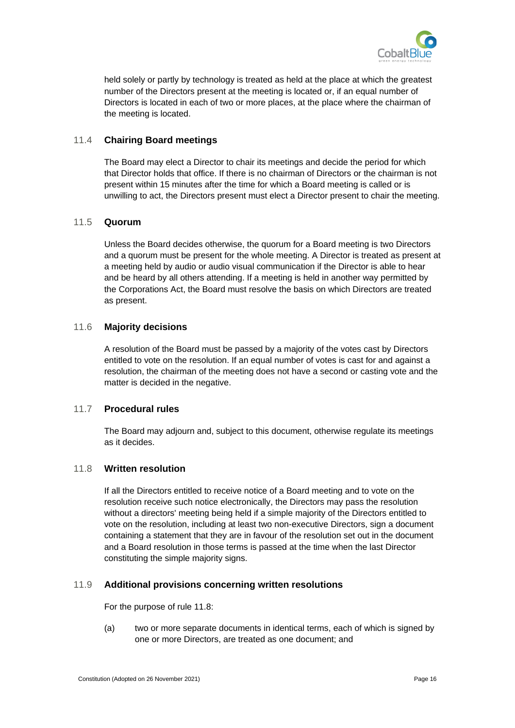held solely or partly by technology is treated as held at the place at which the greatest number of the Directors present at the meeting is located or, if an equal number of Directors is located in each of two or more places, at the place where the chairman of the meeting is located.

### 11.4 Chairing Board meetings

The Board may elect a Director to chair its meetings and decide the period for which that Director holds that office. If there is no chairman of Directors or the chairman is not present within 15 minutes after the time for which a Board meeting is called or is unwilling to act, the Directors present must elect a Director present to chair the meeting.

### 11.5 Quorum

Unless the Board decides otherwise, the quorum for a Board meeting is two Directors and a quorum must be present for the whole meeting. A Director is treated as present at a meeting held by audio or audio visual communication if the Director is able to hear and be heard by all others attending. If a meeting is held in another way permitted by the Corporations Act, the Board must resolve the basis on which Directors are treated as present.

### 11.6 Majority decisions

A resolution of the Board must be passed by a majority of the votes cast by Directors entitled to vote on the resolution. If an equal number of votes is cast for and against a resolution, the chairman of the meeting does not have a second or casting vote and the matter is decided in the negative.

### 11.7 Procedural rules

The Board may adjourn and, subject to this document, otherwise regulate its meetings as it decides.

### 11.8 Written resolution

If all the Directors entitled to receive notice of a Board meeting and to vote on the resolution receive such notice electronically, the Directors may pass the resolution without a directors' meeting being held if a simple majority of the Directors entitled to vote on the resolution, including at least two non-executive Directors, sign a document containing a statement that they are in favour of the resolution set out in the document and a Board resolution in those terms is passed at the time when the last Director constituting the simple majority signs.

### 11.9 Additional provisions concerning written resolutions

For the purpose of rule 11.8:

(a) two or more separate documents in identical terms, each of which is signed by one or more Directors, are treated as one document; and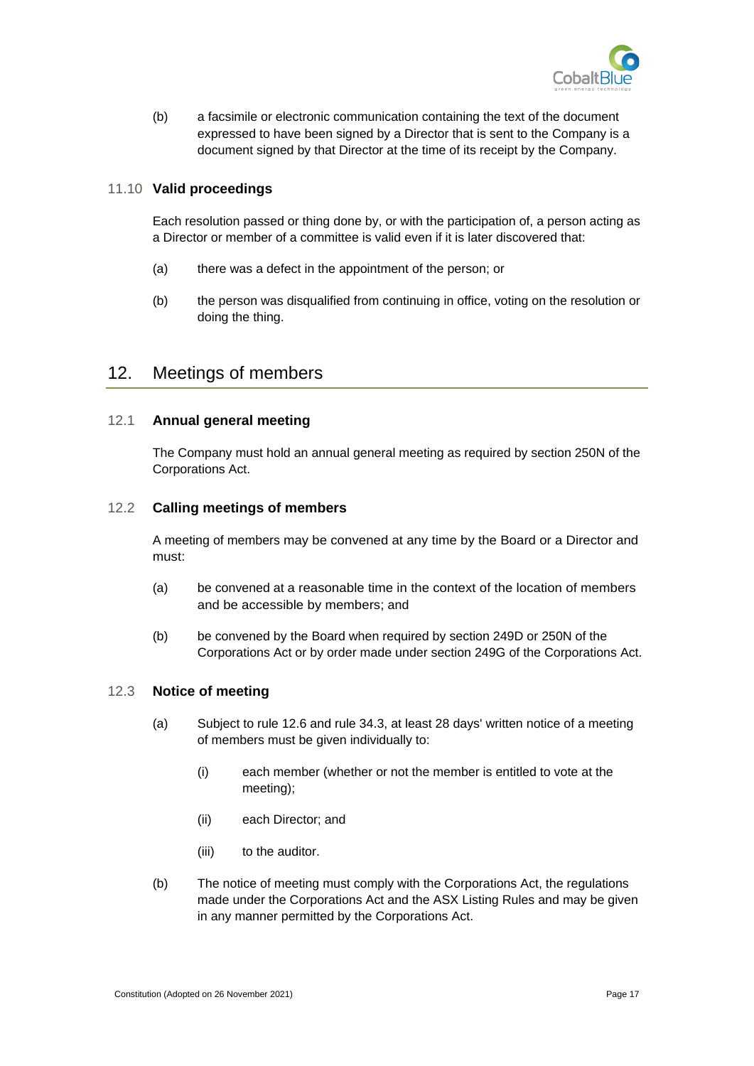(b) a facsimile or electronic communication containing the text of the document expressed to have been signed by a Director that is sent to the Company is a document signed by that Director at the time of its receipt by the Company.

### 11.10 Valid proceedings

Each resolution passed or thing done by, or with the participation of, a person acting as a Director or member of a committee is valid even if it is later discovered that:

(a) there was a defect in the appointment of the person; or

(b) the person was disqualified from continuing in office, voting on the resolution or doing the thing.

## 12. Meetings of members

### 12.1 Annual general meeting

The Company must hold an annual general meeting as required by section 250N of the Corporations Act.

### 12.2 Calling meetings of members

A meeting of members may be convened at any time by the Board or a Director and must:

(a) be convened at a reasonable time in the context of the location of members and be accessible by members; and

(b) be convened by the Board when required by section 249D or 250N of the Corporations Act or by order made under section 249G of the Corporations Act.

### 12.3 Notice of meeting

(a) Subject to rule 12.6 and rule 34.3, at least 28 days' written notice of a meeting of members must be given individually to:

(i) each member (whether or not the member is entitled to vote at the meeting);

(ii) each Director; and

(iii) to the auditor.

(b) The notice of meeting must comply with the Corporations Act, the regulations made under the Corporations Act and the ASX Listing Rules and may be given in any manner permitted by the Corporations Act.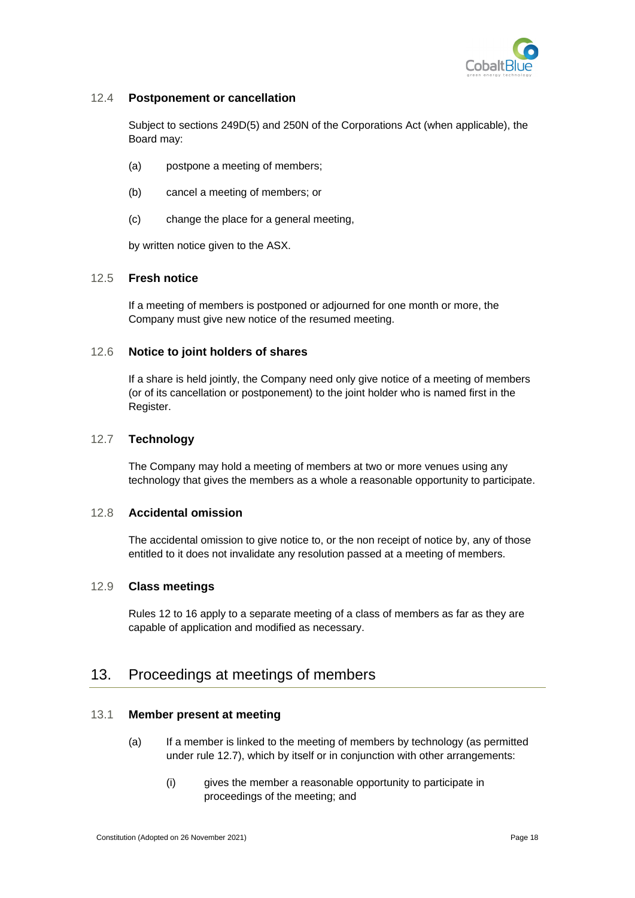### 12.4 Postponement or cancellation

Subject to sections 249D(5) and 250N of the Corporations Act (when applicable), the Board may:

(a) postpone a meeting of members;

(b) cancel a meeting of members; or

(c) change the place for a general meeting,

by written notice given to the ASX.

### 12.5 Fresh notice

If a meeting of members is postponed or adjourned for one month or more, the Company must give new notice of the resumed meeting.

### 12.6 Notice to joint holders of shares

If a share is held jointly, the Company need only give notice of a meeting of members (or of its cancellation or postponement) to the joint holder who is named first in the Register.

### 12.7 Technology

The Company may hold a meeting of members at two or more venues using any technology that gives the members as a whole a reasonable opportunity to participate.

### 12.8 Accidental omission

The accidental omission to give notice to, or the non receipt of notice by, any of those entitled to it does not invalidate any resolution passed at a meeting of members.

### 12.9 Class meetings

Rules 12 to 16 apply to a separate meeting of a class of members as far as they are capable of application and modified as necessary.

## 13. Proceedings at meetings of members

### 13.1 Member present at meeting

(a) If a member is linked to the meeting of members by technology (as permitted under rule 12.7), which by itself or in conjunction with other arrangements:

(i) gives the member a reasonable opportunity to participate in proceedings of the meeting; and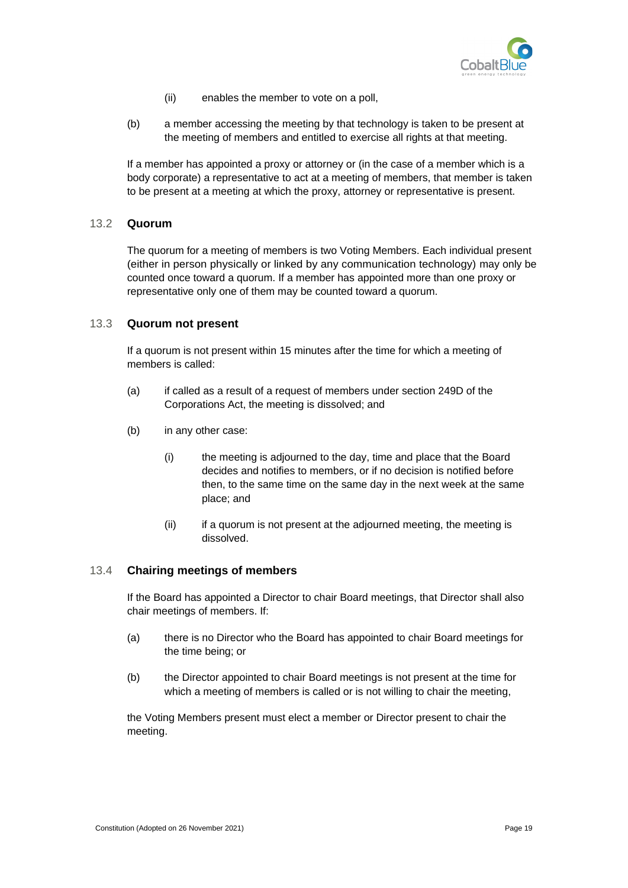(ii) enables the member to vote on a poll,

(b) a member accessing the meeting by that technology is taken to be present at the meeting of members and entitled to exercise all rights at that meeting.

If a member has appointed a proxy or attorney or (in the case of a member which is a body corporate) a representative to act at a meeting of members, that member is taken to be present at a meeting at which the proxy, attorney or representative is present.

### 13.2 Quorum

The quorum for a meeting of members is two Voting Members. Each individual present (either in person physically or linked by any communication technology) may only be counted once toward a quorum. If a member has appointed more than one proxy or representative only one of them may be counted toward a quorum.

### 13.3 Quorum not present

If a quorum is not present within 15 minutes after the time for which a meeting of members is called:

(a) if called as a result of a request of members under section 249D of the Corporations Act, the meeting is dissolved; and

(b) in any other case:

(i) the meeting is adjourned to the day, time and place that the Board decides and notifies to members, or if no decision is notified before then, to the same time on the same day in the next week at the same place; and

(ii) if a quorum is not present at the adjourned meeting, the meeting is dissolved.

### 13.4 Chairing meetings of members

If the Board has appointed a Director to chair Board meetings, that Director shall also chair meetings of members. If:

(a) there is no Director who the Board has appointed to chair Board meetings for the time being; or

(b) the Director appointed to chair Board meetings is not present at the time for which a meeting of members is called or is not willing to chair the meeting,

the Voting Members present must elect a member or Director present to chair the meeting.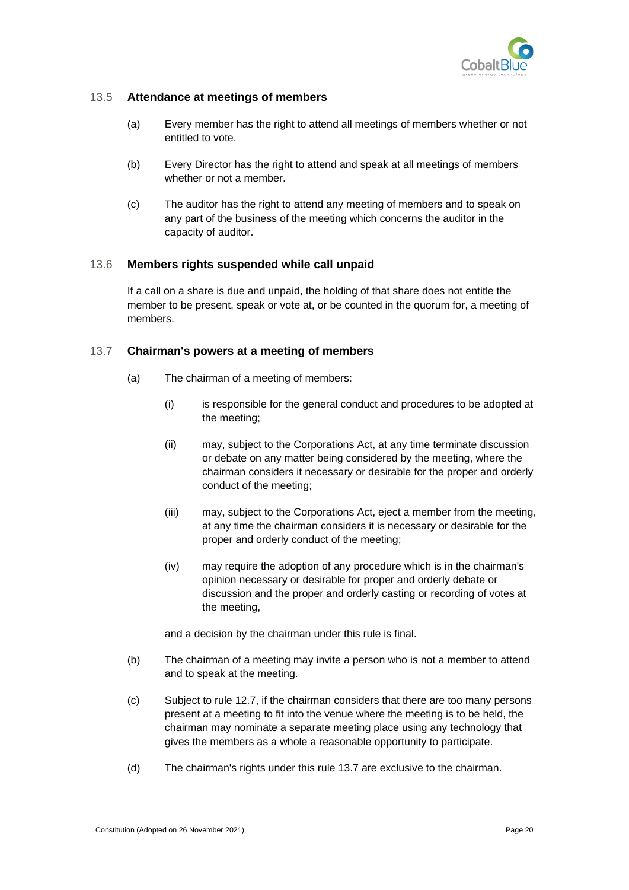### 13.5 Attendance at meetings of members

(a) Every member has the right to attend all meetings of members whether or not entitled to vote.

(b) Every Director has the right to attend and speak at all meetings of members whether or not a member.

(c) The auditor has the right to attend any meeting of members and to speak on any part of the business of the meeting which concerns the auditor in the capacity of auditor.

### 13.6 Members rights suspended while call unpaid

If a call on a share is due and unpaid, the holding of that share does not entitle the member to be present, speak or vote at, or be counted in the quorum for, a meeting of members.

### 13.7 Chairman's powers at a meeting of members

(a) The chairman of a meeting of members:

(i) is responsible for the general conduct and procedures to be adopted at the meeting;

(ii) may, subject to the Corporations Act, at any time terminate discussion or debate on any matter being considered by the meeting, where the chairman considers it necessary or desirable for the proper and orderly conduct of the meeting;

(iii) may, subject to the Corporations Act, eject a member from the meeting, at any time the chairman considers it is necessary or desirable for the proper and orderly conduct of the meeting;

(iv) may require the adoption of any procedure which is in the chairman's opinion necessary or desirable for proper and orderly debate or discussion and the proper and orderly casting or recording of votes at the meeting,

and a decision by the chairman under this rule is final.

(b) The chairman of a meeting may invite a person who is not a member to attend and to speak at the meeting.

(c) Subject to rule 12.7, if the chairman considers that there are too many persons present at a meeting to fit into the venue where the meeting is to be held, the chairman may nominate a separate meeting place using any technology that gives the members as a whole a reasonable opportunity to participate.

(d) The chairman's rights under this rule 13.7 are exclusive to the chairman.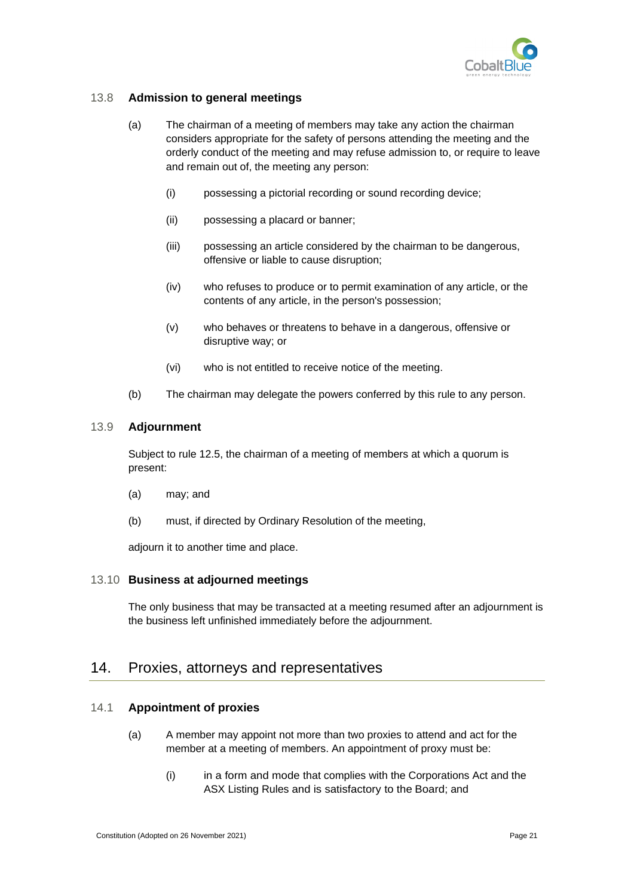### 13.8 Admission to general meetings

(a) The chairman of a meeting of members may take any action the chairman considers appropriate for the safety of persons attending the meeting and the orderly conduct of the meeting and may refuse admission to, or require to leave and remain out of, the meeting any person:

  (i) possessing a pictorial recording or sound recording device;

  (ii) possessing a placard or banner;

  (iii) possessing an article considered by the chairman to be dangerous, offensive or liable to cause disruption;

  (iv) who refuses to produce or to permit examination of any article, or the contents of any article, in the person's possession;

  (v) who behaves or threatens to behave in a dangerous, offensive or disruptive way; or

  (vi) who is not entitled to receive notice of the meeting.

(b) The chairman may delegate the powers conferred by this rule to any person.

### 13.9 Adjournment

Subject to rule 12.5, the chairman of a meeting of members at which a quorum is present:

(a) may; and

(b) must, if directed by Ordinary Resolution of the meeting,

adjourn it to another time and place.

### 13.10 Business at adjourned meetings

The only business that may be transacted at a meeting resumed after an adjournment is the business left unfinished immediately before the adjournment.

## 14. Proxies, attorneys and representatives

### 14.1 Appointment of proxies

(a) A member may appoint not more than two proxies to attend and act for the member at a meeting of members. An appointment of proxy must be:

  (i) in a form and mode that complies with the Corporations Act and the ASX Listing Rules and is satisfactory to the Board; and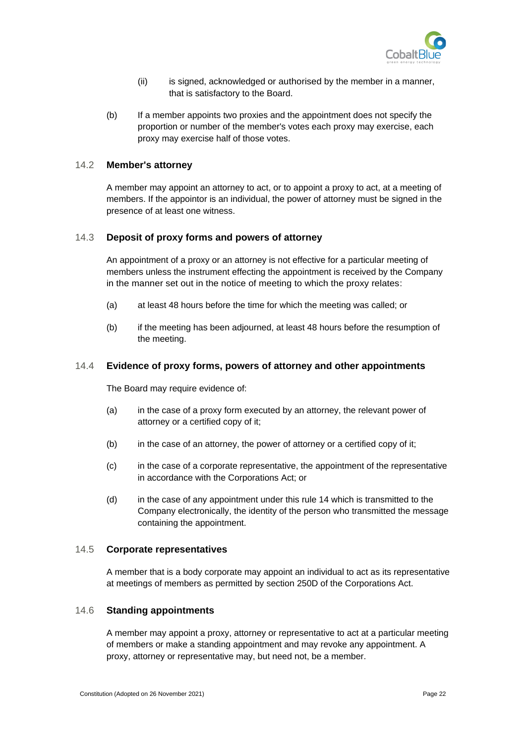(ii) is signed, acknowledged or authorised by the member in a manner, that is satisfactory to the Board.

(b) If a member appoints two proxies and the appointment does not specify the proportion or number of the member's votes each proxy may exercise, each proxy may exercise half of those votes.

### 14.2 Member's attorney

A member may appoint an attorney to act, or to appoint a proxy to act, at a meeting of members. If the appointor is an individual, the power of attorney must be signed in the presence of at least one witness.

### 14.3 Deposit of proxy forms and powers of attorney

An appointment of a proxy or an attorney is not effective for a particular meeting of members unless the instrument effecting the appointment is received by the Company in the manner set out in the notice of meeting to which the proxy relates:

(a) at least 48 hours before the time for which the meeting was called; or

(b) if the meeting has been adjourned, at least 48 hours before the resumption of the meeting.

### 14.4 Evidence of proxy forms, powers of attorney and other appointments

The Board may require evidence of:

(a) in the case of a proxy form executed by an attorney, the relevant power of attorney or a certified copy of it;

(b) in the case of an attorney, the power of attorney or a certified copy of it;

(c) in the case of a corporate representative, the appointment of the representative in accordance with the Corporations Act; or

(d) in the case of any appointment under this rule 14 which is transmitted to the Company electronically, the identity of the person who transmitted the message containing the appointment.

### 14.5 Corporate representatives

A member that is a body corporate may appoint an individual to act as its representative at meetings of members as permitted by section 250D of the Corporations Act.

### 14.6 Standing appointments

A member may appoint a proxy, attorney or representative to act at a particular meeting of members or make a standing appointment and may revoke any appointment. A proxy, attorney or representative may, but need not, be a member.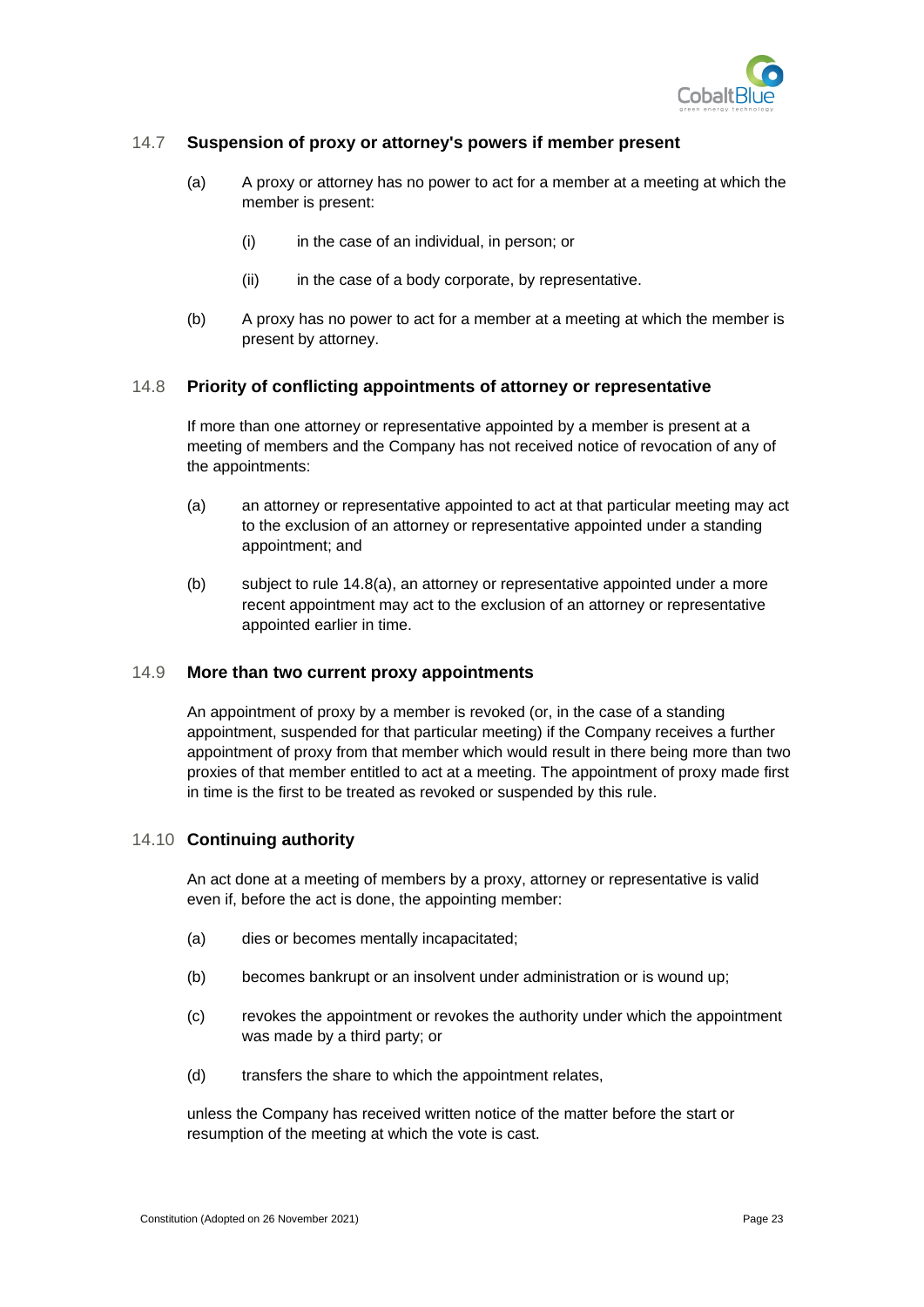### 14.7 Suspension of proxy or attorney's powers if member present

(a) A proxy or attorney has no power to act for a member at a meeting at which the member is present:

(i) in the case of an individual, in person; or

(ii) in the case of a body corporate, by representative.

(b) A proxy has no power to act for a member at a meeting at which the member is present by attorney.

### 14.8 Priority of conflicting appointments of attorney or representative

If more than one attorney or representative appointed by a member is present at a meeting of members and the Company has not received notice of revocation of any of the appointments:

(a) an attorney or representative appointed to act at that particular meeting may act to the exclusion of an attorney or representative appointed under a standing appointment; and

(b) subject to rule 14.8(a), an attorney or representative appointed under a more recent appointment may act to the exclusion of an attorney or representative appointed earlier in time.

### 14.9 More than two current proxy appointments

An appointment of proxy by a member is revoked (or, in the case of a standing appointment, suspended for that particular meeting) if the Company receives a further appointment of proxy from that member which would result in there being more than two proxies of that member entitled to act at a meeting. The appointment of proxy made first in time is the first to be treated as revoked or suspended by this rule.

### 14.10 Continuing authority

An act done at a meeting of members by a proxy, attorney or representative is valid even if, before the act is done, the appointing member:

(a) dies or becomes mentally incapacitated;

(b) becomes bankrupt or an insolvent under administration or is wound up;

(c) revokes the appointment or revokes the authority under which the appointment was made by a third party; or

(d) transfers the share to which the appointment relates,

unless the Company has received written notice of the matter before the start or resumption of the meeting at which the vote is cast.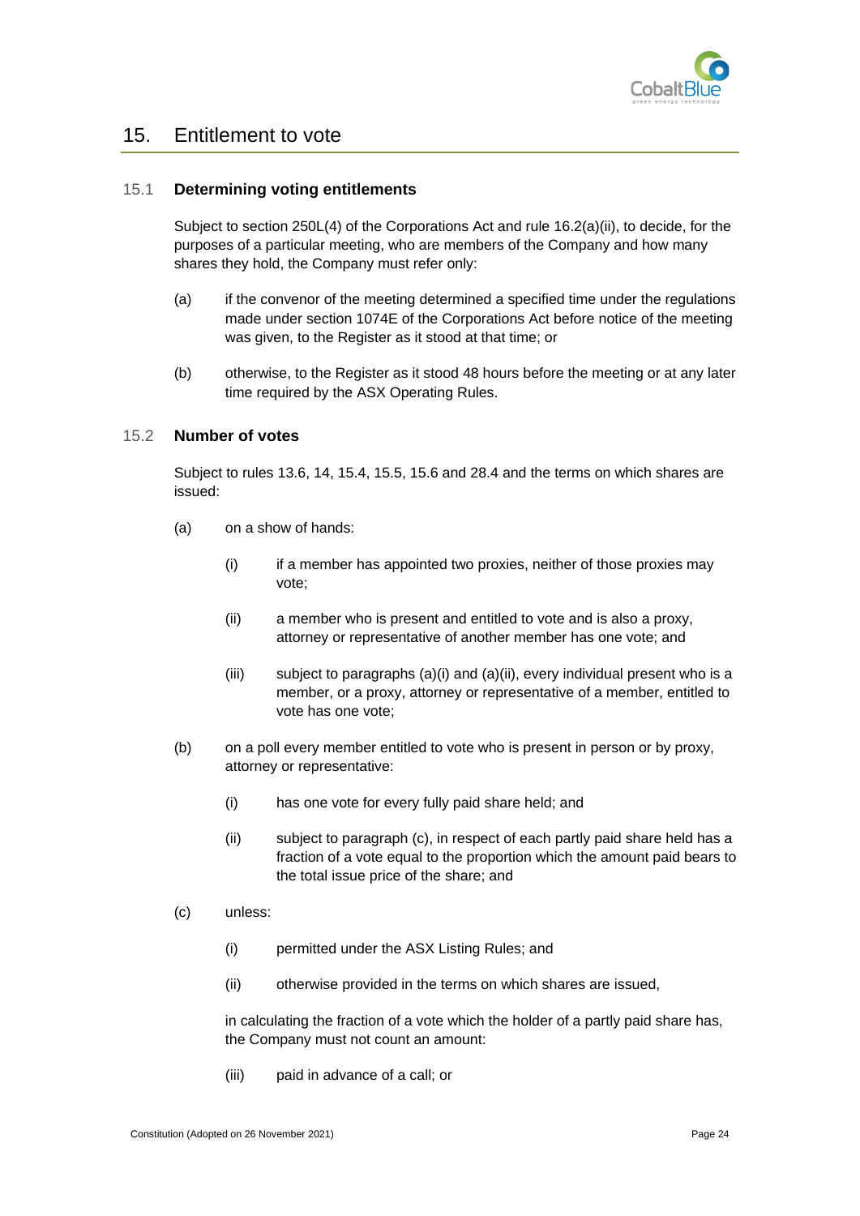# 15. Entitlement to vote

## 15.1 Determining voting entitlements

Subject to section 250L(4) of the Corporations Act and rule 16.2(a)(ii), to decide, for the purposes of a particular meeting, who are members of the Company and how many shares they hold, the Company must refer only:

(a) if the convenor of the meeting determined a specified time under the regulations made under section 1074E of the Corporations Act before notice of the meeting was given, to the Register as it stood at that time; or

(b) otherwise, to the Register as it stood 48 hours before the meeting or at any later time required by the ASX Operating Rules.

## 15.2 Number of votes

Subject to rules 13.6, 14, 15.4, 15.5, 15.6 and 28.4 and the terms on which shares are issued:

(a) on a show of hands:

  (i) if a member has appointed two proxies, neither of those proxies may vote;

  (ii) a member who is present and entitled to vote and is also a proxy, attorney or representative of another member has one vote; and

  (iii) subject to paragraphs (a)(i) and (a)(ii), every individual present who is a member, or a proxy, attorney or representative of a member, entitled to vote has one vote;

(b) on a poll every member entitled to vote who is present in person or by proxy, attorney or representative:

  (i) has one vote for every fully paid share held; and

  (ii) subject to paragraph (c), in respect of each partly paid share held has a fraction of a vote equal to the proportion which the amount paid bears to the total issue price of the share; and

(c) unless:

  (i) permitted under the ASX Listing Rules; and

  (ii) otherwise provided in the terms on which shares are issued,

  in calculating the fraction of a vote which the holder of a partly paid share has, the Company must not count an amount:

  (iii) paid in advance of a call; or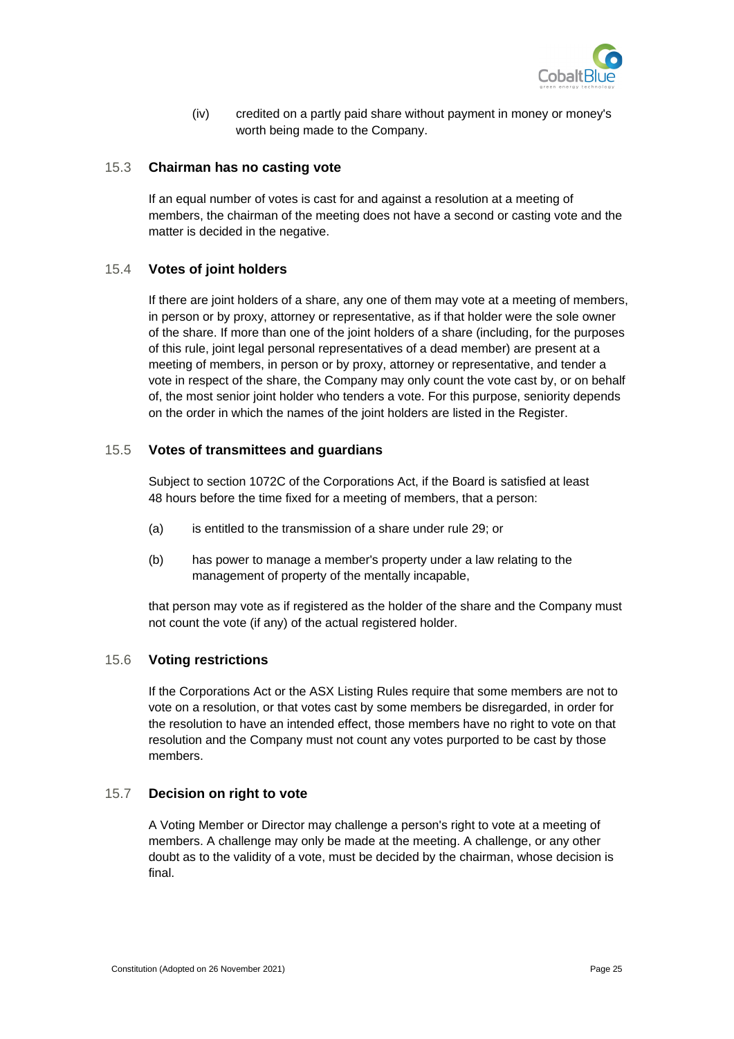(iv) credited on a partly paid share without payment in money or money's worth being made to the Company.

### 15.3 Chairman has no casting vote

If an equal number of votes is cast for and against a resolution at a meeting of members, the chairman of the meeting does not have a second or casting vote and the matter is decided in the negative.

### 15.4 Votes of joint holders

If there are joint holders of a share, any one of them may vote at a meeting of members, in person or by proxy, attorney or representative, as if that holder were the sole owner of the share. If more than one of the joint holders of a share (including, for the purposes of this rule, joint legal personal representatives of a dead member) are present at a meeting of members, in person or by proxy, attorney or representative, and tender a vote in respect of the share, the Company may only count the vote cast by, or on behalf of, the most senior joint holder who tenders a vote. For this purpose, seniority depends on the order in which the names of the joint holders are listed in the Register.

### 15.5 Votes of transmittees and guardians

Subject to section 1072C of the Corporations Act, if the Board is satisfied at least 48 hours before the time fixed for a meeting of members, that a person:

(a) is entitled to the transmission of a share under rule 29; or

(b) has power to manage a member's property under a law relating to the management of property of the mentally incapable,

that person may vote as if registered as the holder of the share and the Company must not count the vote (if any) of the actual registered holder.

### 15.6 Voting restrictions

If the Corporations Act or the ASX Listing Rules require that some members are not to vote on a resolution, or that votes cast by some members be disregarded, in order for the resolution to have an intended effect, those members have no right to vote on that resolution and the Company must not count any votes purported to be cast by those members.

### 15.7 Decision on right to vote

A Voting Member or Director may challenge a person's right to vote at a meeting of members. A challenge may only be made at the meeting. A challenge, or any other doubt as to the validity of a vote, must be decided by the chairman, whose decision is final.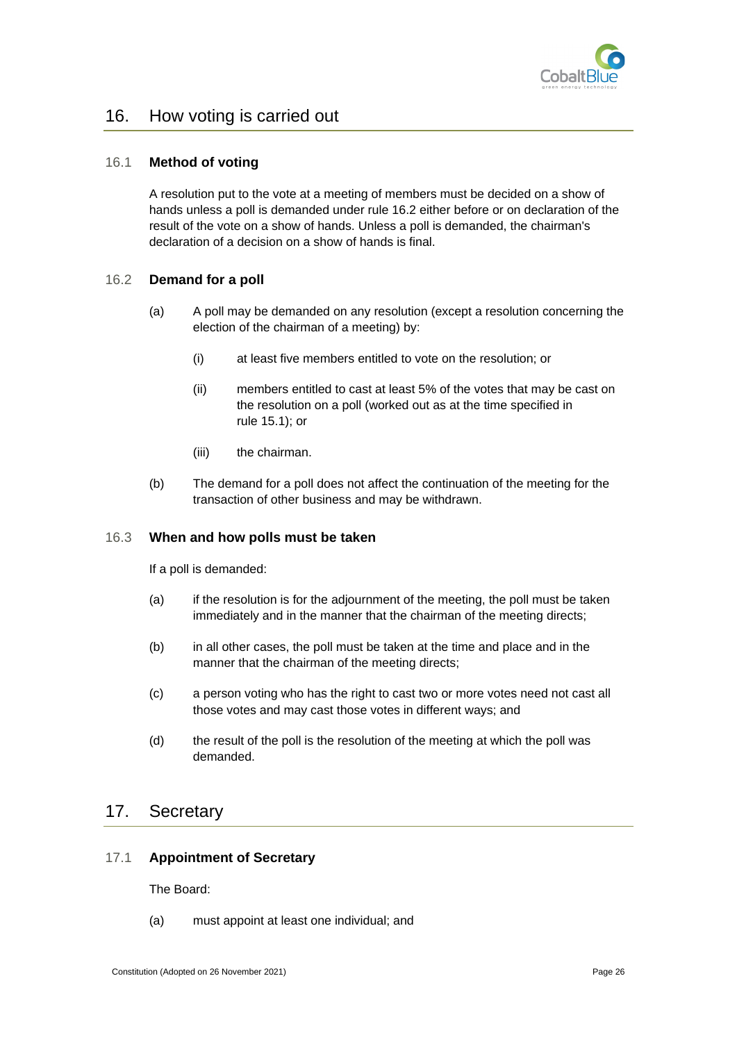## 16. How voting is carried out

### 16.1 Method of voting

A resolution put to the vote at a meeting of members must be decided on a show of hands unless a poll is demanded under rule 16.2 either before or on declaration of the result of the vote on a show of hands. Unless a poll is demanded, the chairman's declaration of a decision on a show of hands is final.

### 16.2 Demand for a poll

(a) A poll may be demanded on any resolution (except a resolution concerning the election of the chairman of a meeting) by:

  (i) at least five members entitled to vote on the resolution; or

  (ii) members entitled to cast at least 5% of the votes that may be cast on the resolution on a poll (worked out as at the time specified in rule 15.1); or

  (iii) the chairman.

(b) The demand for a poll does not affect the continuation of the meeting for the transaction of other business and may be withdrawn.

### 16.3 When and how polls must be taken

If a poll is demanded:

(a) if the resolution is for the adjournment of the meeting, the poll must be taken immediately and in the manner that the chairman of the meeting directs;

(b) in all other cases, the poll must be taken at the time and place and in the manner that the chairman of the meeting directs;

(c) a person voting who has the right to cast two or more votes need not cast all those votes and may cast those votes in different ways; and

(d) the result of the poll is the resolution of the meeting at which the poll was demanded.

## 17. Secretary

### 17.1 Appointment of Secretary

The Board:

(a) must appoint at least one individual; and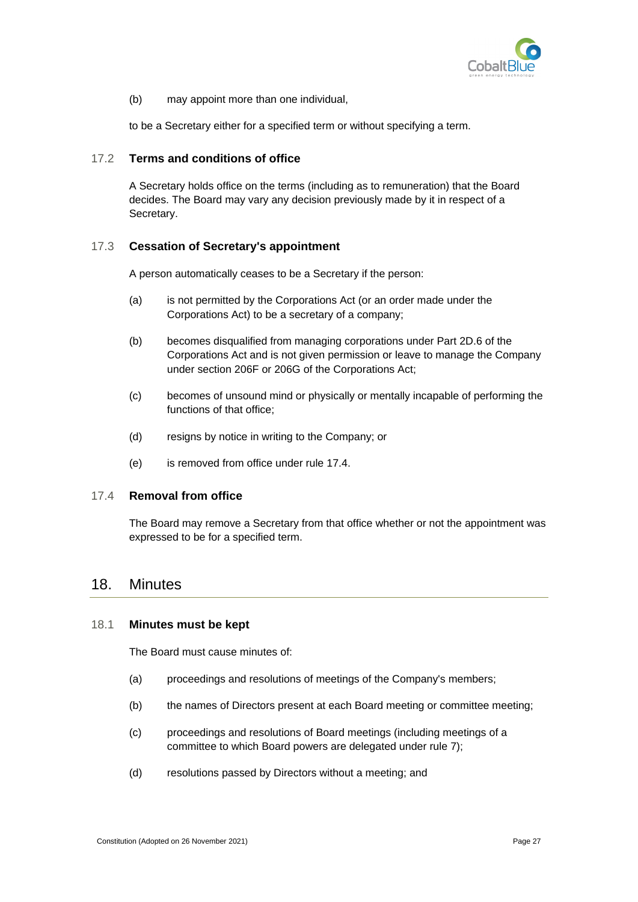(b) may appoint more than one individual,

to be a Secretary either for a specified term or without specifying a term.

### 17.2 Terms and conditions of office

A Secretary holds office on the terms (including as to remuneration) that the Board decides. The Board may vary any decision previously made by it in respect of a Secretary.

### 17.3 Cessation of Secretary's appointment

A person automatically ceases to be a Secretary if the person:

(a) is not permitted by the Corporations Act (or an order made under the Corporations Act) to be a secretary of a company;

(b) becomes disqualified from managing corporations under Part 2D.6 of the Corporations Act and is not given permission or leave to manage the Company under section 206F or 206G of the Corporations Act;

(c) becomes of unsound mind or physically or mentally incapable of performing the functions of that office;

(d) resigns by notice in writing to the Company; or

(e) is removed from office under rule 17.4.

### 17.4 Removal from office

The Board may remove a Secretary from that office whether or not the appointment was expressed to be for a specified term.

## 18. Minutes

### 18.1 Minutes must be kept

The Board must cause minutes of:

(a) proceedings and resolutions of meetings of the Company's members;

(b) the names of Directors present at each Board meeting or committee meeting;

(c) proceedings and resolutions of Board meetings (including meetings of a committee to which Board powers are delegated under rule 7);

(d) resolutions passed by Directors without a meeting; and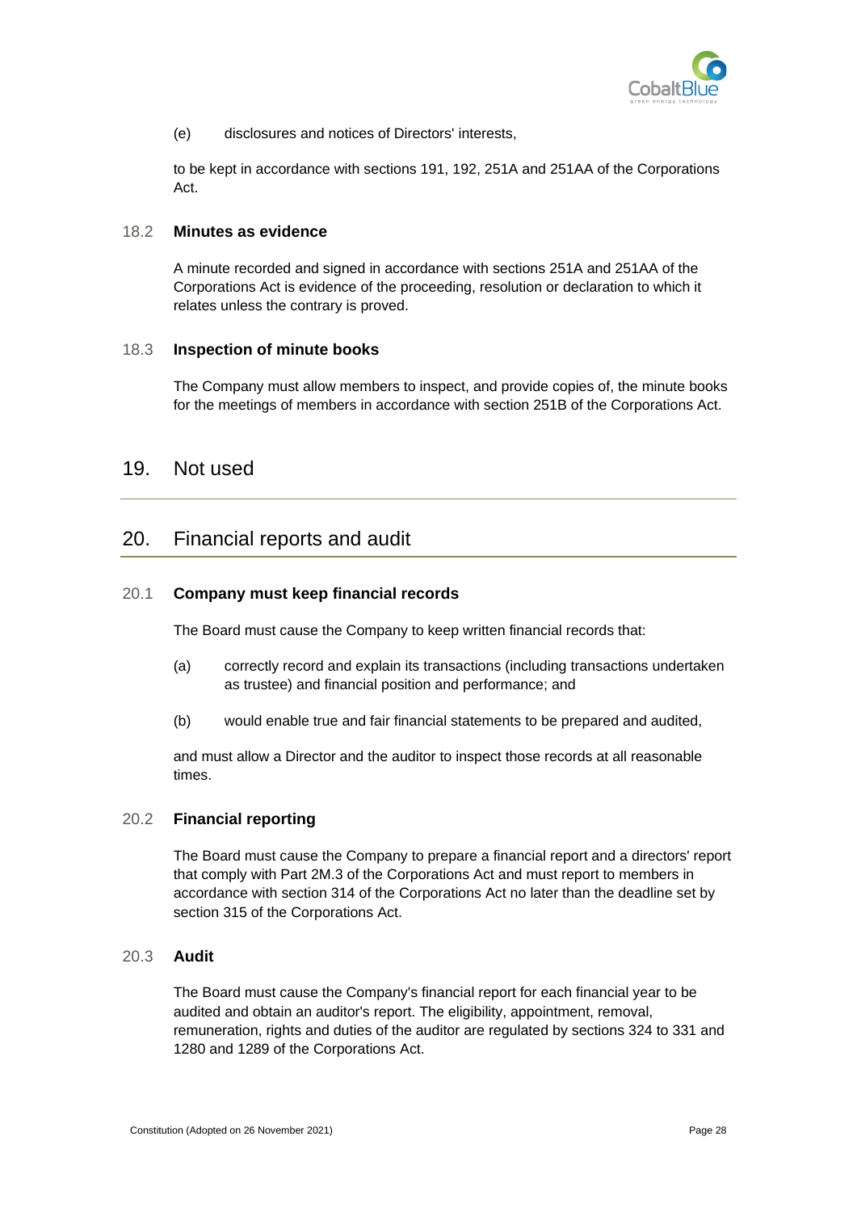(e) disclosures and notices of Directors' interests,

to be kept in accordance with sections 191, 192, 251A and 251AA of the Corporations Act.

### 18.2 Minutes as evidence

A minute recorded and signed in accordance with sections 251A and 251AA of the Corporations Act is evidence of the proceeding, resolution or declaration to which it relates unless the contrary is proved.

### 18.3 Inspection of minute books

The Company must allow members to inspect, and provide copies of, the minute books for the meetings of members in accordance with section 251B of the Corporations Act.

## 19. Not used

## 20. Financial reports and audit

### 20.1 Company must keep financial records

The Board must cause the Company to keep written financial records that:

(a) correctly record and explain its transactions (including transactions undertaken as trustee) and financial position and performance; and

(b) would enable true and fair financial statements to be prepared and audited,

and must allow a Director and the auditor to inspect those records at all reasonable times.

### 20.2 Financial reporting

The Board must cause the Company to prepare a financial report and a directors' report that comply with Part 2M.3 of the Corporations Act and must report to members in accordance with section 314 of the Corporations Act no later than the deadline set by section 315 of the Corporations Act.

### 20.3 Audit

The Board must cause the Company's financial report for each financial year to be audited and obtain an auditor's report. The eligibility, appointment, removal, remuneration, rights and duties of the auditor are regulated by sections 324 to 331 and 1280 and 1289 of the Corporations Act.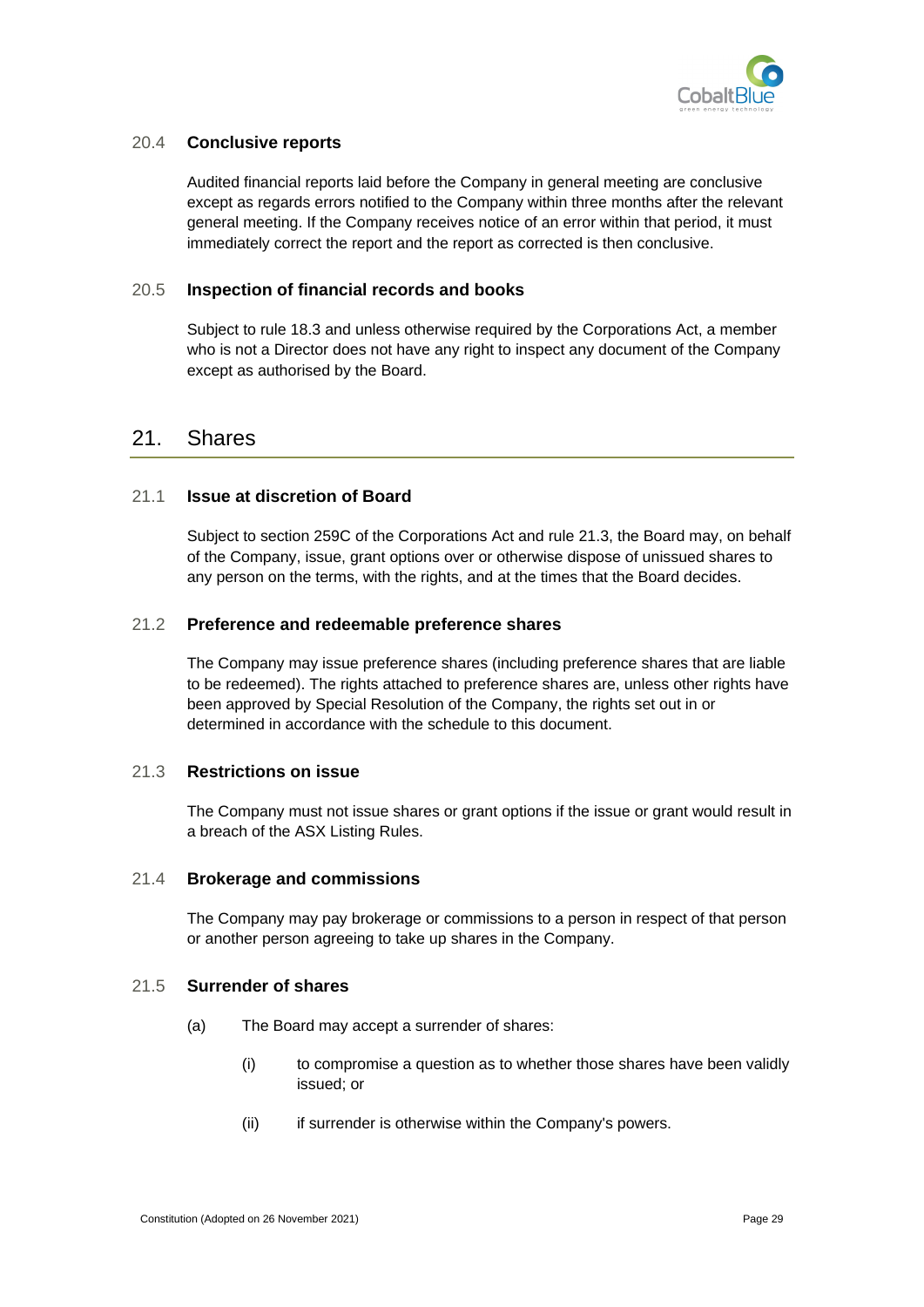### 20.4 Conclusive reports

Audited financial reports laid before the Company in general meeting are conclusive except as regards errors notified to the Company within three months after the relevant general meeting. If the Company receives notice of an error within that period, it must immediately correct the report and the report as corrected is then conclusive.

### 20.5 Inspection of financial records and books

Subject to rule 18.3 and unless otherwise required by the Corporations Act, a member who is not a Director does not have any right to inspect any document of the Company except as authorised by the Board.

## 21. Shares

### 21.1 Issue at discretion of Board

Subject to section 259C of the Corporations Act and rule 21.3, the Board may, on behalf of the Company, issue, grant options over or otherwise dispose of unissued shares to any person on the terms, with the rights, and at the times that the Board decides.

### 21.2 Preference and redeemable preference shares

The Company may issue preference shares (including preference shares that are liable to be redeemed). The rights attached to preference shares are, unless other rights have been approved by Special Resolution of the Company, the rights set out in or determined in accordance with the schedule to this document.

### 21.3 Restrictions on issue

The Company must not issue shares or grant options if the issue or grant would result in a breach of the ASX Listing Rules.

### 21.4 Brokerage and commissions

The Company may pay brokerage or commissions to a person in respect of that person or another person agreeing to take up shares in the Company.

### 21.5 Surrender of shares

(a) The Board may accept a surrender of shares:

(i) to compromise a question as to whether those shares have been validly issued; or

(ii) if surrender is otherwise within the Company's powers.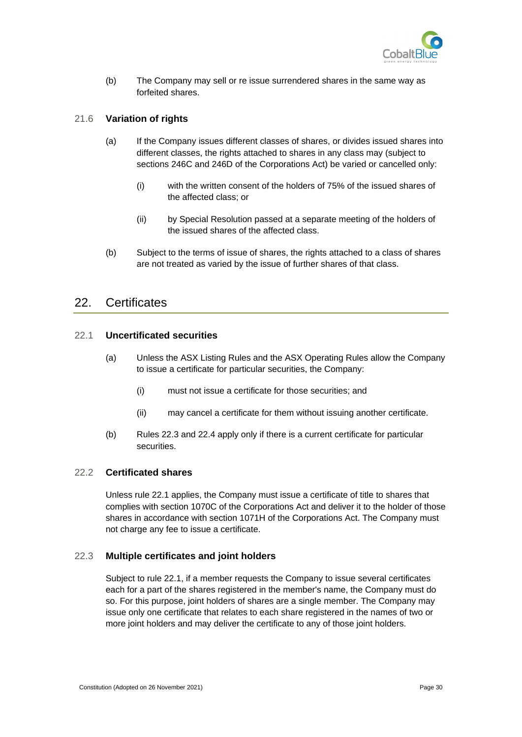(b) The Company may sell or re issue surrendered shares in the same way as forfeited shares.

### 21.6 Variation of rights

(a) If the Company issues different classes of shares, or divides issued shares into different classes, the rights attached to shares in any class may (subject to sections 246C and 246D of the Corporations Act) be varied or cancelled only:

(i) with the written consent of the holders of 75% of the issued shares of the affected class; or

(ii) by Special Resolution passed at a separate meeting of the holders of the issued shares of the affected class.

(b) Subject to the terms of issue of shares, the rights attached to a class of shares are not treated as varied by the issue of further shares of that class.

## 22. Certificates

### 22.1 Uncertificated securities

(a) Unless the ASX Listing Rules and the ASX Operating Rules allow the Company to issue a certificate for particular securities, the Company:

(i) must not issue a certificate for those securities; and

(ii) may cancel a certificate for them without issuing another certificate.

(b) Rules 22.3 and 22.4 apply only if there is a current certificate for particular securities.

### 22.2 Certificated shares

Unless rule 22.1 applies, the Company must issue a certificate of title to shares that complies with section 1070C of the Corporations Act and deliver it to the holder of those shares in accordance with section 1071H of the Corporations Act. The Company must not charge any fee to issue a certificate.

### 22.3 Multiple certificates and joint holders

Subject to rule 22.1, if a member requests the Company to issue several certificates each for a part of the shares registered in the member's name, the Company must do so. For this purpose, joint holders of shares are a single member. The Company may issue only one certificate that relates to each share registered in the names of two or more joint holders and may deliver the certificate to any of those joint holders.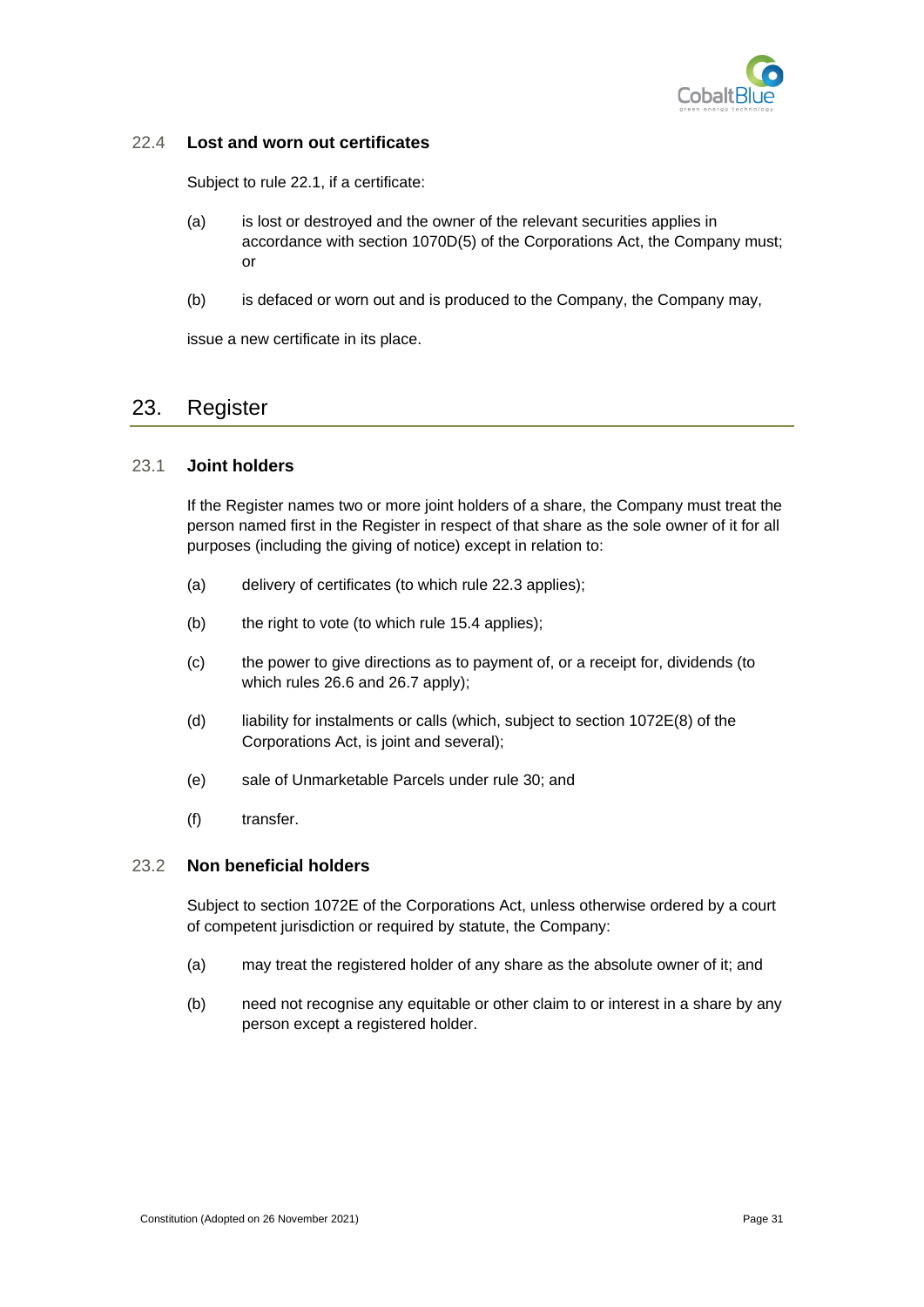### 22.4 Lost and worn out certificates

Subject to rule 22.1, if a certificate:

(a) is lost or destroyed and the owner of the relevant securities applies in accordance with section 1070D(5) of the Corporations Act, the Company must; or

(b) is defaced or worn out and is produced to the Company, the Company may,

issue a new certificate in its place.

## 23. Register

### 23.1 Joint holders

If the Register names two or more joint holders of a share, the Company must treat the person named first in the Register in respect of that share as the sole owner of it for all purposes (including the giving of notice) except in relation to:

(a) delivery of certificates (to which rule 22.3 applies);

(b) the right to vote (to which rule 15.4 applies);

(c) the power to give directions as to payment of, or a receipt for, dividends (to which rules 26.6 and 26.7 apply);

(d) liability for instalments or calls (which, subject to section 1072E(8) of the Corporations Act, is joint and several);

(e) sale of Unmarketable Parcels under rule 30; and

(f) transfer.

### 23.2 Non beneficial holders

Subject to section 1072E of the Corporations Act, unless otherwise ordered by a court of competent jurisdiction or required by statute, the Company:

(a) may treat the registered holder of any share as the absolute owner of it; and

(b) need not recognise any equitable or other claim to or interest in a share by any person except a registered holder.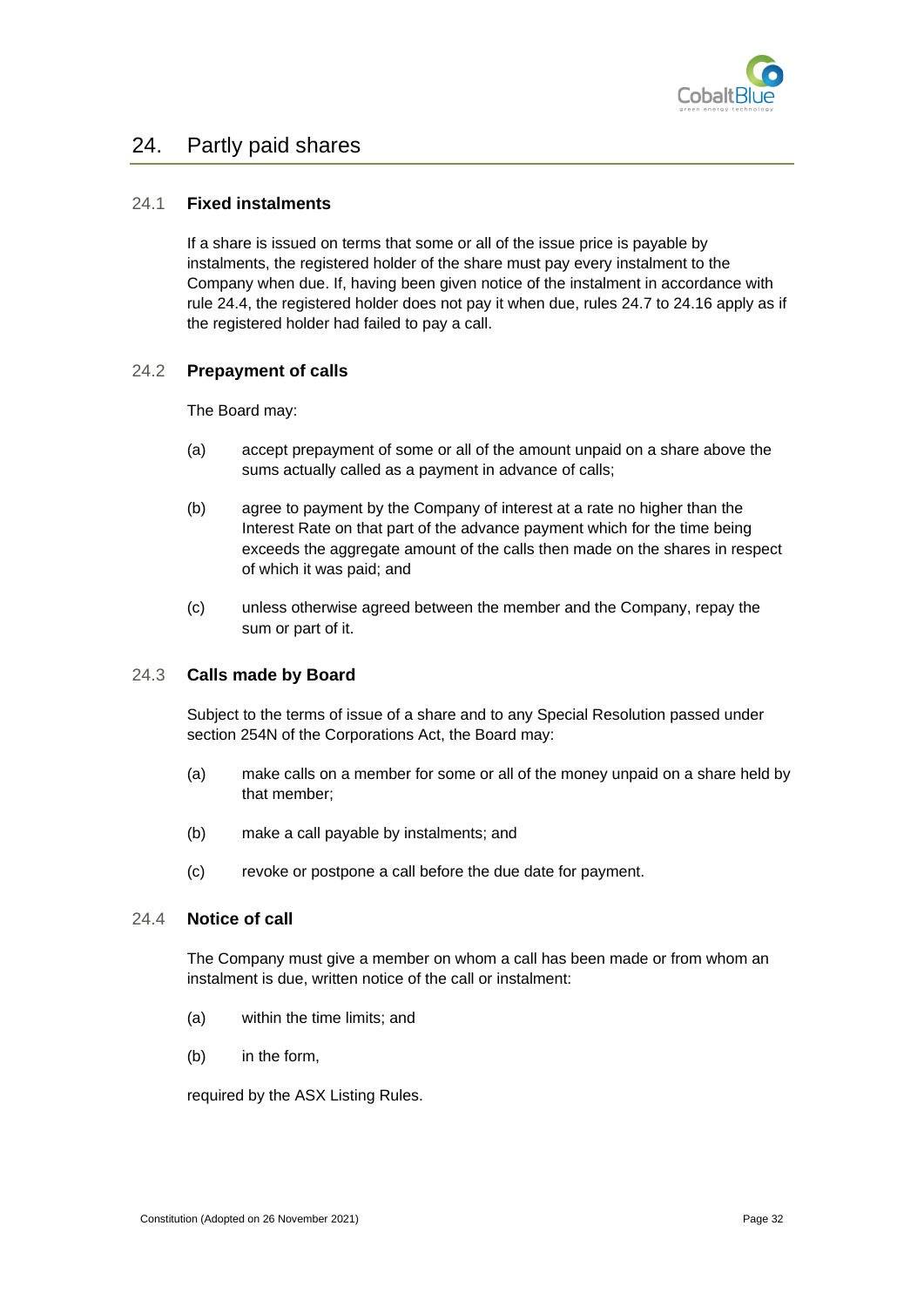## 24. Partly paid shares

### 24.1 Fixed instalments

If a share is issued on terms that some or all of the issue price is payable by instalments, the registered holder of the share must pay every instalment to the Company when due. If, having been given notice of the instalment in accordance with rule 24.4, the registered holder does not pay it when due, rules 24.7 to 24.16 apply as if the registered holder had failed to pay a call.

### 24.2 Prepayment of calls

The Board may:

(a) accept prepayment of some or all of the amount unpaid on a share above the sums actually called as a payment in advance of calls;

(b) agree to payment by the Company of interest at a rate no higher than the Interest Rate on that part of the advance payment which for the time being exceeds the aggregate amount of the calls then made on the shares in respect of which it was paid; and

(c) unless otherwise agreed between the member and the Company, repay the sum or part of it.

### 24.3 Calls made by Board

Subject to the terms of issue of a share and to any Special Resolution passed under section 254N of the Corporations Act, the Board may:

(a) make calls on a member for some or all of the money unpaid on a share held by that member;

(b) make a call payable by instalments; and

(c) revoke or postpone a call before the due date for payment.

### 24.4 Notice of call

The Company must give a member on whom a call has been made or from whom an instalment is due, written notice of the call or instalment:

(a) within the time limits; and

(b) in the form,

required by the ASX Listing Rules.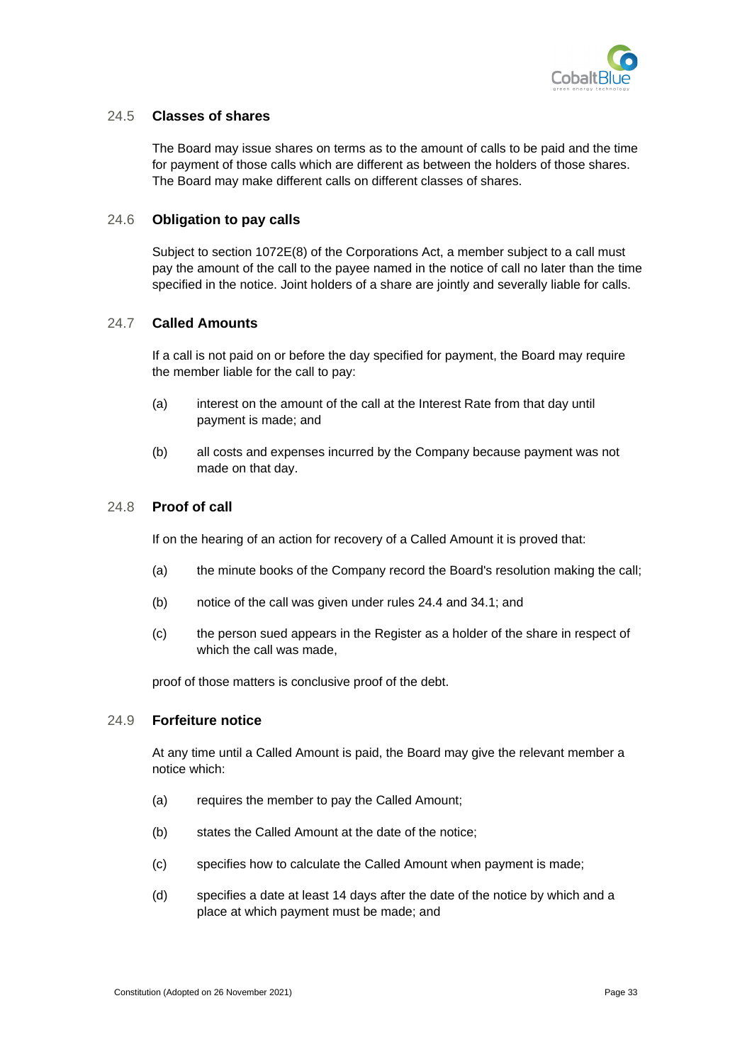### 24.5 Classes of shares

The Board may issue shares on terms as to the amount of calls to be paid and the time for payment of those calls which are different as between the holders of those shares. The Board may make different calls on different classes of shares.

### 24.6 Obligation to pay calls

Subject to section 1072E(8) of the Corporations Act, a member subject to a call must pay the amount of the call to the payee named in the notice of call no later than the time specified in the notice. Joint holders of a share are jointly and severally liable for calls.

### 24.7 Called Amounts

If a call is not paid on or before the day specified for payment, the Board may require the member liable for the call to pay:

(a) interest on the amount of the call at the Interest Rate from that day until payment is made; and

(b) all costs and expenses incurred by the Company because payment was not made on that day.

### 24.8 Proof of call

If on the hearing of an action for recovery of a Called Amount it is proved that:

(a) the minute books of the Company record the Board's resolution making the call;

(b) notice of the call was given under rules 24.4 and 34.1; and

(c) the person sued appears in the Register as a holder of the share in respect of which the call was made,

proof of those matters is conclusive proof of the debt.

### 24.9 Forfeiture notice

At any time until a Called Amount is paid, the Board may give the relevant member a notice which:

(a) requires the member to pay the Called Amount;

(b) states the Called Amount at the date of the notice;

(c) specifies how to calculate the Called Amount when payment is made;

(d) specifies a date at least 14 days after the date of the notice by which and a place at which payment must be made; and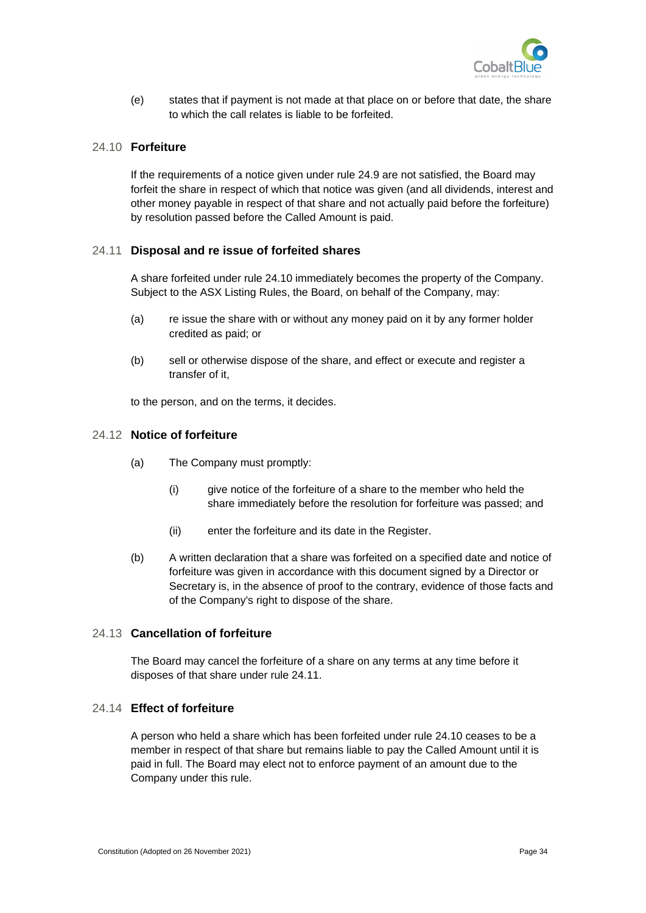(e) states that if payment is not made at that place on or before that date, the share to which the call relates is liable to be forfeited.

### 24.10 Forfeiture

If the requirements of a notice given under rule 24.9 are not satisfied, the Board may forfeit the share in respect of which that notice was given (and all dividends, interest and other money payable in respect of that share and not actually paid before the forfeiture) by resolution passed before the Called Amount is paid.

### 24.11 Disposal and re issue of forfeited shares

A share forfeited under rule 24.10 immediately becomes the property of the Company. Subject to the ASX Listing Rules, the Board, on behalf of the Company, may:

(a) re issue the share with or without any money paid on it by any former holder credited as paid; or

(b) sell or otherwise dispose of the share, and effect or execute and register a transfer of it,

to the person, and on the terms, it decides.

### 24.12 Notice of forfeiture

(a) The Company must promptly:

  (i) give notice of the forfeiture of a share to the member who held the share immediately before the resolution for forfeiture was passed; and

  (ii) enter the forfeiture and its date in the Register.

(b) A written declaration that a share was forfeited on a specified date and notice of forfeiture was given in accordance with this document signed by a Director or Secretary is, in the absence of proof to the contrary, evidence of those facts and of the Company's right to dispose of the share.

### 24.13 Cancellation of forfeiture

The Board may cancel the forfeiture of a share on any terms at any time before it disposes of that share under rule 24.11.

### 24.14 Effect of forfeiture

A person who held a share which has been forfeited under rule 24.10 ceases to be a member in respect of that share but remains liable to pay the Called Amount until it is paid in full. The Board may elect not to enforce payment of an amount due to the Company under this rule.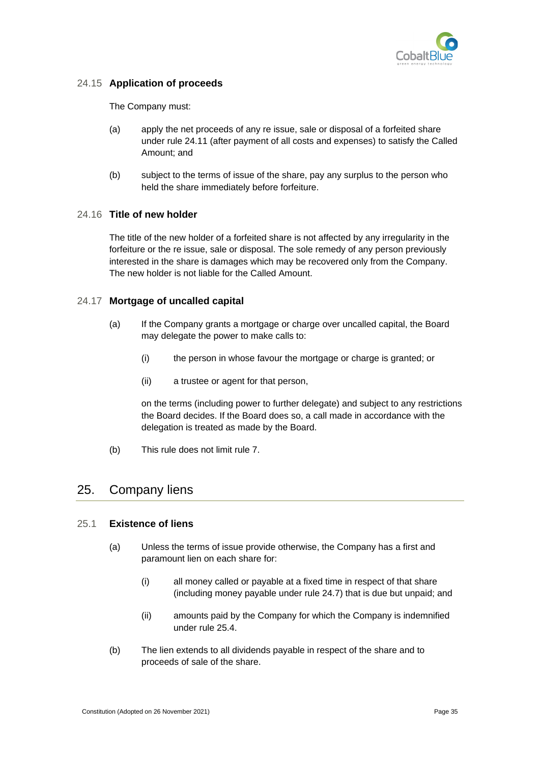### 24.15 **Application of proceeds**

The Company must:

(a) apply the net proceeds of any re issue, sale or disposal of a forfeited share under rule 24.11 (after payment of all costs and expenses) to satisfy the Called Amount; and

(b) subject to the terms of issue of the share, pay any surplus to the person who held the share immediately before forfeiture.

### 24.16 **Title of new holder**

The title of the new holder of a forfeited share is not affected by any irregularity in the forfeiture or the re issue, sale or disposal. The sole remedy of any person previously interested in the share is damages which may be recovered only from the Company. The new holder is not liable for the Called Amount.

### 24.17 **Mortgage of uncalled capital**

(a) If the Company grants a mortgage or charge over uncalled capital, the Board may delegate the power to make calls to:

  (i) the person in whose favour the mortgage or charge is granted; or

  (ii) a trustee or agent for that person,

  on the terms (including power to further delegate) and subject to any restrictions the Board decides. If the Board does so, a call made in accordance with the delegation is treated as made by the Board.

(b) This rule does not limit rule 7.

## 25. Company liens

### 25.1 **Existence of liens**

(a) Unless the terms of issue provide otherwise, the Company has a first and paramount lien on each share for:

  (i) all money called or payable at a fixed time in respect of that share (including money payable under rule 24.7) that is due but unpaid; and

  (ii) amounts paid by the Company for which the Company is indemnified under rule 25.4.

(b) The lien extends to all dividends payable in respect of the share and to proceeds of sale of the share.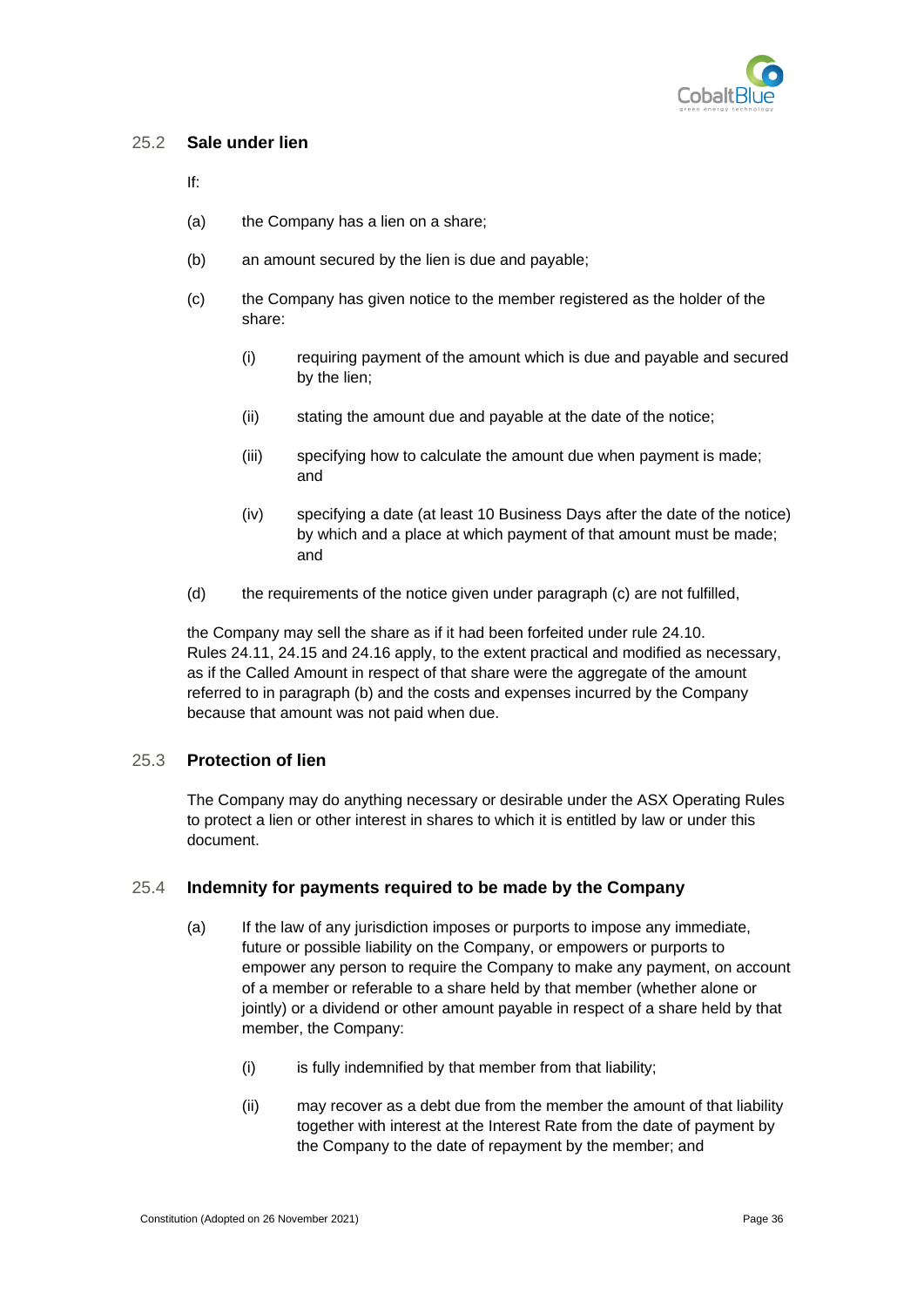### 25.2 Sale under lien

If:

(a) the Company has a lien on a share;

(b) an amount secured by the lien is due and payable;

(c) the Company has given notice to the member registered as the holder of the share:

  (i) requiring payment of the amount which is due and payable and secured by the lien;

  (ii) stating the amount due and payable at the date of the notice;

  (iii) specifying how to calculate the amount due when payment is made; and

  (iv) specifying a date (at least 10 Business Days after the date of the notice) by which and a place at which payment of that amount must be made; and

(d) the requirements of the notice given under paragraph (c) are not fulfilled,

the Company may sell the share as if it had been forfeited under rule 24.10. Rules 24.11, 24.15 and 24.16 apply, to the extent practical and modified as necessary, as if the Called Amount in respect of that share were the aggregate of the amount referred to in paragraph (b) and the costs and expenses incurred by the Company because that amount was not paid when due.

### 25.3 Protection of lien

The Company may do anything necessary or desirable under the ASX Operating Rules to protect a lien or other interest in shares to which it is entitled by law or under this document.

### 25.4 Indemnity for payments required to be made by the Company

(a) If the law of any jurisdiction imposes or purports to impose any immediate, future or possible liability on the Company, or empowers or purports to empower any person to require the Company to make any payment, on account of a member or referable to a share held by that member (whether alone or jointly) or a dividend or other amount payable in respect of a share held by that member, the Company:

  (i) is fully indemnified by that member from that liability;

  (ii) may recover as a debt due from the member the amount of that liability together with interest at the Interest Rate from the date of payment by the Company to the date of repayment by the member; and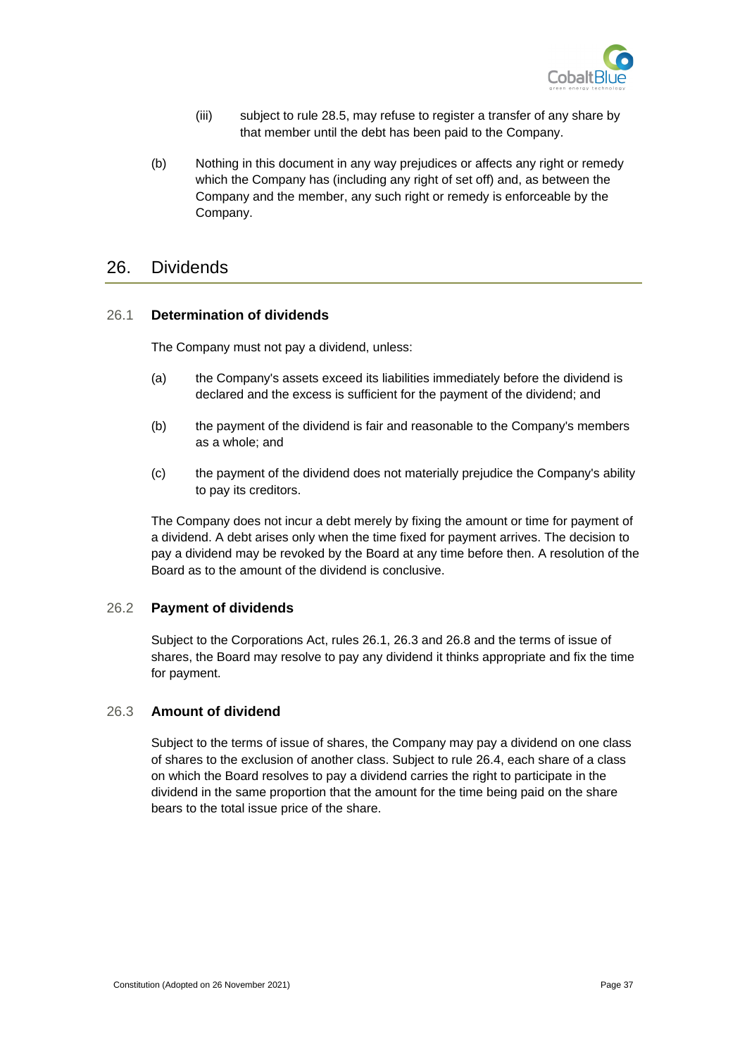(iii) subject to rule 28.5, may refuse to register a transfer of any share by that member until the debt has been paid to the Company.

(b) Nothing in this document in any way prejudices or affects any right or remedy which the Company has (including any right of set off) and, as between the Company and the member, any such right or remedy is enforceable by the Company.

## 26. Dividends

### 26.1 Determination of dividends

The Company must not pay a dividend, unless:

(a) the Company's assets exceed its liabilities immediately before the dividend is declared and the excess is sufficient for the payment of the dividend; and

(b) the payment of the dividend is fair and reasonable to the Company's members as a whole; and

(c) the payment of the dividend does not materially prejudice the Company's ability to pay its creditors.

The Company does not incur a debt merely by fixing the amount or time for payment of a dividend. A debt arises only when the time fixed for payment arrives. The decision to pay a dividend may be revoked by the Board at any time before then. A resolution of the Board as to the amount of the dividend is conclusive.

### 26.2 Payment of dividends

Subject to the Corporations Act, rules 26.1, 26.3 and 26.8 and the terms of issue of shares, the Board may resolve to pay any dividend it thinks appropriate and fix the time for payment.

### 26.3 Amount of dividend

Subject to the terms of issue of shares, the Company may pay a dividend on one class of shares to the exclusion of another class. Subject to rule 26.4, each share of a class on which the Board resolves to pay a dividend carries the right to participate in the dividend in the same proportion that the amount for the time being paid on the share bears to the total issue price of the share.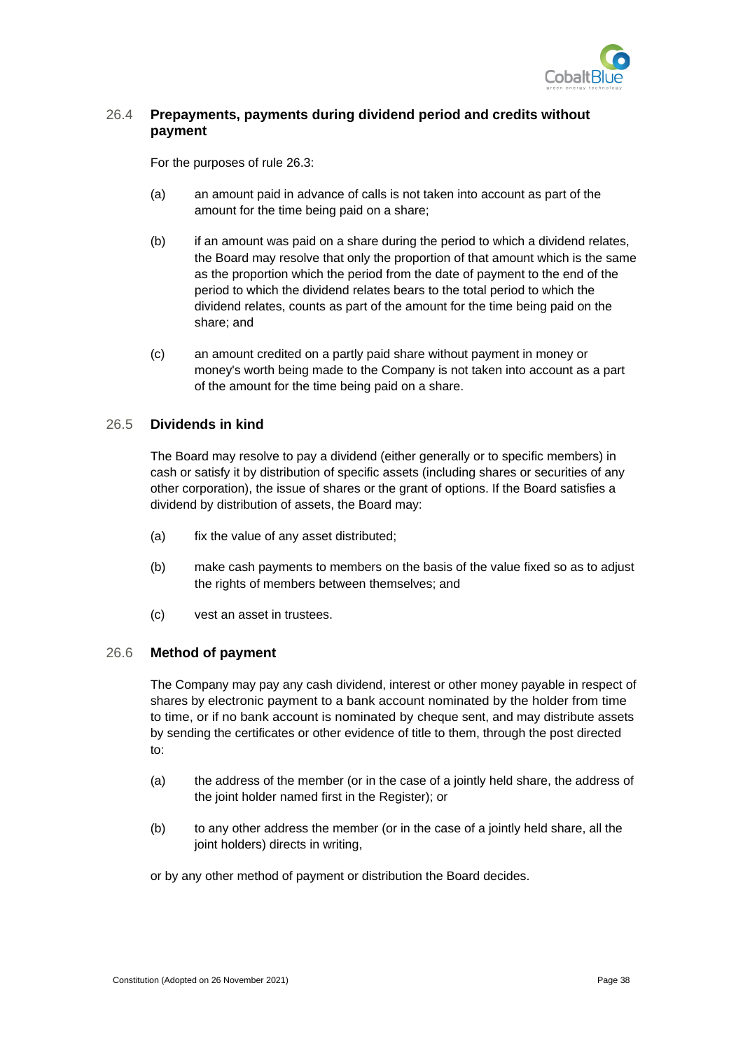### 26.4 Prepayments, payments during dividend period and credits without payment

For the purposes of rule 26.3:

(a) an amount paid in advance of calls is not taken into account as part of the amount for the time being paid on a share;

(b) if an amount was paid on a share during the period to which a dividend relates, the Board may resolve that only the proportion of that amount which is the same as the proportion which the period from the date of payment to the end of the period to which the dividend relates bears to the total period to which the dividend relates, counts as part of the amount for the time being paid on the share; and

(c) an amount credited on a partly paid share without payment in money or money's worth being made to the Company is not taken into account as a part of the amount for the time being paid on a share.

### 26.5 Dividends in kind

The Board may resolve to pay a dividend (either generally or to specific members) in cash or satisfy it by distribution of specific assets (including shares or securities of any other corporation), the issue of shares or the grant of options. If the Board satisfies a dividend by distribution of assets, the Board may:

(a) fix the value of any asset distributed;

(b) make cash payments to members on the basis of the value fixed so as to adjust the rights of members between themselves; and

(c) vest an asset in trustees.

### 26.6 Method of payment

The Company may pay any cash dividend, interest or other money payable in respect of shares by electronic payment to a bank account nominated by the holder from time to time, or if no bank account is nominated by cheque sent, and may distribute assets by sending the certificates or other evidence of title to them, through the post directed to:

(a) the address of the member (or in the case of a jointly held share, the address of the joint holder named first in the Register); or

(b) to any other address the member (or in the case of a jointly held share, all the joint holders) directs in writing,

or by any other method of payment or distribution the Board decides.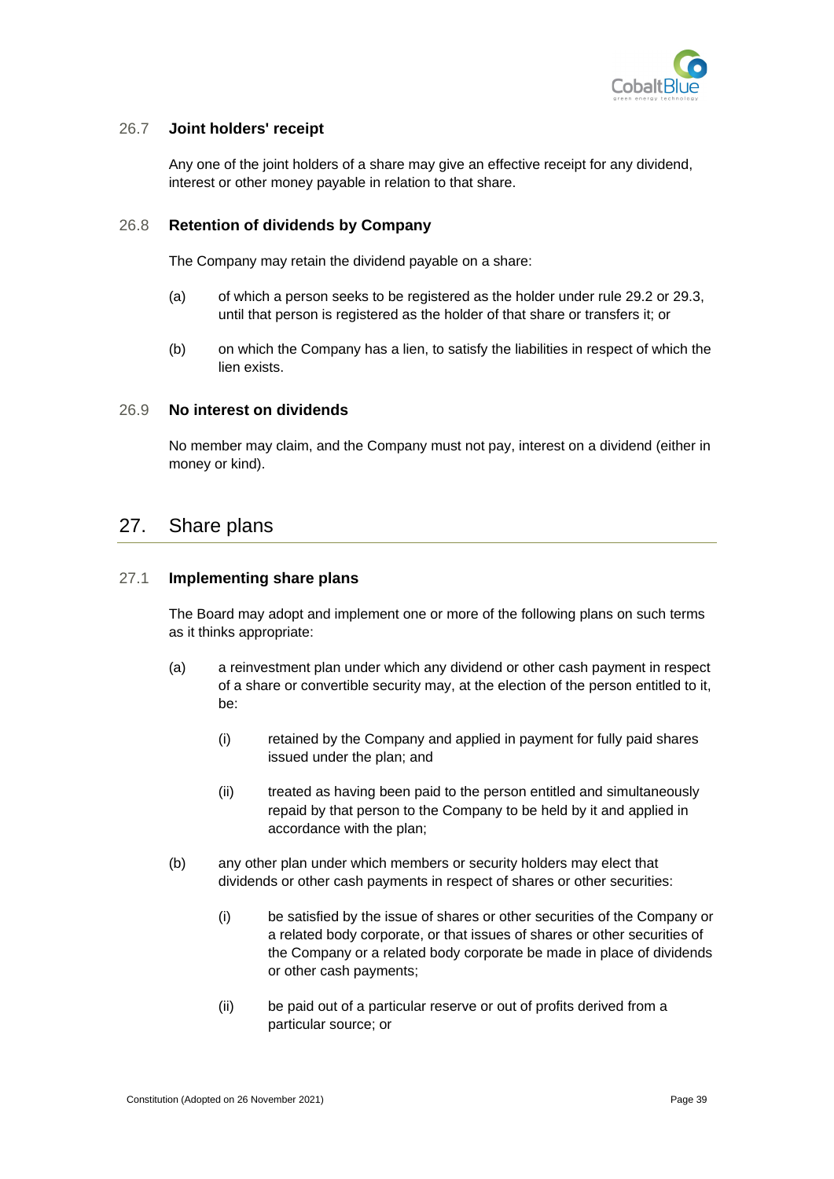### 26.7 Joint holders' receipt

Any one of the joint holders of a share may give an effective receipt for any dividend, interest or other money payable in relation to that share.

### 26.8 Retention of dividends by Company

The Company may retain the dividend payable on a share:

(a) of which a person seeks to be registered as the holder under rule 29.2 or 29.3, until that person is registered as the holder of that share or transfers it; or

(b) on which the Company has a lien, to satisfy the liabilities in respect of which the lien exists.

### 26.9 No interest on dividends

No member may claim, and the Company must not pay, interest on a dividend (either in money or kind).

## 27. Share plans

### 27.1 Implementing share plans

The Board may adopt and implement one or more of the following plans on such terms as it thinks appropriate:

(a) a reinvestment plan under which any dividend or other cash payment in respect of a share or convertible security may, at the election of the person entitled to it, be:

(i) retained by the Company and applied in payment for fully paid shares issued under the plan; and

(ii) treated as having been paid to the person entitled and simultaneously repaid by that person to the Company to be held by it and applied in accordance with the plan;

(b) any other plan under which members or security holders may elect that dividends or other cash payments in respect of shares or other securities:

(i) be satisfied by the issue of shares or other securities of the Company or a related body corporate, or that issues of shares or other securities of the Company or a related body corporate be made in place of dividends or other cash payments;

(ii) be paid out of a particular reserve or out of profits derived from a particular source; or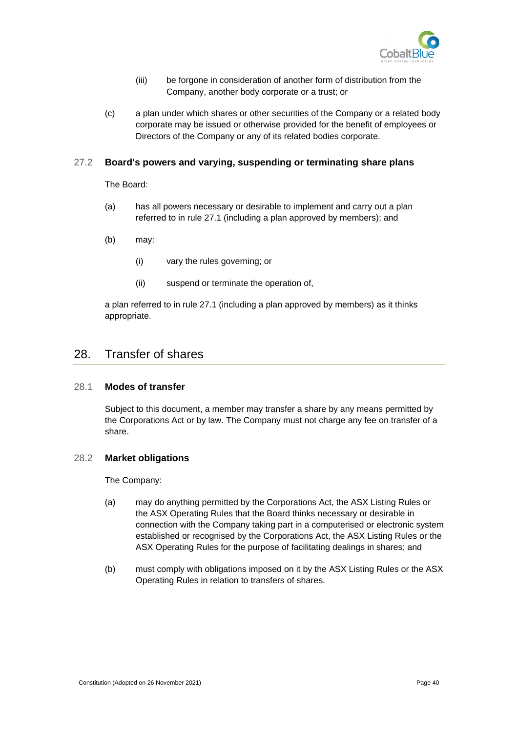(iii) be forgone in consideration of another form of distribution from the Company, another body corporate or a trust; or

(c) a plan under which shares or other securities of the Company or a related body corporate may be issued or otherwise provided for the benefit of employees or Directors of the Company or any of its related bodies corporate.

### 27.2 Board's powers and varying, suspending or terminating share plans

The Board:

(a) has all powers necessary or desirable to implement and carry out a plan referred to in rule 27.1 (including a plan approved by members); and

(b) may:

(i) vary the rules governing; or

(ii) suspend or terminate the operation of,

a plan referred to in rule 27.1 (including a plan approved by members) as it thinks appropriate.

## 28. Transfer of shares

### 28.1 Modes of transfer

Subject to this document, a member may transfer a share by any means permitted by the Corporations Act or by law. The Company must not charge any fee on transfer of a share.

### 28.2 Market obligations

The Company:

(a) may do anything permitted by the Corporations Act, the ASX Listing Rules or the ASX Operating Rules that the Board thinks necessary or desirable in connection with the Company taking part in a computerised or electronic system established or recognised by the Corporations Act, the ASX Listing Rules or the ASX Operating Rules for the purpose of facilitating dealings in shares; and

(b) must comply with obligations imposed on it by the ASX Listing Rules or the ASX Operating Rules in relation to transfers of shares.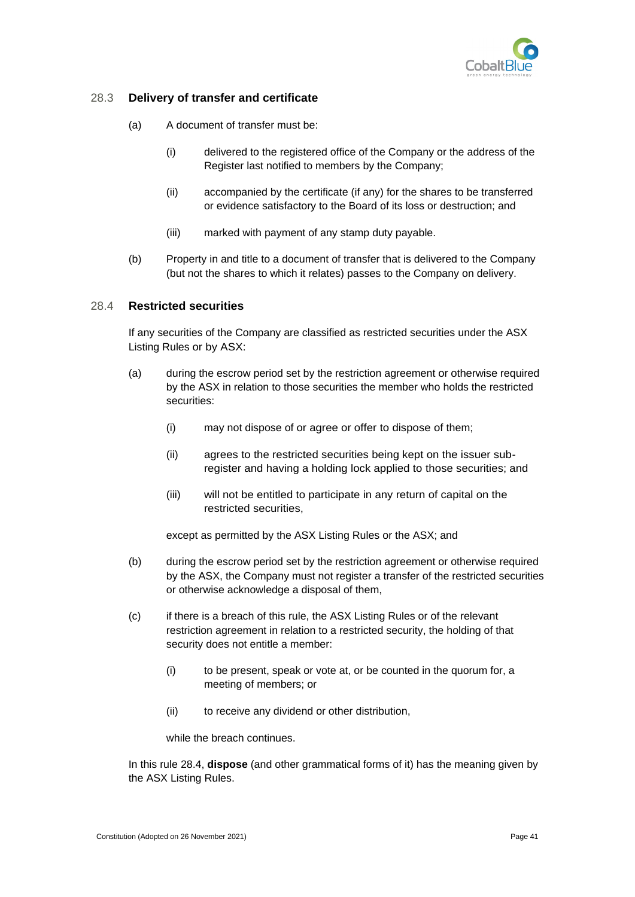### 28.3 Delivery of transfer and certificate

(a) A document of transfer must be:

   (i) delivered to the registered office of the Company or the address of the Register last notified to members by the Company;

   (ii) accompanied by the certificate (if any) for the shares to be transferred or evidence satisfactory to the Board of its loss or destruction; and

   (iii) marked with payment of any stamp duty payable.

(b) Property in and title to a document of transfer that is delivered to the Company (but not the shares to which it relates) passes to the Company on delivery.

### 28.4 Restricted securities

If any securities of the Company are classified as restricted securities under the ASX Listing Rules or by ASX:

(a) during the escrow period set by the restriction agreement or otherwise required by the ASX in relation to those securities the member who holds the restricted securities:

   (i) may not dispose of or agree or offer to dispose of them;

   (ii) agrees to the restricted securities being kept on the issuer sub-register and having a holding lock applied to those securities; and

   (iii) will not be entitled to participate in any return of capital on the restricted securities,

   except as permitted by the ASX Listing Rules or the ASX; and

(b) during the escrow period set by the restriction agreement or otherwise required by the ASX, the Company must not register a transfer of the restricted securities or otherwise acknowledge a disposal of them,

(c) if there is a breach of this rule, the ASX Listing Rules or of the relevant restriction agreement in relation to a restricted security, the holding of that security does not entitle a member:

   (i) to be present, speak or vote at, or be counted in the quorum for, a meeting of members; or

   (ii) to receive any dividend or other distribution,

   while the breach continues.

In this rule 28.4, **dispose** (and other grammatical forms of it) has the meaning given by the ASX Listing Rules.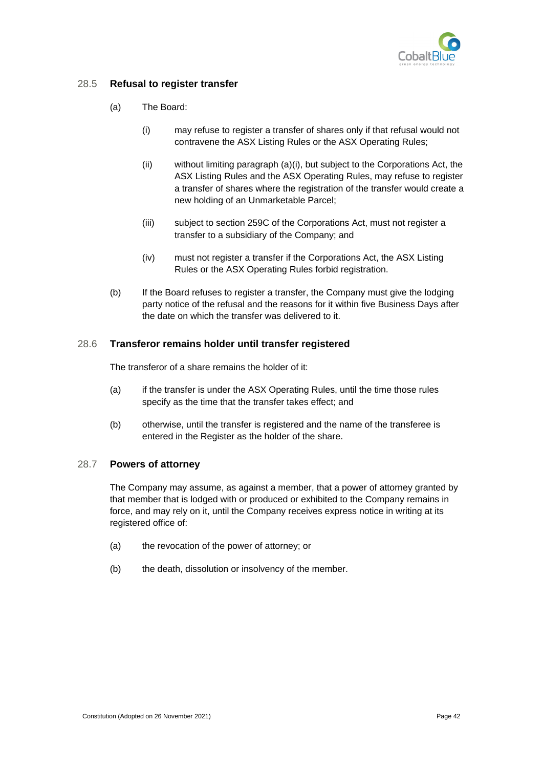### 28.5 Refusal to register transfer

(a) The Board:

(i) may refuse to register a transfer of shares only if that refusal would not contravene the ASX Listing Rules or the ASX Operating Rules;

(ii) without limiting paragraph (a)(i), but subject to the Corporations Act, the ASX Listing Rules and the ASX Operating Rules, may refuse to register a transfer of shares where the registration of the transfer would create a new holding of an Unmarketable Parcel;

(iii) subject to section 259C of the Corporations Act, must not register a transfer to a subsidiary of the Company; and

(iv) must not register a transfer if the Corporations Act, the ASX Listing Rules or the ASX Operating Rules forbid registration.

(b) If the Board refuses to register a transfer, the Company must give the lodging party notice of the refusal and the reasons for it within five Business Days after the date on which the transfer was delivered to it.

### 28.6 Transferor remains holder until transfer registered

The transferor of a share remains the holder of it:

(a) if the transfer is under the ASX Operating Rules, until the time those rules specify as the time that the transfer takes effect; and

(b) otherwise, until the transfer is registered and the name of the transferee is entered in the Register as the holder of the share.

### 28.7 Powers of attorney

The Company may assume, as against a member, that a power of attorney granted by that member that is lodged with or produced or exhibited to the Company remains in force, and may rely on it, until the Company receives express notice in writing at its registered office of:

(a) the revocation of the power of attorney; or

(b) the death, dissolution or insolvency of the member.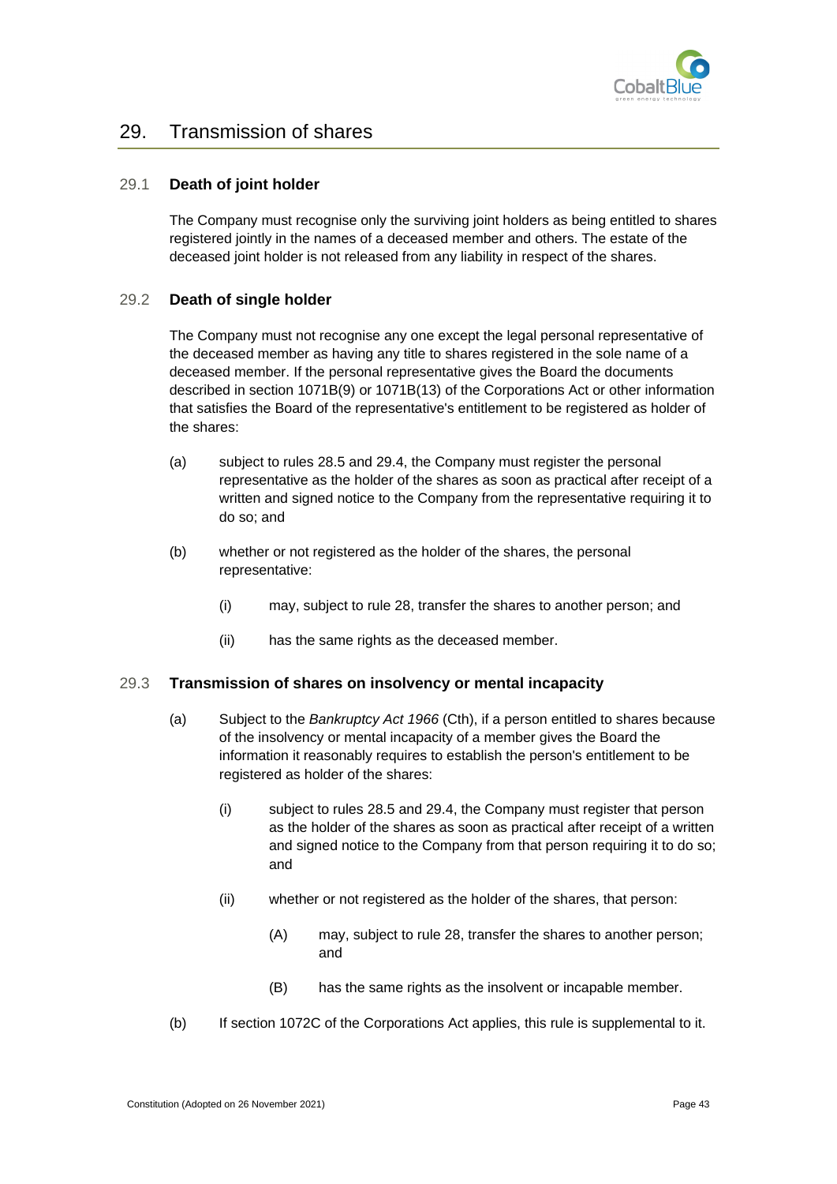## 29. Transmission of shares

### 29.1 Death of joint holder

The Company must recognise only the surviving joint holders as being entitled to shares registered jointly in the names of a deceased member and others. The estate of the deceased joint holder is not released from any liability in respect of the shares.

### 29.2 Death of single holder

The Company must not recognise any one except the legal personal representative of the deceased member as having any title to shares registered in the sole name of a deceased member. If the personal representative gives the Board the documents described in section 1071B(9) or 1071B(13) of the Corporations Act or other information that satisfies the Board of the representative's entitlement to be registered as holder of the shares:

(a) subject to rules 28.5 and 29.4, the Company must register the personal representative as the holder of the shares as soon as practical after receipt of a written and signed notice to the Company from the representative requiring it to do so; and

(b) whether or not registered as the holder of the shares, the personal representative:

  (i) may, subject to rule 28, transfer the shares to another person; and

  (ii) has the same rights as the deceased member.

### 29.3 Transmission of shares on insolvency or mental incapacity

(a) Subject to the *Bankruptcy Act 1966* (Cth), if a person entitled to shares because of the insolvency or mental incapacity of a member gives the Board the information it reasonably requires to establish the person's entitlement to be registered as holder of the shares:

  (i) subject to rules 28.5 and 29.4, the Company must register that person as the holder of the shares as soon as practical after receipt of a written and signed notice to the Company from that person requiring it to do so; and

  (ii) whether or not registered as the holder of the shares, that person:

    (A) may, subject to rule 28, transfer the shares to another person; and

    (B) has the same rights as the insolvent or incapable member.

(b) If section 1072C of the Corporations Act applies, this rule is supplemental to it.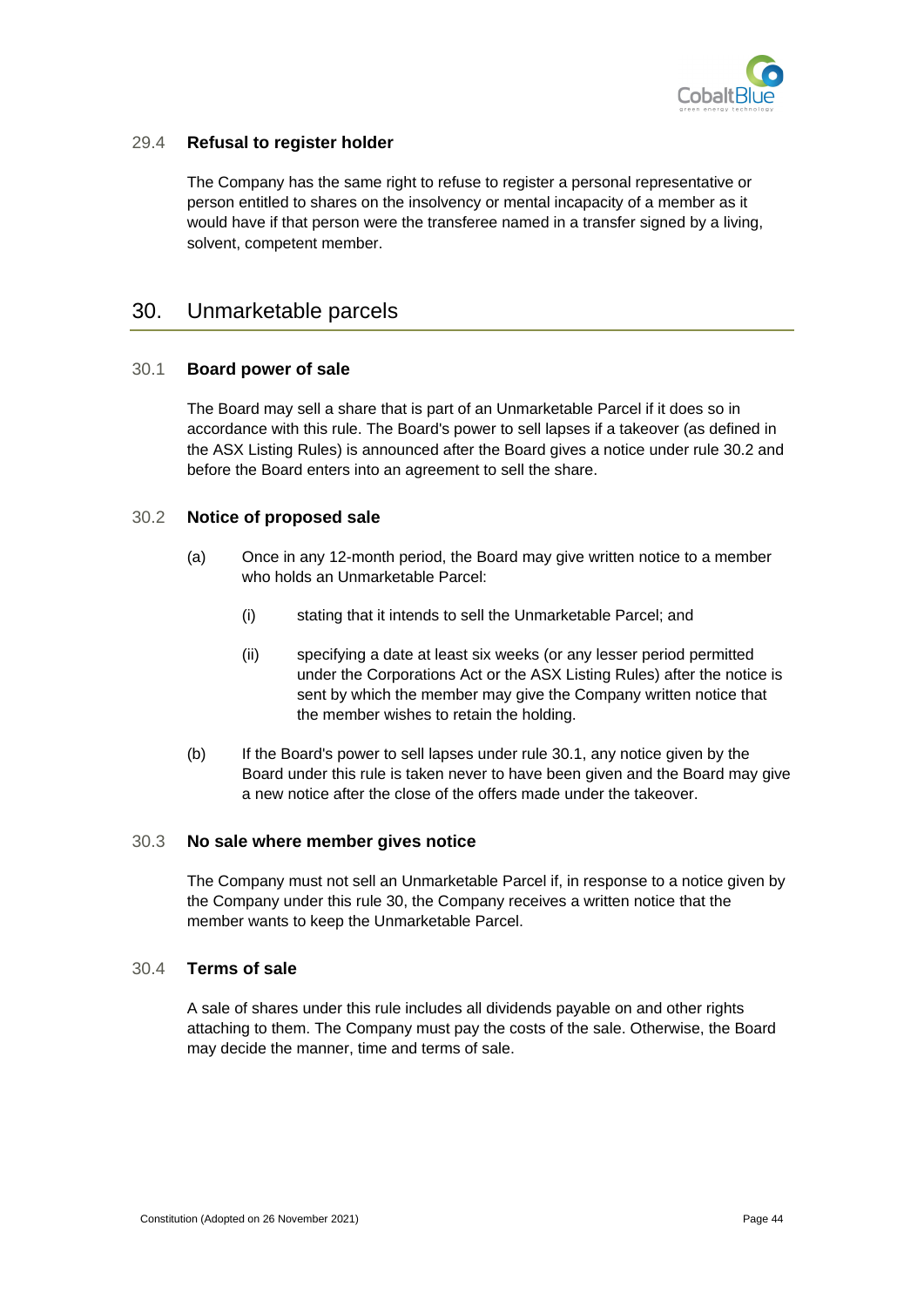### 29.4 Refusal to register holder

The Company has the same right to refuse to register a personal representative or person entitled to shares on the insolvency or mental incapacity of a member as it would have if that person were the transferee named in a transfer signed by a living, solvent, competent member.

## 30. Unmarketable parcels

### 30.1 Board power of sale

The Board may sell a share that is part of an Unmarketable Parcel if it does so in accordance with this rule. The Board's power to sell lapses if a takeover (as defined in the ASX Listing Rules) is announced after the Board gives a notice under rule 30.2 and before the Board enters into an agreement to sell the share.

### 30.2 Notice of proposed sale

(a) Once in any 12-month period, the Board may give written notice to a member who holds an Unmarketable Parcel:

(i) stating that it intends to sell the Unmarketable Parcel; and

(ii) specifying a date at least six weeks (or any lesser period permitted under the Corporations Act or the ASX Listing Rules) after the notice is sent by which the member may give the Company written notice that the member wishes to retain the holding.

(b) If the Board's power to sell lapses under rule 30.1, any notice given by the Board under this rule is taken never to have been given and the Board may give a new notice after the close of the offers made under the takeover.

### 30.3 No sale where member gives notice

The Company must not sell an Unmarketable Parcel if, in response to a notice given by the Company under this rule 30, the Company receives a written notice that the member wants to keep the Unmarketable Parcel.

### 30.4 Terms of sale

A sale of shares under this rule includes all dividends payable on and other rights attaching to them. The Company must pay the costs of the sale. Otherwise, the Board may decide the manner, time and terms of sale.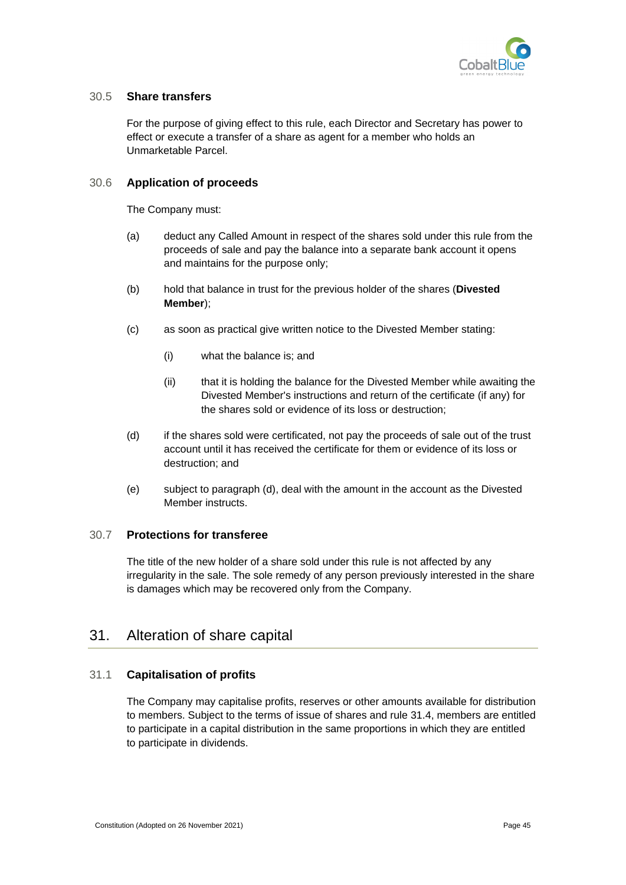### 30.5 Share transfers

For the purpose of giving effect to this rule, each Director and Secretary has power to effect or execute a transfer of a share as agent for a member who holds an Unmarketable Parcel.

### 30.6 Application of proceeds

The Company must:

(a) deduct any Called Amount in respect of the shares sold under this rule from the proceeds of sale and pay the balance into a separate bank account it opens and maintains for the purpose only;

(b) hold that balance in trust for the previous holder of the shares (**Divested Member**);

(c) as soon as practical give written notice to the Divested Member stating:

  (i) what the balance is; and

  (ii) that it is holding the balance for the Divested Member while awaiting the Divested Member's instructions and return of the certificate (if any) for the shares sold or evidence of its loss or destruction;

(d) if the shares sold were certificated, not pay the proceeds of sale out of the trust account until it has received the certificate for them or evidence of its loss or destruction; and

(e) subject to paragraph (d), deal with the amount in the account as the Divested Member instructs.

### 30.7 Protections for transferee

The title of the new holder of a share sold under this rule is not affected by any irregularity in the sale. The sole remedy of any person previously interested in the share is damages which may be recovered only from the Company.

## 31. Alteration of share capital

### 31.1 Capitalisation of profits

The Company may capitalise profits, reserves or other amounts available for distribution to members. Subject to the terms of issue of shares and rule 31.4, members are entitled to participate in a capital distribution in the same proportions in which they are entitled to participate in dividends.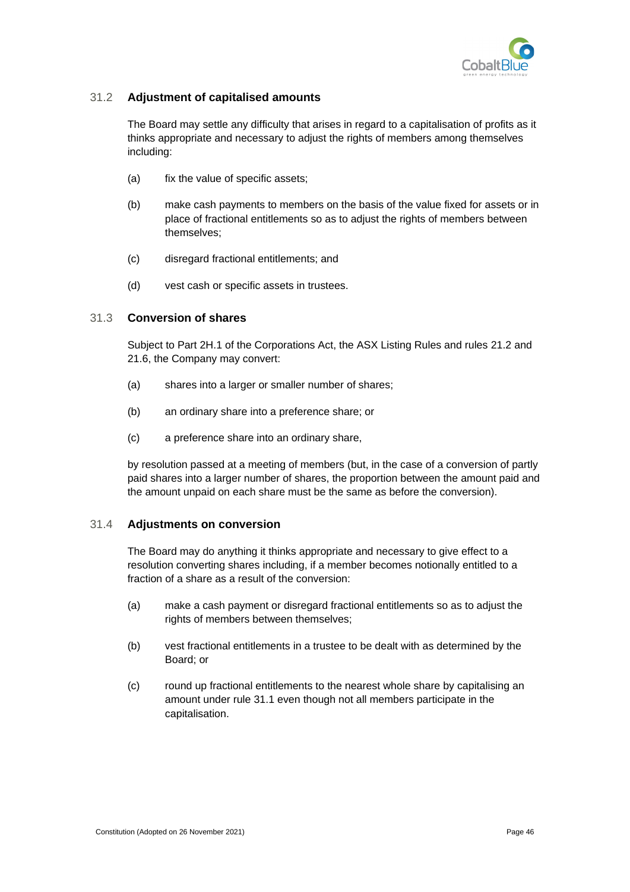### 31.2 Adjustment of capitalised amounts

The Board may settle any difficulty that arises in regard to a capitalisation of profits as it thinks appropriate and necessary to adjust the rights of members among themselves including:

(a) fix the value of specific assets;

(b) make cash payments to members on the basis of the value fixed for assets or in place of fractional entitlements so as to adjust the rights of members between themselves;

(c) disregard fractional entitlements; and

(d) vest cash or specific assets in trustees.

### 31.3 Conversion of shares

Subject to Part 2H.1 of the Corporations Act, the ASX Listing Rules and rules 21.2 and 21.6, the Company may convert:

(a) shares into a larger or smaller number of shares;

(b) an ordinary share into a preference share; or

(c) a preference share into an ordinary share,

by resolution passed at a meeting of members (but, in the case of a conversion of partly paid shares into a larger number of shares, the proportion between the amount paid and the amount unpaid on each share must be the same as before the conversion).

### 31.4 Adjustments on conversion

The Board may do anything it thinks appropriate and necessary to give effect to a resolution converting shares including, if a member becomes notionally entitled to a fraction of a share as a result of the conversion:

(a) make a cash payment or disregard fractional entitlements so as to adjust the rights of members between themselves;

(b) vest fractional entitlements in a trustee to be dealt with as determined by the Board; or

(c) round up fractional entitlements to the nearest whole share by capitalising an amount under rule 31.1 even though not all members participate in the capitalisation.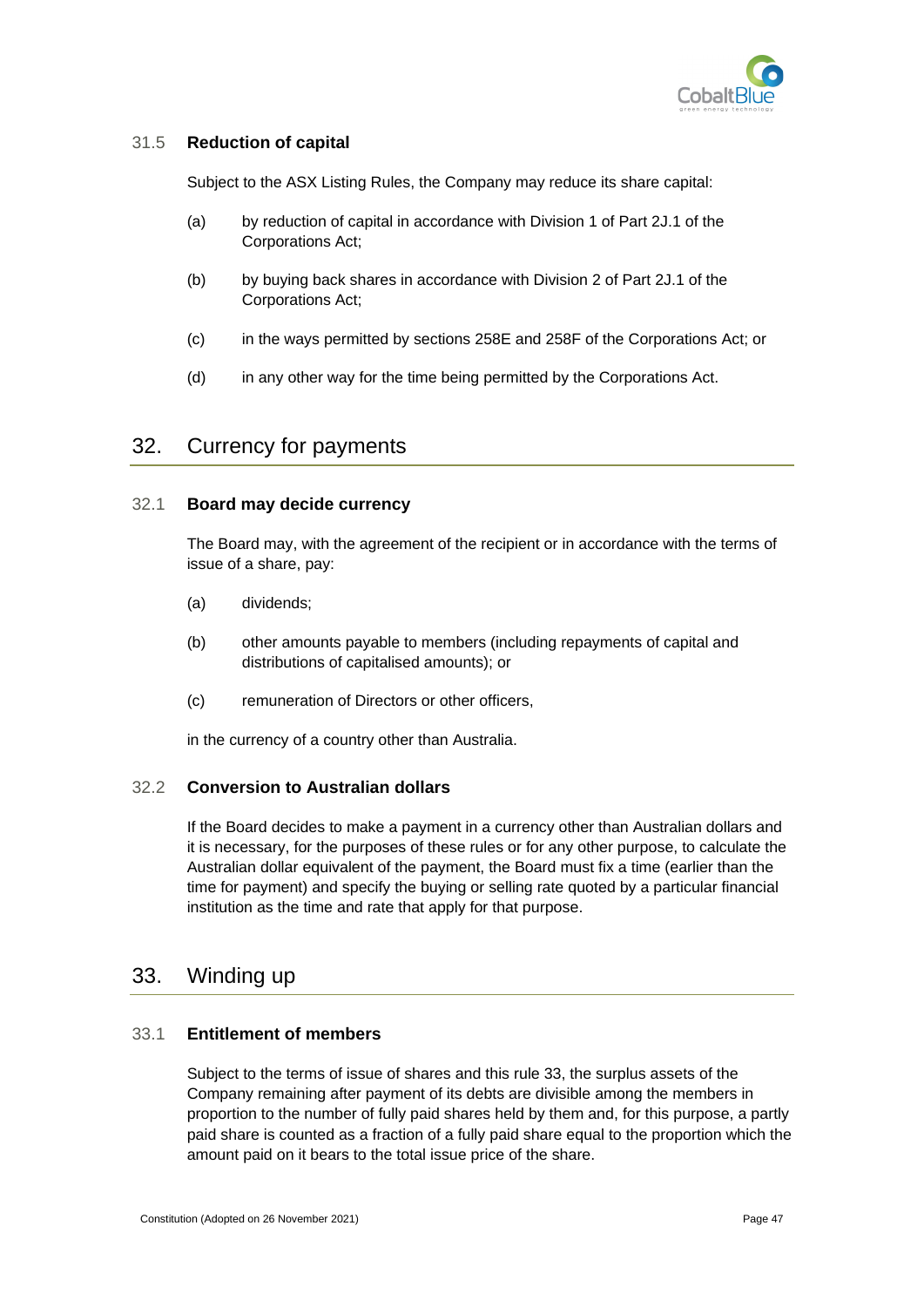### 31.5 Reduction of capital

Subject to the ASX Listing Rules, the Company may reduce its share capital:

(a) by reduction of capital in accordance with Division 1 of Part 2J.1 of the Corporations Act;

(b) by buying back shares in accordance with Division 2 of Part 2J.1 of the Corporations Act;

(c) in the ways permitted by sections 258E and 258F of the Corporations Act; or

(d) in any other way for the time being permitted by the Corporations Act.

## 32. Currency for payments

### 32.1 Board may decide currency

The Board may, with the agreement of the recipient or in accordance with the terms of issue of a share, pay:

(a) dividends;

(b) other amounts payable to members (including repayments of capital and distributions of capitalised amounts); or

(c) remuneration of Directors or other officers,

in the currency of a country other than Australia.

### 32.2 Conversion to Australian dollars

If the Board decides to make a payment in a currency other than Australian dollars and it is necessary, for the purposes of these rules or for any other purpose, to calculate the Australian dollar equivalent of the payment, the Board must fix a time (earlier than the time for payment) and specify the buying or selling rate quoted by a particular financial institution as the time and rate that apply for that purpose.

## 33. Winding up

### 33.1 Entitlement of members

Subject to the terms of issue of shares and this rule 33, the surplus assets of the Company remaining after payment of its debts are divisible among the members in proportion to the number of fully paid shares held by them and, for this purpose, a partly paid share is counted as a fraction of a fully paid share equal to the proportion which the amount paid on it bears to the total issue price of the share.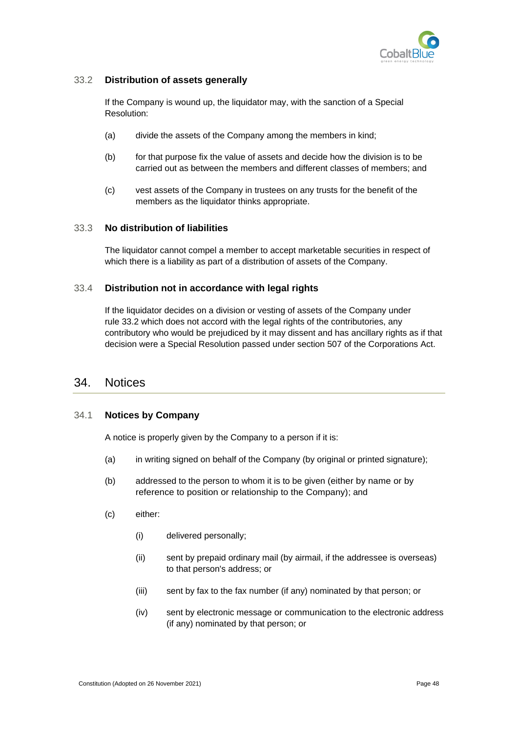### 33.2 Distribution of assets generally

If the Company is wound up, the liquidator may, with the sanction of a Special Resolution:

(a) divide the assets of the Company among the members in kind;

(b) for that purpose fix the value of assets and decide how the division is to be carried out as between the members and different classes of members; and

(c) vest assets of the Company in trustees on any trusts for the benefit of the members as the liquidator thinks appropriate.

### 33.3 No distribution of liabilities

The liquidator cannot compel a member to accept marketable securities in respect of which there is a liability as part of a distribution of assets of the Company.

### 33.4 Distribution not in accordance with legal rights

If the liquidator decides on a division or vesting of assets of the Company under rule 33.2 which does not accord with the legal rights of the contributories, any contributory who would be prejudiced by it may dissent and has ancillary rights as if that decision were a Special Resolution passed under section 507 of the Corporations Act.

## 34. Notices

### 34.1 Notices by Company

A notice is properly given by the Company to a person if it is:

(a) in writing signed on behalf of the Company (by original or printed signature);

(b) addressed to the person to whom it is to be given (either by name or by reference to position or relationship to the Company); and

(c) either:

   (i) delivered personally;

   (ii) sent by prepaid ordinary mail (by airmail, if the addressee is overseas) to that person's address; or

   (iii) sent by fax to the fax number (if any) nominated by that person; or

   (iv) sent by electronic message or communication to the electronic address (if any) nominated by that person; or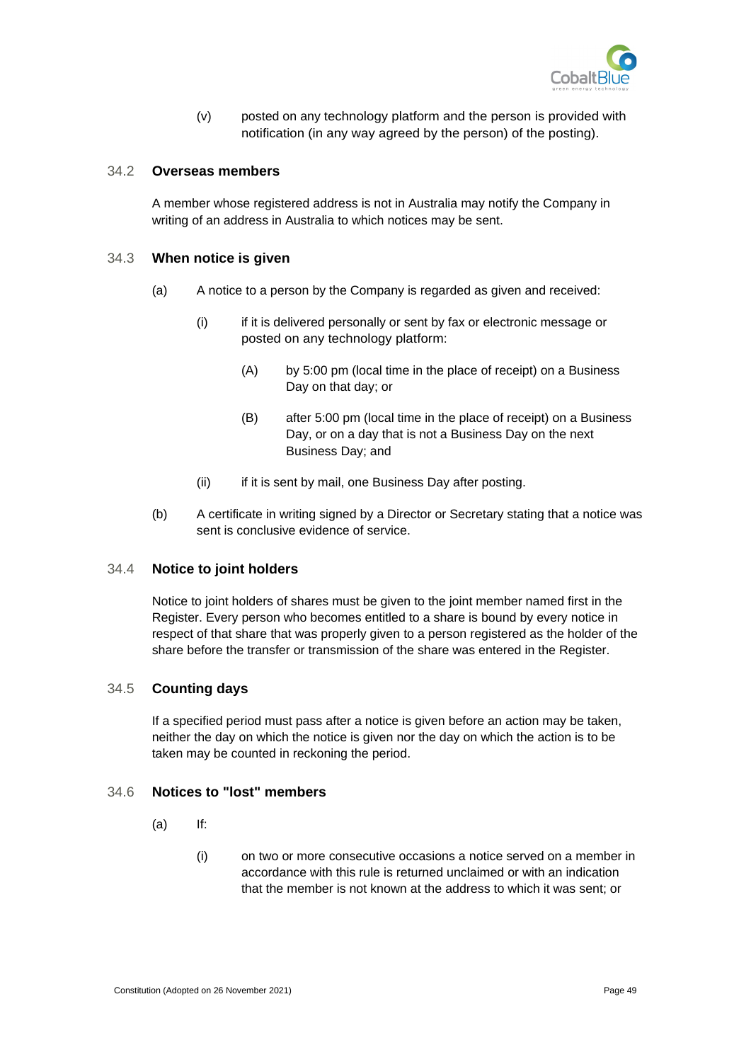(v) posted on any technology platform and the person is provided with notification (in any way agreed by the person) of the posting).

### 34.2 Overseas members

A member whose registered address is not in Australia may notify the Company in writing of an address in Australia to which notices may be sent.

### 34.3 When notice is given

(a) A notice to a person by the Company is regarded as given and received:

(i) if it is delivered personally or sent by fax or electronic message or posted on any technology platform:

(A) by 5:00 pm (local time in the place of receipt) on a Business Day on that day; or

(B) after 5:00 pm (local time in the place of receipt) on a Business Day, or on a day that is not a Business Day on the next Business Day; and

(ii) if it is sent by mail, one Business Day after posting.

(b) A certificate in writing signed by a Director or Secretary stating that a notice was sent is conclusive evidence of service.

### 34.4 Notice to joint holders

Notice to joint holders of shares must be given to the joint member named first in the Register. Every person who becomes entitled to a share is bound by every notice in respect of that share that was properly given to a person registered as the holder of the share before the transfer or transmission of the share was entered in the Register.

### 34.5 Counting days

If a specified period must pass after a notice is given before an action may be taken, neither the day on which the notice is given nor the day on which the action is to be taken may be counted in reckoning the period.

### 34.6 Notices to "lost" members

(a) If:

(i) on two or more consecutive occasions a notice served on a member in accordance with this rule is returned unclaimed or with an indication that the member is not known at the address to which it was sent; or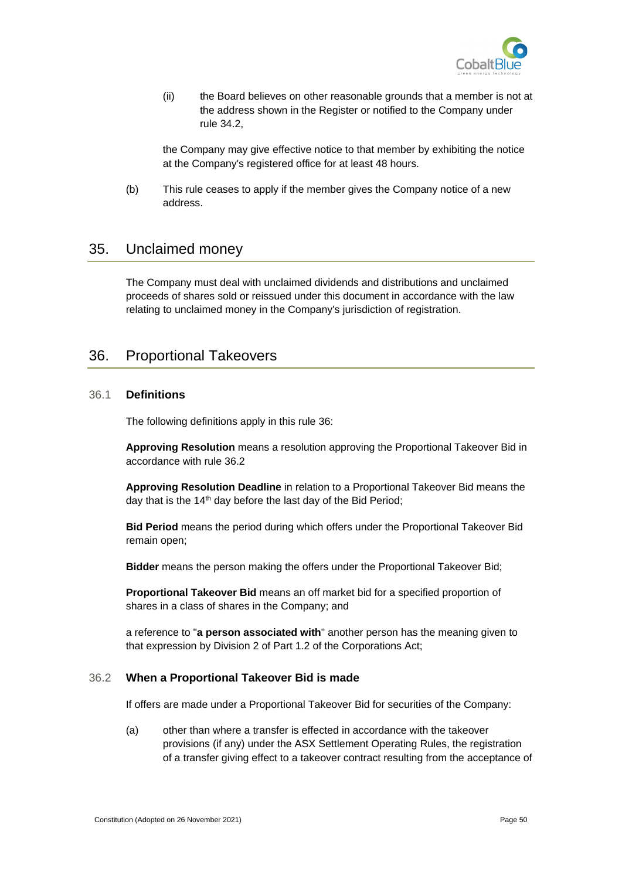(ii) the Board believes on other reasonable grounds that a member is not at the address shown in the Register or notified to the Company under rule 34.2,

the Company may give effective notice to that member by exhibiting the notice at the Company's registered office for at least 48 hours.

(b) This rule ceases to apply if the member gives the Company notice of a new address.

## 35. Unclaimed money

The Company must deal with unclaimed dividends and distributions and unclaimed proceeds of shares sold or reissued under this document in accordance with the law relating to unclaimed money in the Company's jurisdiction of registration.

## 36. Proportional Takeovers

### 36.1 Definitions

The following definitions apply in this rule 36:

**Approving Resolution** means a resolution approving the Proportional Takeover Bid in accordance with rule 36.2

**Approving Resolution Deadline** in relation to a Proportional Takeover Bid means the day that is the 14th day before the last day of the Bid Period;

**Bid Period** means the period during which offers under the Proportional Takeover Bid remain open;

**Bidder** means the person making the offers under the Proportional Takeover Bid;

**Proportional Takeover Bid** means an off market bid for a specified proportion of shares in a class of shares in the Company; and

a reference to "**a person associated with**" another person has the meaning given to that expression by Division 2 of Part 1.2 of the Corporations Act;

### 36.2 When a Proportional Takeover Bid is made

If offers are made under a Proportional Takeover Bid for securities of the Company:

(a) other than where a transfer is effected in accordance with the takeover provisions (if any) under the ASX Settlement Operating Rules, the registration of a transfer giving effect to a takeover contract resulting from the acceptance of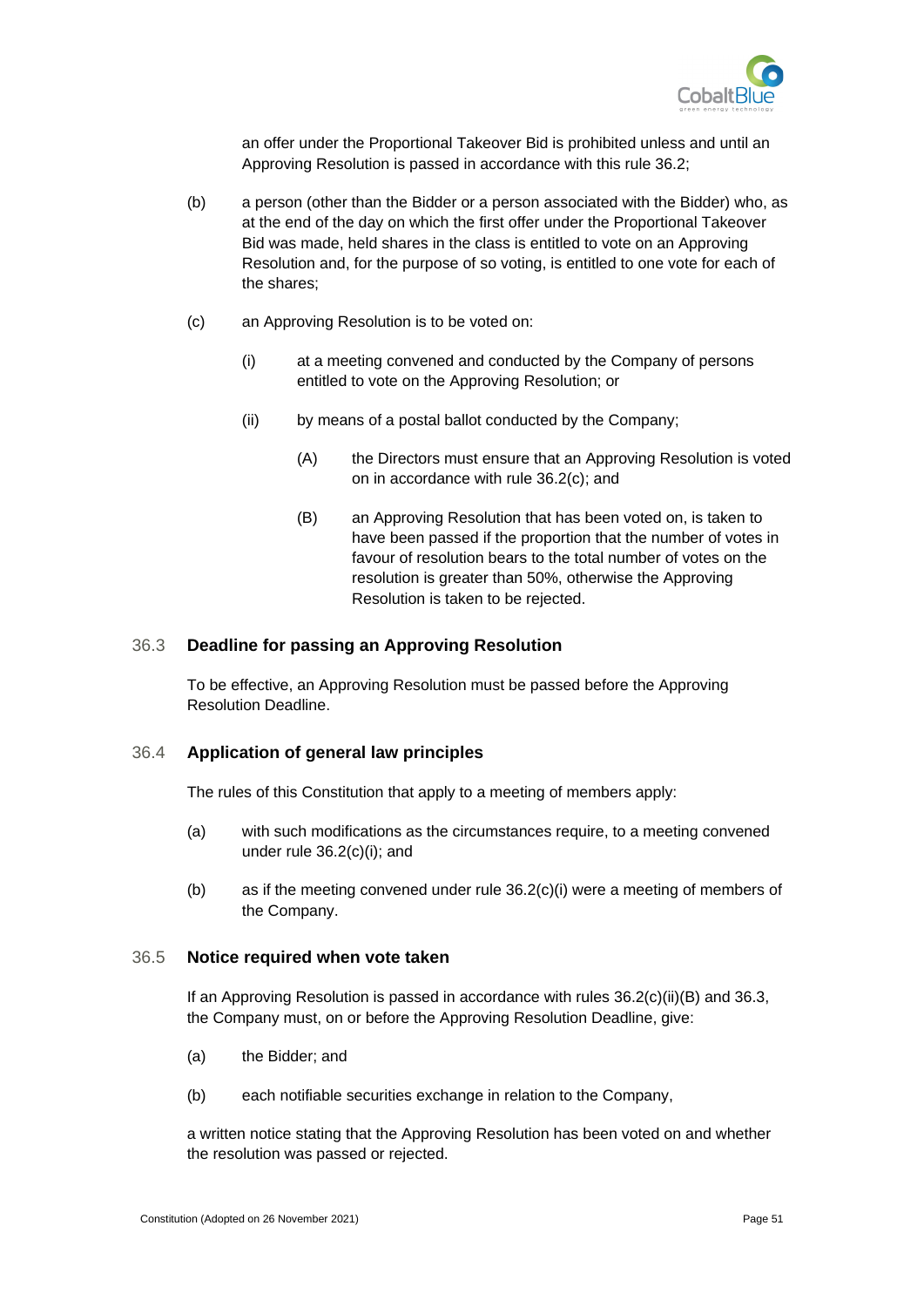an offer under the Proportional Takeover Bid is prohibited unless and until an Approving Resolution is passed in accordance with this rule 36.2;

(b) a person (other than the Bidder or a person associated with the Bidder) who, as at the end of the day on which the first offer under the Proportional Takeover Bid was made, held shares in the class is entitled to vote on an Approving Resolution and, for the purpose of so voting, is entitled to one vote for each of the shares;

(c) an Approving Resolution is to be voted on:

(i) at a meeting convened and conducted by the Company of persons entitled to vote on the Approving Resolution; or

(ii) by means of a postal ballot conducted by the Company;

(A) the Directors must ensure that an Approving Resolution is voted on in accordance with rule 36.2(c); and

(B) an Approving Resolution that has been voted on, is taken to have been passed if the proportion that the number of votes in favour of resolution bears to the total number of votes on the resolution is greater than 50%, otherwise the Approving Resolution is taken to be rejected.

### 36.3 Deadline for passing an Approving Resolution

To be effective, an Approving Resolution must be passed before the Approving Resolution Deadline.

### 36.4 Application of general law principles

The rules of this Constitution that apply to a meeting of members apply:

(a) with such modifications as the circumstances require, to a meeting convened under rule 36.2(c)(i); and

(b) as if the meeting convened under rule 36.2(c)(i) were a meeting of members of the Company.

### 36.5 Notice required when vote taken

If an Approving Resolution is passed in accordance with rules 36.2(c)(ii)(B) and 36.3, the Company must, on or before the Approving Resolution Deadline, give:

(a) the Bidder; and

(b) each notifiable securities exchange in relation to the Company,

a written notice stating that the Approving Resolution has been voted on and whether the resolution was passed or rejected.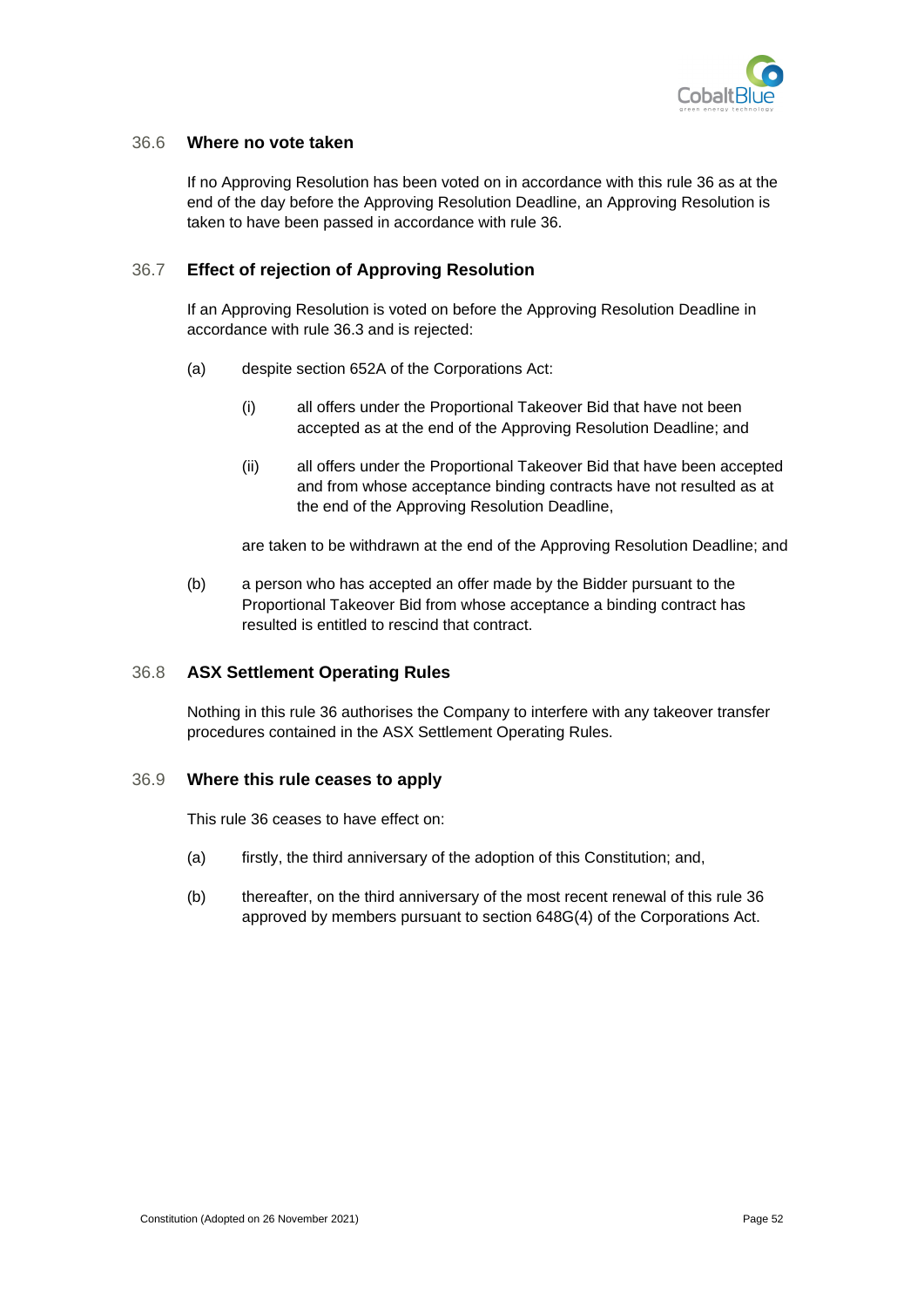### 36.6 Where no vote taken

If no Approving Resolution has been voted on in accordance with this rule 36 as at the end of the day before the Approving Resolution Deadline, an Approving Resolution is taken to have been passed in accordance with rule 36.

### 36.7 Effect of rejection of Approving Resolution

If an Approving Resolution is voted on before the Approving Resolution Deadline in accordance with rule 36.3 and is rejected:

(a) despite section 652A of the Corporations Act:

  (i) all offers under the Proportional Takeover Bid that have not been accepted as at the end of the Approving Resolution Deadline; and

  (ii) all offers under the Proportional Takeover Bid that have been accepted and from whose acceptance binding contracts have not resulted as at the end of the Approving Resolution Deadline,

  are taken to be withdrawn at the end of the Approving Resolution Deadline; and

(b) a person who has accepted an offer made by the Bidder pursuant to the Proportional Takeover Bid from whose acceptance a binding contract has resulted is entitled to rescind that contract.

### 36.8 ASX Settlement Operating Rules

Nothing in this rule 36 authorises the Company to interfere with any takeover transfer procedures contained in the ASX Settlement Operating Rules.

### 36.9 Where this rule ceases to apply

This rule 36 ceases to have effect on:

(a) firstly, the third anniversary of the adoption of this Constitution; and,

(b) thereafter, on the third anniversary of the most recent renewal of this rule 36 approved by members pursuant to section 648G(4) of the Corporations Act.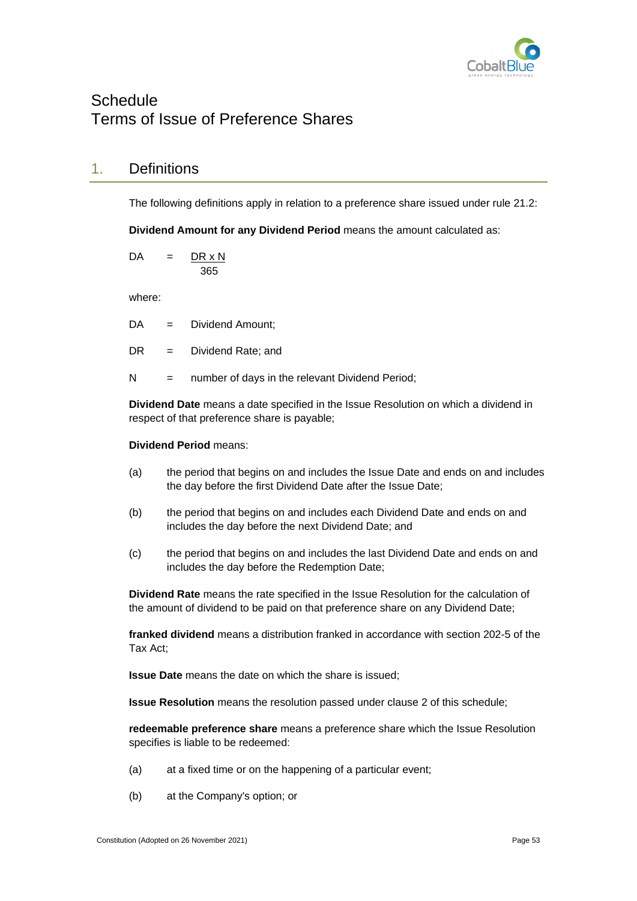# Schedule
# Terms of Issue of Preference Shares

## 1. Definitions

The following definitions apply in relation to a preference share issued under rule 21.2:

**Dividend Amount for any Dividend Period** means the amount calculated as:

$$DA = \frac{DR \times N}{365}$$

where:

DA = Dividend Amount;

DR = Dividend Rate; and

N = number of days in the relevant Dividend Period;

**Dividend Date** means a date specified in the Issue Resolution on which a dividend in respect of that preference share is payable;

**Dividend Period** means:

(a) the period that begins on and includes the Issue Date and ends on and includes the day before the first Dividend Date after the Issue Date;

(b) the period that begins on and includes each Dividend Date and ends on and includes the day before the next Dividend Date; and

(c) the period that begins on and includes the last Dividend Date and ends on and includes the day before the Redemption Date;

**Dividend Rate** means the rate specified in the Issue Resolution for the calculation of the amount of dividend to be paid on that preference share on any Dividend Date;

**franked dividend** means a distribution franked in accordance with section 202-5 of the Tax Act;

**Issue Date** means the date on which the share is issued;

**Issue Resolution** means the resolution passed under clause 2 of this schedule;

**redeemable preference share** means a preference share which the Issue Resolution specifies is liable to be redeemed:

(a) at a fixed time or on the happening of a particular event;

(b) at the Company's option; or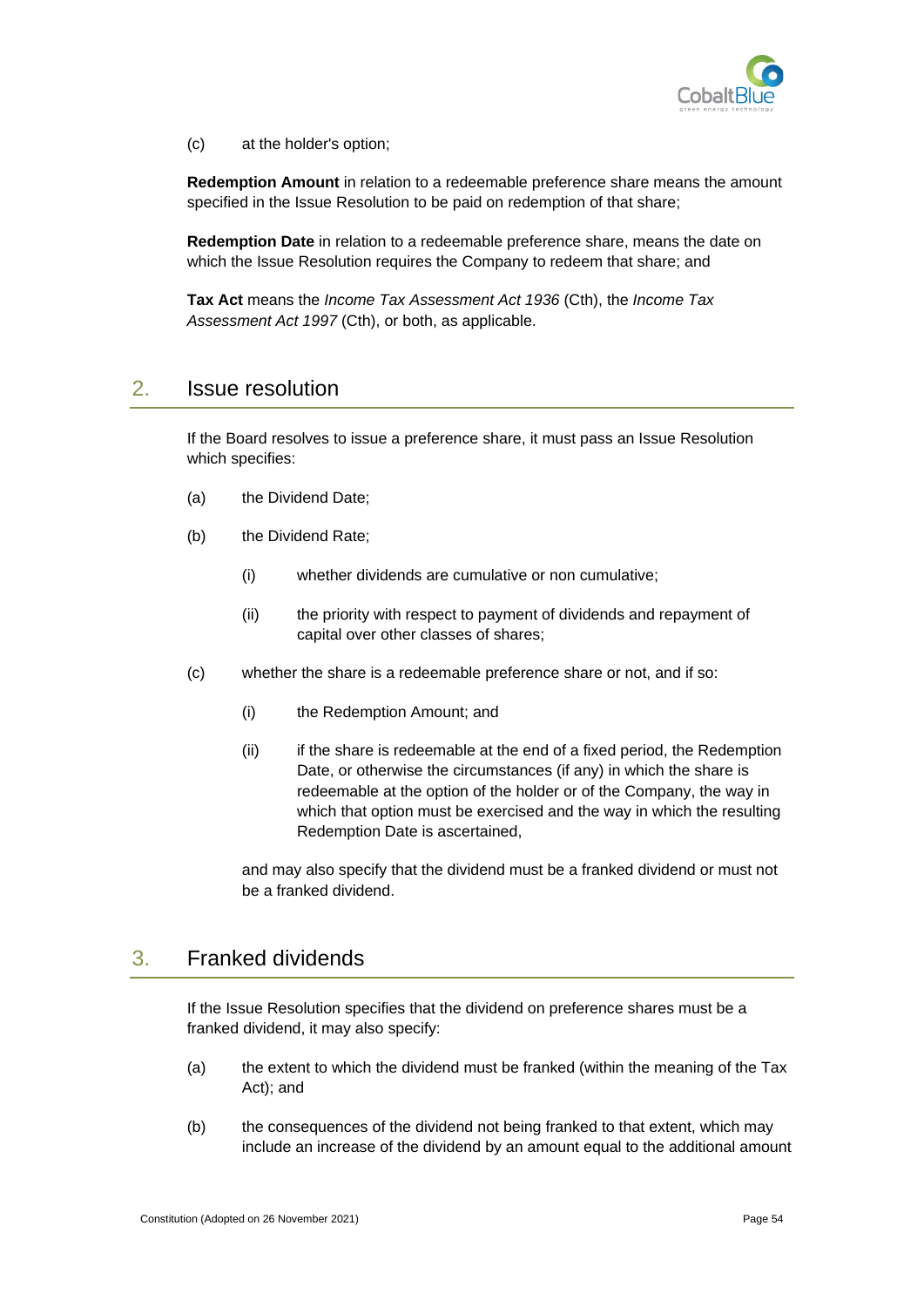(c) at the holder's option;

**Redemption Amount** in relation to a redeemable preference share means the amount specified in the Issue Resolution to be paid on redemption of that share;

**Redemption Date** in relation to a redeemable preference share, means the date on which the Issue Resolution requires the Company to redeem that share; and

**Tax Act** means the *Income Tax Assessment Act 1936* (Cth), the *Income Tax Assessment Act 1997* (Cth), or both, as applicable.

## 2. Issue resolution

If the Board resolves to issue a preference share, it must pass an Issue Resolution which specifies:

(a) the Dividend Date;

(b) the Dividend Rate;

(i) whether dividends are cumulative or non cumulative;

(ii) the priority with respect to payment of dividends and repayment of capital over other classes of shares;

(c) whether the share is a redeemable preference share or not, and if so:

(i) the Redemption Amount; and

(ii) if the share is redeemable at the end of a fixed period, the Redemption Date, or otherwise the circumstances (if any) in which the share is redeemable at the option of the holder or of the Company, the way in which that option must be exercised and the way in which the resulting Redemption Date is ascertained,

and may also specify that the dividend must be a franked dividend or must not be a franked dividend.

## 3. Franked dividends

If the Issue Resolution specifies that the dividend on preference shares must be a franked dividend, it may also specify:

(a) the extent to which the dividend must be franked (within the meaning of the Tax Act); and

(b) the consequences of the dividend not being franked to that extent, which may include an increase of the dividend by an amount equal to the additional amount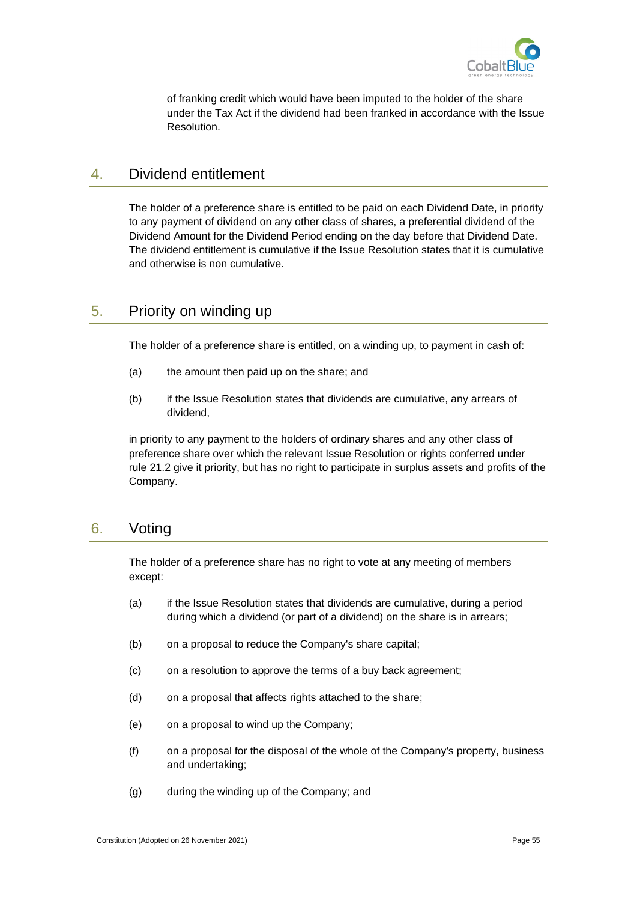of franking credit which would have been imputed to the holder of the share under the Tax Act if the dividend had been franked in accordance with the Issue Resolution.

## 4. Dividend entitlement

The holder of a preference share is entitled to be paid on each Dividend Date, in priority to any payment of dividend on any other class of shares, a preferential dividend of the Dividend Amount for the Dividend Period ending on the day before that Dividend Date. The dividend entitlement is cumulative if the Issue Resolution states that it is cumulative and otherwise is non cumulative.

## 5. Priority on winding up

The holder of a preference share is entitled, on a winding up, to payment in cash of:

(a) the amount then paid up on the share; and

(b) if the Issue Resolution states that dividends are cumulative, any arrears of dividend,

in priority to any payment to the holders of ordinary shares and any other class of preference share over which the relevant Issue Resolution or rights conferred under rule 21.2 give it priority, but has no right to participate in surplus assets and profits of the Company.

## 6. Voting

The holder of a preference share has no right to vote at any meeting of members except:

(a) if the Issue Resolution states that dividends are cumulative, during a period during which a dividend (or part of a dividend) on the share is in arrears;

(b) on a proposal to reduce the Company's share capital;

(c) on a resolution to approve the terms of a buy back agreement;

(d) on a proposal that affects rights attached to the share;

(e) on a proposal to wind up the Company;

(f) on a proposal for the disposal of the whole of the Company's property, business and undertaking;

(g) during the winding up of the Company; and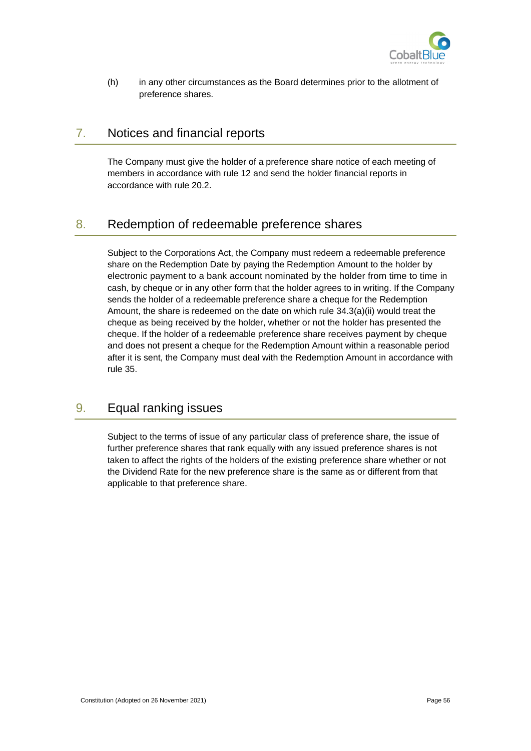(h) in any other circumstances as the Board determines prior to the allotment of preference shares.

## 7. Notices and financial reports

The Company must give the holder of a preference share notice of each meeting of members in accordance with rule 12 and send the holder financial reports in accordance with rule 20.2.

## 8. Redemption of redeemable preference shares

Subject to the Corporations Act, the Company must redeem a redeemable preference share on the Redemption Date by paying the Redemption Amount to the holder by electronic payment to a bank account nominated by the holder from time to time in cash, by cheque or in any other form that the holder agrees to in writing. If the Company sends the holder of a redeemable preference share a cheque for the Redemption Amount, the share is redeemed on the date on which rule 34.3(a)(ii) would treat the cheque as being received by the holder, whether or not the holder has presented the cheque. If the holder of a redeemable preference share receives payment by cheque and does not present a cheque for the Redemption Amount within a reasonable period after it is sent, the Company must deal with the Redemption Amount in accordance with rule 35.

## 9. Equal ranking issues

Subject to the terms of issue of any particular class of preference share, the issue of further preference shares that rank equally with any issued preference shares is not taken to affect the rights of the holders of the existing preference share whether or not the Dividend Rate for the new preference share is the same as or different from that applicable to that preference share.